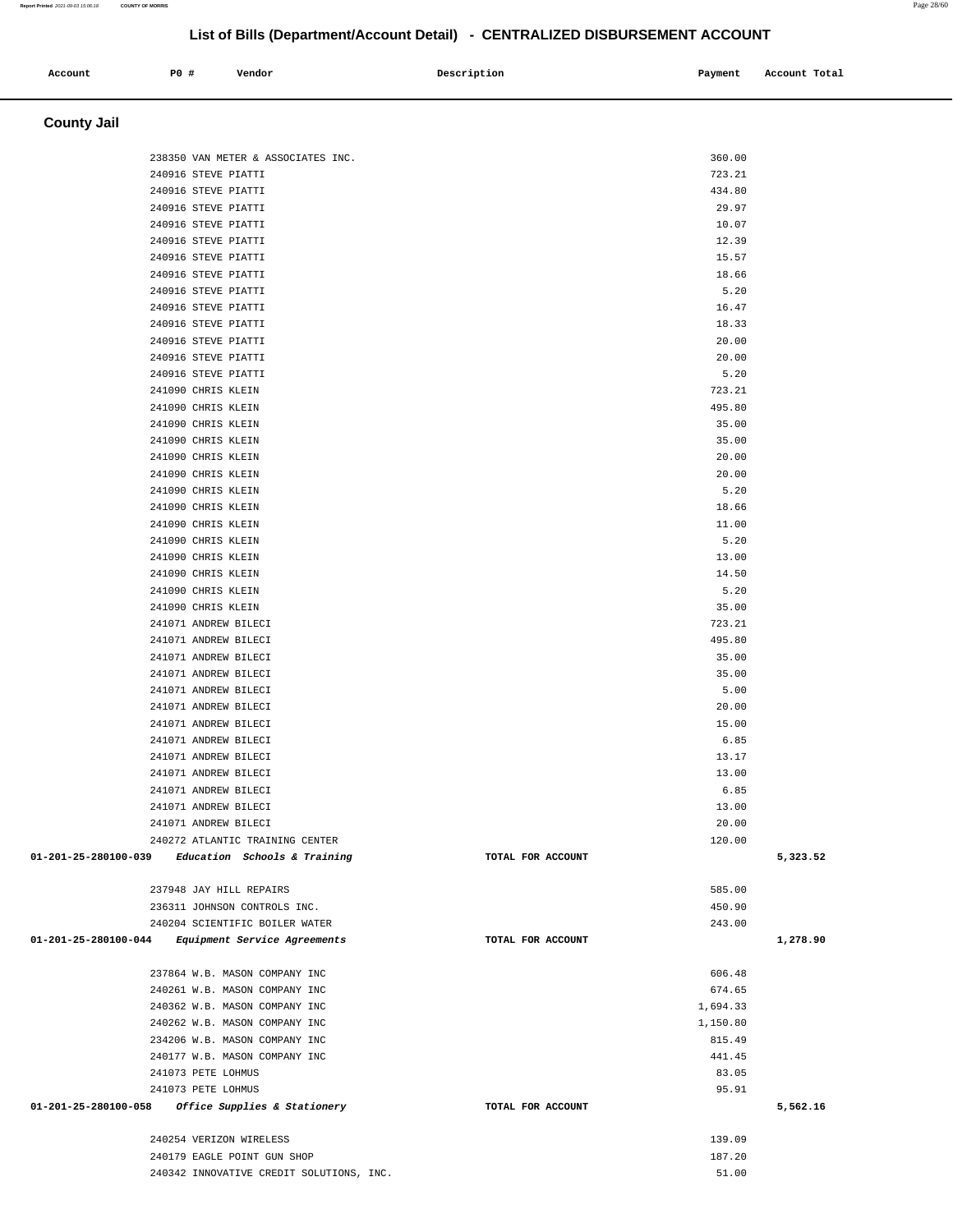## List of Bills (Department/Account Detail) - CENTRALIZED DISBURSEMENT ACCOUNT

| Account | PO # | Vendor | Description | Payment | Account Total |
|---|---|---|---|---|---|

### County Jail

| Account | PO # | Vendor | Description | Payment | Account Total |
|---|---|---|---|---|---|
| | 238350 | VAN METER & ASSOCIATES INC. | | 360.00 | |
| | 240916 | STEVE PIATTI | | 723.21 | |
| | 240916 | STEVE PIATTI | | 434.80 | |
| | 240916 | STEVE PIATTI | | 29.97 | |
| | 240916 | STEVE PIATTI | | 10.07 | |
| | 240916 | STEVE PIATTI | | 12.39 | |
| | 240916 | STEVE PIATTI | | 15.57 | |
| | 240916 | STEVE PIATTI | | 18.66 | |
| | 240916 | STEVE PIATTI | | 5.20 | |
| | 240916 | STEVE PIATTI | | 16.47 | |
| | 240916 | STEVE PIATTI | | 18.33 | |
| | 240916 | STEVE PIATTI | | 20.00 | |
| | 240916 | STEVE PIATTI | | 20.00 | |
| | 240916 | STEVE PIATTI | | 5.20 | |
| | 241090 | CHRIS KLEIN | | 723.21 | |
| | 241090 | CHRIS KLEIN | | 495.80 | |
| | 241090 | CHRIS KLEIN | | 35.00 | |
| | 241090 | CHRIS KLEIN | | 35.00 | |
| | 241090 | CHRIS KLEIN | | 20.00 | |
| | 241090 | CHRIS KLEIN | | 20.00 | |
| | 241090 | CHRIS KLEIN | | 5.20 | |
| | 241090 | CHRIS KLEIN | | 18.66 | |
| | 241090 | CHRIS KLEIN | | 11.00 | |
| | 241090 | CHRIS KLEIN | | 5.20 | |
| | 241090 | CHRIS KLEIN | | 13.00 | |
| | 241090 | CHRIS KLEIN | | 14.50 | |
| | 241090 | CHRIS KLEIN | | 5.20 | |
| | 241090 | CHRIS KLEIN | | 35.00 | |
| | 241071 | ANDREW BILECI | | 723.21 | |
| | 241071 | ANDREW BILECI | | 495.80 | |
| | 241071 | ANDREW BILECI | | 35.00 | |
| | 241071 | ANDREW BILECI | | 35.00 | |
| | 241071 | ANDREW BILECI | | 5.00 | |
| | 241071 | ANDREW BILECI | | 20.00 | |
| | 241071 | ANDREW BILECI | | 15.00 | |
| | 241071 | ANDREW BILECI | | 6.85 | |
| | 241071 | ANDREW BILECI | | 13.17 | |
| | 241071 | ANDREW BILECI | | 13.00 | |
| | 241071 | ANDREW BILECI | | 6.85 | |
| | 241071 | ANDREW BILECI | | 13.00 | |
| | 241071 | ANDREW BILECI | | 20.00 | |
| | 240272 | ATLANTIC TRAINING CENTER | | 120.00 | |
| **01-201-25-280100-039** | | ***Education Schools & Training*** | **TOTAL FOR ACCOUNT** | | **5,323.52** |
| | 237948 | JAY HILL REPAIRS | | 585.00 | |
| | 236311 | JOHNSON CONTROLS INC. | | 450.90 | |
| | 240204 | SCIENTIFIC BOILER WATER | | 243.00 | |
| **01-201-25-280100-044** | | ***Equipment Service Agreements*** | **TOTAL FOR ACCOUNT** | | **1,278.90** |
| | 237864 | W.B. MASON COMPANY INC | | 606.48 | |
| | 240261 | W.B. MASON COMPANY INC | | 674.65 | |
| | 240362 | W.B. MASON COMPANY INC | | 1,694.33 | |
| | 240262 | W.B. MASON COMPANY INC | | 1,150.80 | |
| | 234206 | W.B. MASON COMPANY INC | | 815.49 | |
| | 240177 | W.B. MASON COMPANY INC | | 441.45 | |
| | 241073 | PETE LOHMUS | | 83.05 | |
| | 241073 | PETE LOHMUS | | 95.91 | |
| **01-201-25-280100-058** | | ***Office Supplies & Stationery*** | **TOTAL FOR ACCOUNT** | | **5,562.16** |
| | 240254 | VERIZON WIRELESS | | 139.09 | |
| | 240179 | EAGLE POINT GUN SHOP | | 187.20 | |
| | 240342 | INNOVATIVE CREDIT SOLUTIONS, INC. | | 51.00 | |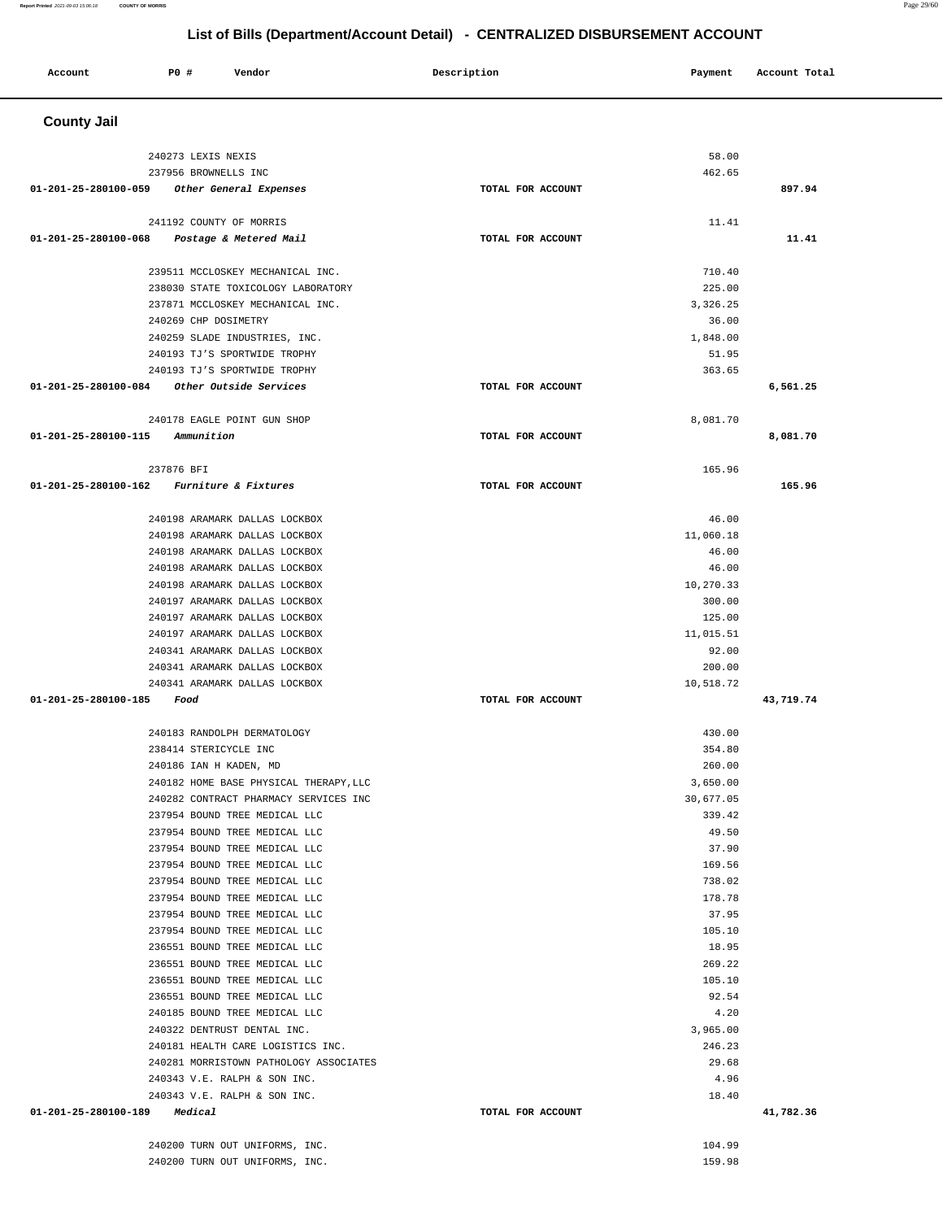## List of Bills (Department/Account Detail) - CENTRALIZED DISBURSEMENT ACCOUNT

| Account | PO # | Vendor | Description | Payment | Account Total |
|---|---|---|---|---|---|

### County Jail

| Account | PO # | Vendor | Description | Payment | Account Total |
|---|---|---|---|---|---|
| | 240273 | LEXIS NEXIS | | 58.00 | |
| | 237956 | BROWNELLS INC | | 462.65 | |
| 01-201-25-280100-059 | | *Other General Expenses* | TOTAL FOR ACCOUNT | | 897.94 |
| | 241192 | COUNTY OF MORRIS | | 11.41 | |
| 01-201-25-280100-068 | | *Postage & Metered Mail* | TOTAL FOR ACCOUNT | | 11.41 |
| | 239511 | MCCLOSKEY MECHANICAL INC. | | 710.40 | |
| | 238030 | STATE TOXICOLOGY LABORATORY | | 225.00 | |
| | 237871 | MCCLOSKEY MECHANICAL INC. | | 3,326.25 | |
| | 240269 | CHP DOSIMETRY | | 36.00 | |
| | 240259 | SLADE INDUSTRIES, INC. | | 1,848.00 | |
| | 240193 | TJ'S SPORTWIDE TROPHY | | 51.95 | |
| | 240193 | TJ'S SPORTWIDE TROPHY | | 363.65 | |
| 01-201-25-280100-084 | | *Other Outside Services* | TOTAL FOR ACCOUNT | | 6,561.25 |
| | 240178 | EAGLE POINT GUN SHOP | | 8,081.70 | |
| 01-201-25-280100-115 | | *Ammunition* | TOTAL FOR ACCOUNT | | 8,081.70 |
| | 237876 | BFI | | 165.96 | |
| 01-201-25-280100-162 | | *Furniture & Fixtures* | TOTAL FOR ACCOUNT | | 165.96 |
| | 240198 | ARAMARK DALLAS LOCKBOX | | 46.00 | |
| | 240198 | ARAMARK DALLAS LOCKBOX | | 11,060.18 | |
| | 240198 | ARAMARK DALLAS LOCKBOX | | 46.00 | |
| | 240198 | ARAMARK DALLAS LOCKBOX | | 46.00 | |
| | 240198 | ARAMARK DALLAS LOCKBOX | | 10,270.33 | |
| | 240197 | ARAMARK DALLAS LOCKBOX | | 300.00 | |
| | 240197 | ARAMARK DALLAS LOCKBOX | | 125.00 | |
| | 240197 | ARAMARK DALLAS LOCKBOX | | 11,015.51 | |
| | 240341 | ARAMARK DALLAS LOCKBOX | | 92.00 | |
| | 240341 | ARAMARK DALLAS LOCKBOX | | 200.00 | |
| | 240341 | ARAMARK DALLAS LOCKBOX | | 10,518.72 | |
| 01-201-25-280100-185 | | *Food* | TOTAL FOR ACCOUNT | | 43,719.74 |
| | 240183 | RANDOLPH DERMATOLOGY | | 430.00 | |
| | 238414 | STERICYCLE INC | | 354.80 | |
| | 240186 | IAN H KADEN, MD | | 260.00 | |
| | 240182 | HOME BASE PHYSICAL THERAPY,LLC | | 3,650.00 | |
| | 240282 | CONTRACT PHARMACY SERVICES INC | | 30,677.05 | |
| | 237954 | BOUND TREE MEDICAL LLC | | 339.42 | |
| | 237954 | BOUND TREE MEDICAL LLC | | 49.50 | |
| | 237954 | BOUND TREE MEDICAL LLC | | 37.90 | |
| | 237954 | BOUND TREE MEDICAL LLC | | 169.56 | |
| | 237954 | BOUND TREE MEDICAL LLC | | 738.02 | |
| | 237954 | BOUND TREE MEDICAL LLC | | 178.78 | |
| | 237954 | BOUND TREE MEDICAL LLC | | 37.95 | |
| | 237954 | BOUND TREE MEDICAL LLC | | 105.10 | |
| | 236551 | BOUND TREE MEDICAL LLC | | 18.95 | |
| | 236551 | BOUND TREE MEDICAL LLC | | 269.22 | |
| | 236551 | BOUND TREE MEDICAL LLC | | 105.10 | |
| | 236551 | BOUND TREE MEDICAL LLC | | 92.54 | |
| | 240185 | BOUND TREE MEDICAL LLC | | 4.20 | |
| | 240322 | DENTRUST DENTAL INC. | | 3,965.00 | |
| | 240181 | HEALTH CARE LOGISTICS INC. | | 246.23 | |
| | 240281 | MORRISTOWN PATHOLOGY ASSOCIATES | | 29.68 | |
| | 240343 | V.E. RALPH & SON INC. | | 4.96 | |
| | 240343 | V.E. RALPH & SON INC. | | 18.40 | |
| 01-201-25-280100-189 | | *Medical* | TOTAL FOR ACCOUNT | | 41,782.36 |
| | 240200 | TURN OUT UNIFORMS, INC. | | 104.99 | |
| | 240200 | TURN OUT UNIFORMS, INC. | | 159.98 | |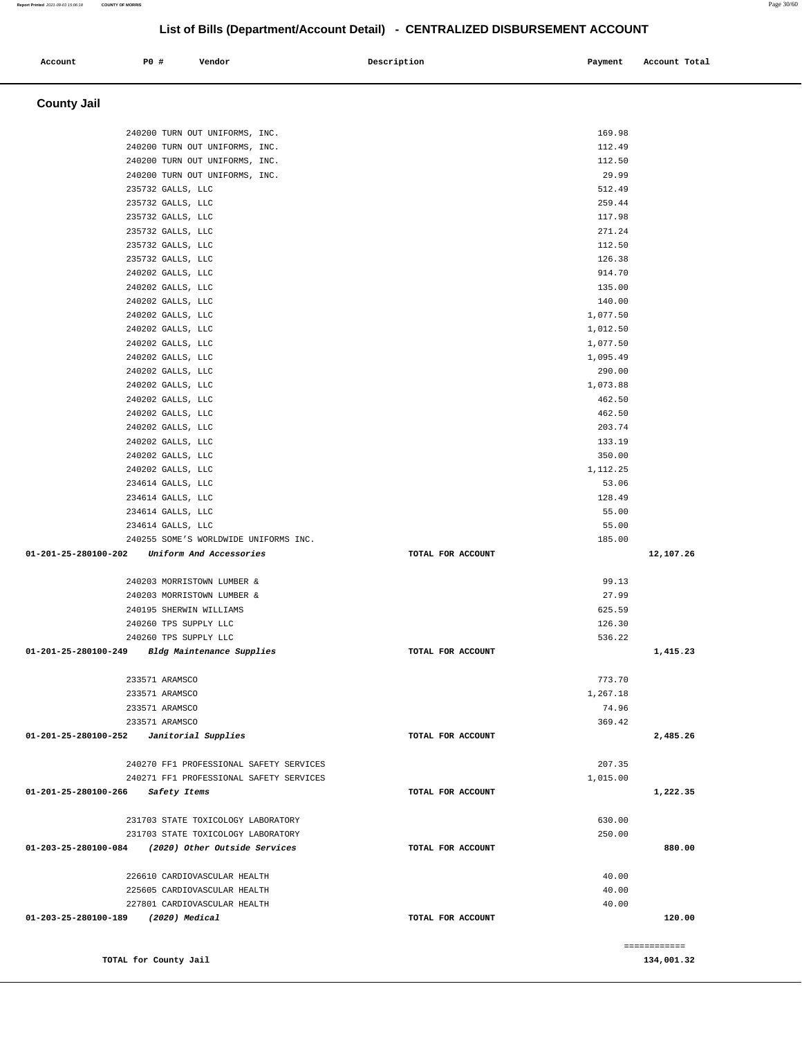# List of Bills (Department/Account Detail) - CENTRALIZED DISBURSEMENT ACCOUNT

| Account | PO # | Vendor | Description | Payment | Account Total |
|---|---|---|---|---|---|

## County Jail

| Account | PO # | Vendor | Description | Payment | Account Total |
|---|---|---|---|---|---|
| | 240200 | TURN OUT UNIFORMS, INC. | | 169.98 | |
| | 240200 | TURN OUT UNIFORMS, INC. | | 112.49 | |
| | 240200 | TURN OUT UNIFORMS, INC. | | 112.50 | |
| | 240200 | TURN OUT UNIFORMS, INC. | | 29.99 | |
| | 235732 | GALLS, LLC | | 512.49 | |
| | 235732 | GALLS, LLC | | 259.44 | |
| | 235732 | GALLS, LLC | | 117.98 | |
| | 235732 | GALLS, LLC | | 271.24 | |
| | 235732 | GALLS, LLC | | 112.50 | |
| | 235732 | GALLS, LLC | | 126.38 | |
| | 240202 | GALLS, LLC | | 914.70 | |
| | 240202 | GALLS, LLC | | 135.00 | |
| | 240202 | GALLS, LLC | | 140.00 | |
| | 240202 | GALLS, LLC | | 1,077.50 | |
| | 240202 | GALLS, LLC | | 1,012.50 | |
| | 240202 | GALLS, LLC | | 1,077.50 | |
| | 240202 | GALLS, LLC | | 1,095.49 | |
| | 240202 | GALLS, LLC | | 290.00 | |
| | 240202 | GALLS, LLC | | 1,073.88 | |
| | 240202 | GALLS, LLC | | 462.50 | |
| | 240202 | GALLS, LLC | | 462.50 | |
| | 240202 | GALLS, LLC | | 203.74 | |
| | 240202 | GALLS, LLC | | 133.19 | |
| | 240202 | GALLS, LLC | | 350.00 | |
| | 240202 | GALLS, LLC | | 1,112.25 | |
| | 234614 | GALLS, LLC | | 53.06 | |
| | 234614 | GALLS, LLC | | 128.49 | |
| | 234614 | GALLS, LLC | | 55.00 | |
| | 234614 | GALLS, LLC | | 55.00 | |
| | 240255 | SOME'S WORLDWIDE UNIFORMS INC. | | 185.00 | |
| 01-201-25-280100-202 | | *Uniform And Accessories* | TOTAL FOR ACCOUNT | | 12,107.26 |
| | 240203 | MORRISTOWN LUMBER & | | 99.13 | |
| | 240203 | MORRISTOWN LUMBER & | | 27.99 | |
| | 240195 | SHERWIN WILLIAMS | | 625.59 | |
| | 240260 | TPS SUPPLY LLC | | 126.30 | |
| | 240260 | TPS SUPPLY LLC | | 536.22 | |
| 01-201-25-280100-249 | | *Bldg Maintenance Supplies* | TOTAL FOR ACCOUNT | | 1,415.23 |
| | 233571 | ARAMSCO | | 773.70 | |
| | 233571 | ARAMSCO | | 1,267.18 | |
| | 233571 | ARAMSCO | | 74.96 | |
| | 233571 | ARAMSCO | | 369.42 | |
| 01-201-25-280100-252 | | *Janitorial Supplies* | TOTAL FOR ACCOUNT | | 2,485.26 |
| | 240270 | FF1 PROFESSIONAL SAFETY SERVICES | | 207.35 | |
| | 240271 | FF1 PROFESSIONAL SAFETY SERVICES | | 1,015.00 | |
| 01-201-25-280100-266 | | *Safety Items* | TOTAL FOR ACCOUNT | | 1,222.35 |
| | 231703 | STATE TOXICOLOGY LABORATORY | | 630.00 | |
| | 231703 | STATE TOXICOLOGY LABORATORY | | 250.00 | |
| 01-203-25-280100-084 | | *(2020) Other Outside Services* | TOTAL FOR ACCOUNT | | 880.00 |
| | 226610 | CARDIOVASCULAR HEALTH | | 40.00 | |
| | 225605 | CARDIOVASCULAR HEALTH | | 40.00 | |
| | 227801 | CARDIOVASCULAR HEALTH | | 40.00 | |
| 01-203-25-280100-189 | | *(2020) Medical* | TOTAL FOR ACCOUNT | | 120.00 |
| | | | | | ============ |
| **TOTAL for County Jail** | | | | | **134,001.32** |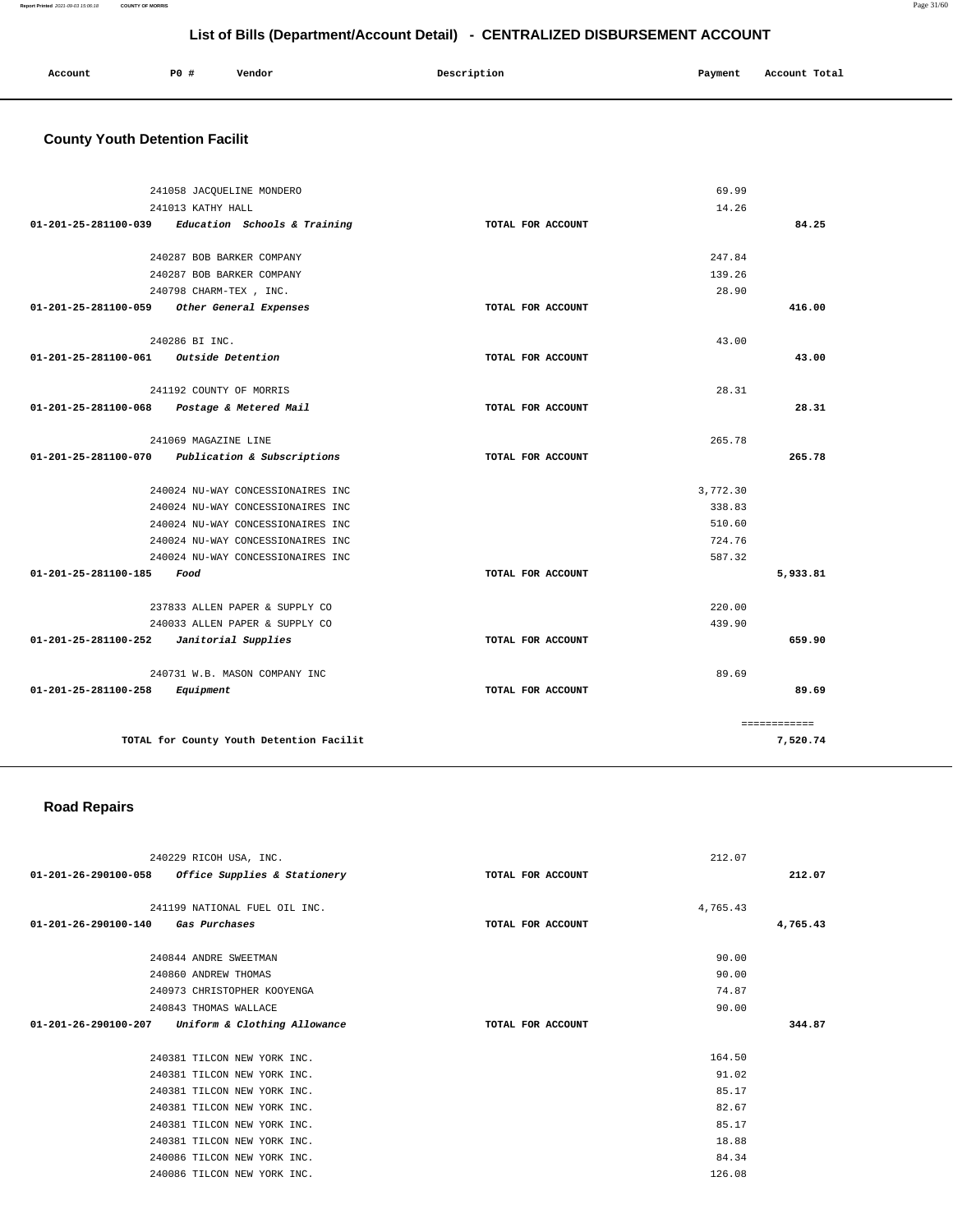## List of Bills (Department/Account Detail) - CENTRALIZED DISBURSEMENT ACCOUNT

| Account | PO # | Vendor | Description | Payment | Account Total |
|---|---|---|---|---|---|

### County Youth Detention Facilit

| Account | PO # | Vendor | Description | Payment | Account Total |
|---|---|---|---|---|---|
| | 241058 | JACQUELINE MONDERO | | 69.99 | |
| | 241013 | KATHY HALL | | 14.26 | |
| **01-201-25-281100-039** | | ***Education Schools & Training*** | **TOTAL FOR ACCOUNT** | | **84.25** |
| | 240287 | BOB BARKER COMPANY | | 247.84 | |
| | 240287 | BOB BARKER COMPANY | | 139.26 | |
| | 240798 | CHARM-TEX , INC. | | 28.90 | |
| **01-201-25-281100-059** | | ***Other General Expenses*** | **TOTAL FOR ACCOUNT** | | **416.00** |
| | 240286 | BI INC. | | 43.00 | |
| **01-201-25-281100-061** | | ***Outside Detention*** | **TOTAL FOR ACCOUNT** | | **43.00** |
| | 241192 | COUNTY OF MORRIS | | 28.31 | |
| **01-201-25-281100-068** | | ***Postage & Metered Mail*** | **TOTAL FOR ACCOUNT** | | **28.31** |
| | 241069 | MAGAZINE LINE | | 265.78 | |
| **01-201-25-281100-070** | | ***Publication & Subscriptions*** | **TOTAL FOR ACCOUNT** | | **265.78** |
| | 240024 | NU-WAY CONCESSIONAIRES INC | | 3,772.30 | |
| | 240024 | NU-WAY CONCESSIONAIRES INC | | 338.83 | |
| | 240024 | NU-WAY CONCESSIONAIRES INC | | 510.60 | |
| | 240024 | NU-WAY CONCESSIONAIRES INC | | 724.76 | |
| | 240024 | NU-WAY CONCESSIONAIRES INC | | 587.32 | |
| **01-201-25-281100-185** | | ***Food*** | **TOTAL FOR ACCOUNT** | | **5,933.81** |
| | 237833 | ALLEN PAPER & SUPPLY CO | | 220.00 | |
| | 240033 | ALLEN PAPER & SUPPLY CO | | 439.90 | |
| **01-201-25-281100-252** | | ***Janitorial Supplies*** | **TOTAL FOR ACCOUNT** | | **659.90** |
| | 240731 | W.B. MASON COMPANY INC | | 89.69 | |
| **01-201-25-281100-258** | | ***Equipment*** | **TOTAL FOR ACCOUNT** | | **89.69** |
| | | | | | ============ |
| | | **TOTAL for County Youth Detention Facilit** | | | **7,520.74** |

### Road Repairs

| Account | PO # | Vendor | Description | Payment | Account Total |
|---|---|---|---|---|---|
| | 240229 | RICOH USA, INC. | | 212.07 | |
| **01-201-26-290100-058** | | ***Office Supplies & Stationery*** | **TOTAL FOR ACCOUNT** | | **212.07** |
| | 241199 | NATIONAL FUEL OIL INC. | | 4,765.43 | |
| **01-201-26-290100-140** | | ***Gas Purchases*** | **TOTAL FOR ACCOUNT** | | **4,765.43** |
| | 240844 | ANDRE SWEETMAN | | 90.00 | |
| | 240860 | ANDREW THOMAS | | 90.00 | |
| | 240973 | CHRISTOPHER KOOYENGA | | 74.87 | |
| | 240843 | THOMAS WALLACE | | 90.00 | |
| **01-201-26-290100-207** | | ***Uniform & Clothing Allowance*** | **TOTAL FOR ACCOUNT** | | **344.87** |
| | 240381 | TILCON NEW YORK INC. | | 164.50 | |
| | 240381 | TILCON NEW YORK INC. | | 91.02 | |
| | 240381 | TILCON NEW YORK INC. | | 85.17 | |
| | 240381 | TILCON NEW YORK INC. | | 82.67 | |
| | 240381 | TILCON NEW YORK INC. | | 85.17 | |
| | 240381 | TILCON NEW YORK INC. | | 18.88 | |
| | 240086 | TILCON NEW YORK INC. | | 84.34 | |
| | 240086 | TILCON NEW YORK INC. | | 126.08 | |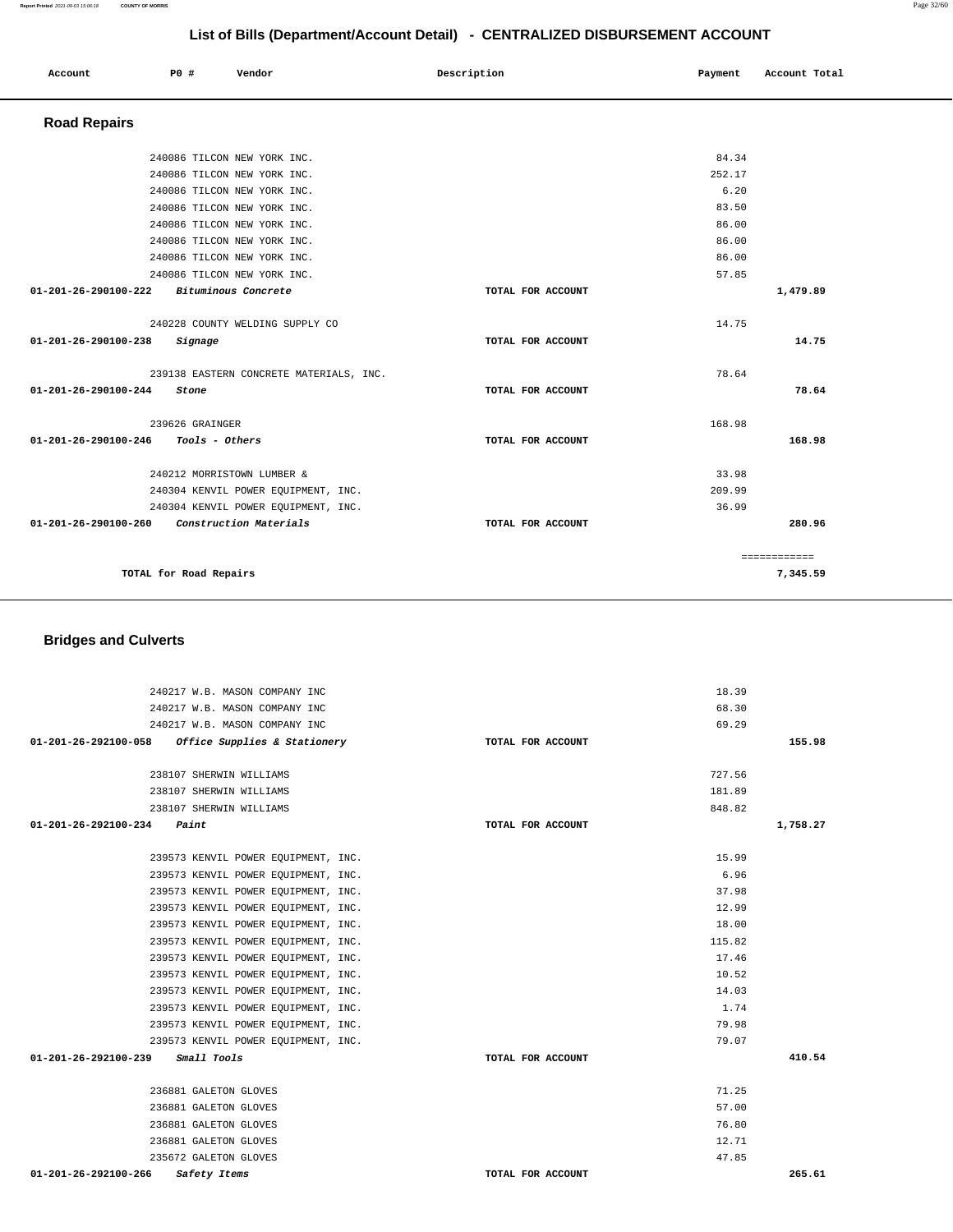# List of Bills (Department/Account Detail) - CENTRALIZED DISBURSEMENT ACCOUNT

| Account | PO # | Vendor | Description | Payment | Account Total |
|---|---|---|---|---|---|

## Road Repairs

| Account | PO # | Vendor | Description | Payment | Account Total |
|---|---|---|---|---|---|
| | 240086 | TILCON NEW YORK INC. | | 84.34 | |
| | 240086 | TILCON NEW YORK INC. | | 252.17 | |
| | 240086 | TILCON NEW YORK INC. | | 6.20 | |
| | 240086 | TILCON NEW YORK INC. | | 83.50 | |
| | 240086 | TILCON NEW YORK INC. | | 86.00 | |
| | 240086 | TILCON NEW YORK INC. | | 86.00 | |
| | 240086 | TILCON NEW YORK INC. | | 86.00 | |
| | 240086 | TILCON NEW YORK INC. | | 57.85 | |
| 01-201-26-290100-222 | | *Bituminous Concrete* | TOTAL FOR ACCOUNT | | 1,479.89 |
| | 240228 | COUNTY WELDING SUPPLY CO | | 14.75 | |
| 01-201-26-290100-238 | | *Signage* | TOTAL FOR ACCOUNT | | 14.75 |
| | 239138 | EASTERN CONCRETE MATERIALS, INC. | | 78.64 | |
| 01-201-26-290100-244 | | *Stone* | TOTAL FOR ACCOUNT | | 78.64 |
| | 239626 | GRAINGER | | 168.98 | |
| 01-201-26-290100-246 | | *Tools - Others* | TOTAL FOR ACCOUNT | | 168.98 |
| | 240212 | MORRISTOWN LUMBER & | | 33.98 | |
| | 240304 | KENVIL POWER EQUIPMENT, INC. | | 209.99 | |
| | 240304 | KENVIL POWER EQUIPMENT, INC. | | 36.99 | |
| 01-201-26-290100-260 | | *Construction Materials* | TOTAL FOR ACCOUNT | | 280.96 |
| | | | | | ============ |
| | | TOTAL for Road Repairs | | | 7,345.59 |

## Bridges and Culverts

| Account | PO # | Vendor | Description | Payment | Account Total |
|---|---|---|---|---|---|
| | 240217 | W.B. MASON COMPANY INC | | 18.39 | |
| | 240217 | W.B. MASON COMPANY INC | | 68.30 | |
| | 240217 | W.B. MASON COMPANY INC | | 69.29 | |
| 01-201-26-292100-058 | | *Office Supplies & Stationery* | TOTAL FOR ACCOUNT | | 155.98 |
| | 238107 | SHERWIN WILLIAMS | | 727.56 | |
| | 238107 | SHERWIN WILLIAMS | | 181.89 | |
| | 238107 | SHERWIN WILLIAMS | | 848.82 | |
| 01-201-26-292100-234 | | *Paint* | TOTAL FOR ACCOUNT | | 1,758.27 |
| | 239573 | KENVIL POWER EQUIPMENT, INC. | | 15.99 | |
| | 239573 | KENVIL POWER EQUIPMENT, INC. | | 6.96 | |
| | 239573 | KENVIL POWER EQUIPMENT, INC. | | 37.98 | |
| | 239573 | KENVIL POWER EQUIPMENT, INC. | | 12.99 | |
| | 239573 | KENVIL POWER EQUIPMENT, INC. | | 18.00 | |
| | 239573 | KENVIL POWER EQUIPMENT, INC. | | 115.82 | |
| | 239573 | KENVIL POWER EQUIPMENT, INC. | | 17.46 | |
| | 239573 | KENVIL POWER EQUIPMENT, INC. | | 10.52 | |
| | 239573 | KENVIL POWER EQUIPMENT, INC. | | 14.03 | |
| | 239573 | KENVIL POWER EQUIPMENT, INC. | | 1.74 | |
| | 239573 | KENVIL POWER EQUIPMENT, INC. | | 79.98 | |
| | 239573 | KENVIL POWER EQUIPMENT, INC. | | 79.07 | |
| 01-201-26-292100-239 | | *Small Tools* | TOTAL FOR ACCOUNT | | 410.54 |
| | 236881 | GALETON GLOVES | | 71.25 | |
| | 236881 | GALETON GLOVES | | 57.00 | |
| | 236881 | GALETON GLOVES | | 76.80 | |
| | 236881 | GALETON GLOVES | | 12.71 | |
| | 235672 | GALETON GLOVES | | 47.85 | |
| 01-201-26-292100-266 | | *Safety Items* | TOTAL FOR ACCOUNT | | 265.61 |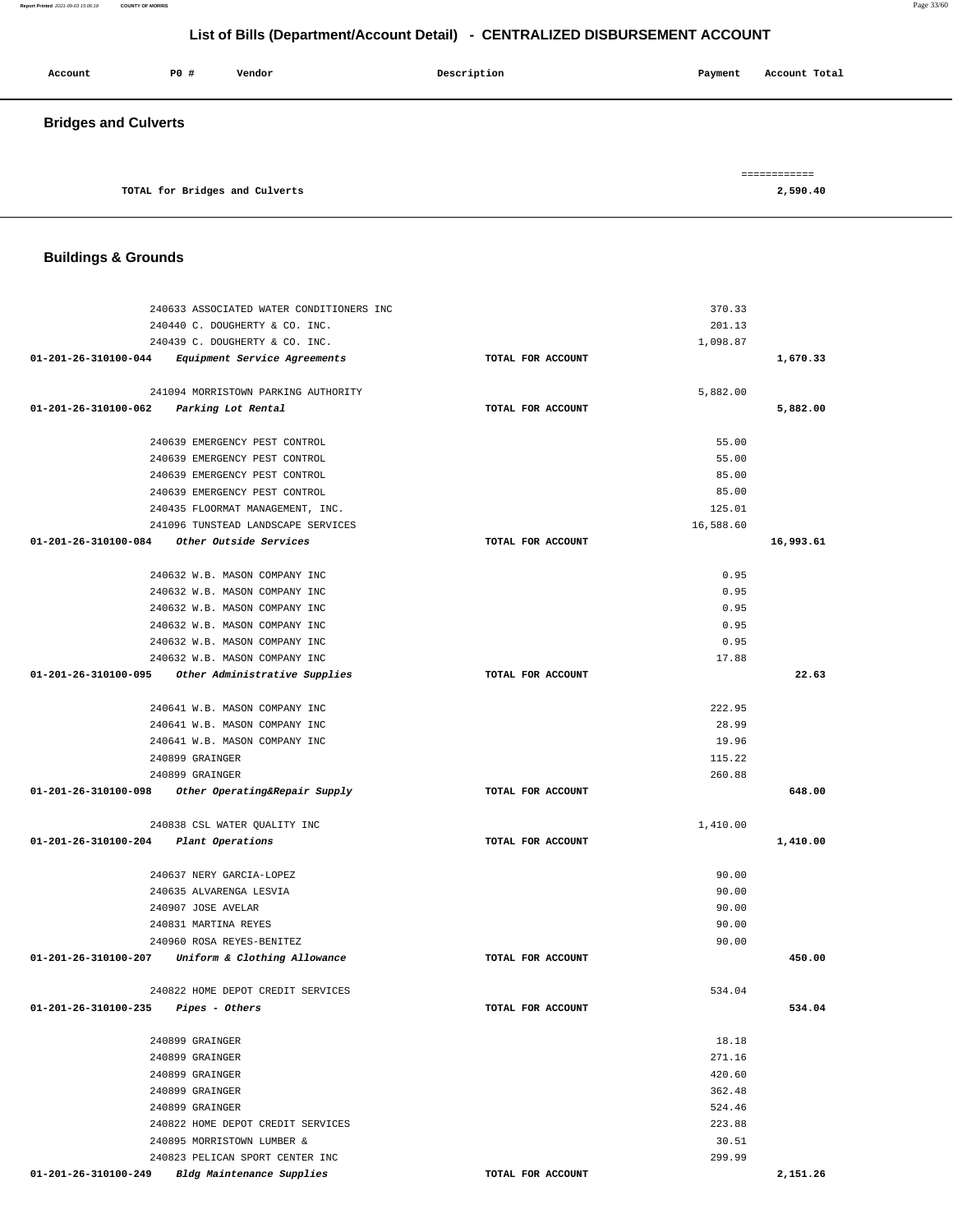## List of Bills (Department/Account Detail) - CENTRALIZED DISBURSEMENT ACCOUNT

| Account | PO # | Vendor | Description | Payment | Account Total |
|---|---|---|---|---|---|

### Bridges and Culverts

| | | | | | |
|---|---|---|---|---|---|
| TOTAL for Bridges and Culverts | | | | | 2,590.40 |

### Buildings & Grounds

| Account | PO # | Vendor | Description | Payment | Account Total |
|---|---|---|---|---|---|
| | 240633 | ASSOCIATED WATER CONDITIONERS INC | | 370.33 | |
| | 240440 | C. DOUGHERTY & CO. INC. | | 201.13 | |
| | 240439 | C. DOUGHERTY & CO. INC. | | 1,098.87 | |
| 01-201-26-310100-044 | | *Equipment Service Agreements* | TOTAL FOR ACCOUNT | | 1,670.33 |
| | 241094 | MORRISTOWN PARKING AUTHORITY | | 5,882.00 | |
| 01-201-26-310100-062 | | *Parking Lot Rental* | TOTAL FOR ACCOUNT | | 5,882.00 |
| | 240639 | EMERGENCY PEST CONTROL | | 55.00 | |
| | 240639 | EMERGENCY PEST CONTROL | | 55.00 | |
| | 240639 | EMERGENCY PEST CONTROL | | 85.00 | |
| | 240639 | EMERGENCY PEST CONTROL | | 85.00 | |
| | 240435 | FLOORMAT MANAGEMENT, INC. | | 125.01 | |
| | 241096 | TUNSTEAD LANDSCAPE SERVICES | | 16,588.60 | |
| 01-201-26-310100-084 | | *Other Outside Services* | TOTAL FOR ACCOUNT | | 16,993.61 |
| | 240632 | W.B. MASON COMPANY INC | | 0.95 | |
| | 240632 | W.B. MASON COMPANY INC | | 0.95 | |
| | 240632 | W.B. MASON COMPANY INC | | 0.95 | |
| | 240632 | W.B. MASON COMPANY INC | | 0.95 | |
| | 240632 | W.B. MASON COMPANY INC | | 0.95 | |
| | 240632 | W.B. MASON COMPANY INC | | 17.88 | |
| 01-201-26-310100-095 | | *Other Administrative Supplies* | TOTAL FOR ACCOUNT | | 22.63 |
| | 240641 | W.B. MASON COMPANY INC | | 222.95 | |
| | 240641 | W.B. MASON COMPANY INC | | 28.99 | |
| | 240641 | W.B. MASON COMPANY INC | | 19.96 | |
| | 240899 | GRAINGER | | 115.22 | |
| | 240899 | GRAINGER | | 260.88 | |
| 01-201-26-310100-098 | | *Other Operating&Repair Supply* | TOTAL FOR ACCOUNT | | 648.00 |
| | 240838 | CSL WATER QUALITY INC | | 1,410.00 | |
| 01-201-26-310100-204 | | *Plant Operations* | TOTAL FOR ACCOUNT | | 1,410.00 |
| | 240637 | NERY GARCIA-LOPEZ | | 90.00 | |
| | 240635 | ALVARENGA LESVIA | | 90.00 | |
| | 240907 | JOSE AVELAR | | 90.00 | |
| | 240831 | MARTINA REYES | | 90.00 | |
| | 240960 | ROSA REYES-BENITEZ | | 90.00 | |
| 01-201-26-310100-207 | | *Uniform & Clothing Allowance* | TOTAL FOR ACCOUNT | | 450.00 |
| | 240822 | HOME DEPOT CREDIT SERVICES | | 534.04 | |
| 01-201-26-310100-235 | | *Pipes - Others* | TOTAL FOR ACCOUNT | | 534.04 |
| | 240899 | GRAINGER | | 18.18 | |
| | 240899 | GRAINGER | | 271.16 | |
| | 240899 | GRAINGER | | 420.60 | |
| | 240899 | GRAINGER | | 362.48 | |
| | 240899 | GRAINGER | | 524.46 | |
| | 240822 | HOME DEPOT CREDIT SERVICES | | 223.88 | |
| | 240895 | MORRISTOWN LUMBER & | | 30.51 | |
| | 240823 | PELICAN SPORT CENTER INC | | 299.99 | |
| 01-201-26-310100-249 | | *Bldg Maintenance Supplies* | TOTAL FOR ACCOUNT | | 2,151.26 |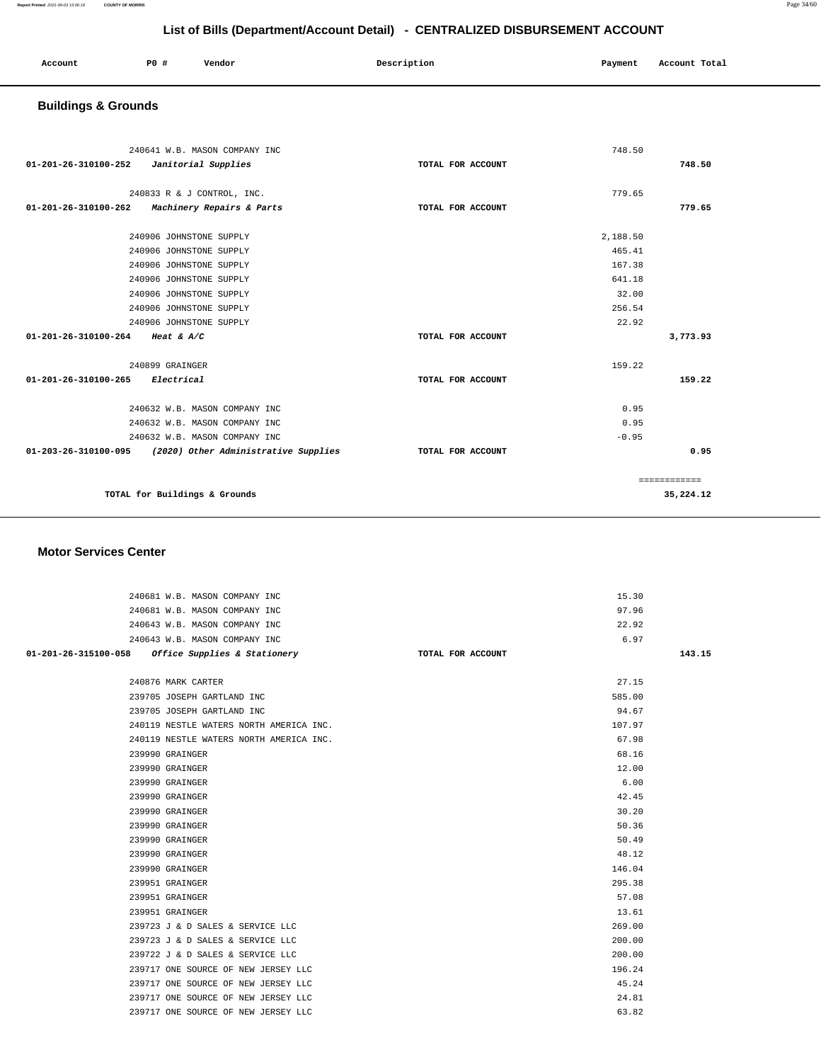## List of Bills (Department/Account Detail) - CENTRALIZED DISBURSEMENT ACCOUNT

| Account | PO # | Vendor | Description | Payment | Account Total |
|---|---|---|---|---|---|

### Buildings & Grounds

| Account | PO # | Vendor | Description | Payment | Account Total |
|---|---|---|---|---|---|
| | 240641 | W.B. MASON COMPANY INC | | 748.50 | |
| 01-201-26-310100-252 | | *Janitorial Supplies* | TOTAL FOR ACCOUNT | | 748.50 |
| | 240833 | R & J CONTROL, INC. | | 779.65 | |
| 01-201-26-310100-262 | | *Machinery Repairs & Parts* | TOTAL FOR ACCOUNT | | 779.65 |
| | 240906 | JOHNSTONE SUPPLY | | 2,188.50 | |
| | 240906 | JOHNSTONE SUPPLY | | 465.41 | |
| | 240906 | JOHNSTONE SUPPLY | | 167.38 | |
| | 240906 | JOHNSTONE SUPPLY | | 641.18 | |
| | 240906 | JOHNSTONE SUPPLY | | 32.00 | |
| | 240906 | JOHNSTONE SUPPLY | | 256.54 | |
| | 240906 | JOHNSTONE SUPPLY | | 22.92 | |
| 01-201-26-310100-264 | | *Heat & A/C* | TOTAL FOR ACCOUNT | | 3,773.93 |
| | 240899 | GRAINGER | | 159.22 | |
| 01-201-26-310100-265 | | *Electrical* | TOTAL FOR ACCOUNT | | 159.22 |
| | 240632 | W.B. MASON COMPANY INC | | 0.95 | |
| | 240632 | W.B. MASON COMPANY INC | | 0.95 | |
| | 240632 | W.B. MASON COMPANY INC | | -0.95 | |
| 01-203-26-310100-095 | | *(2020) Other Administrative Supplies* | TOTAL FOR ACCOUNT | | 0.95 |
| | | | | | ============ |
| | | TOTAL for Buildings & Grounds | | | 35,224.12 |

### Motor Services Center

| Account | PO # | Vendor | Description | Payment | Account Total |
|---|---|---|---|---|---|
| | 240681 | W.B. MASON COMPANY INC | | 15.30 | |
| | 240681 | W.B. MASON COMPANY INC | | 97.96 | |
| | 240643 | W.B. MASON COMPANY INC | | 22.92 | |
| | 240643 | W.B. MASON COMPANY INC | | 6.97 | |
| 01-201-26-315100-058 | | *Office Supplies & Stationery* | TOTAL FOR ACCOUNT | | 143.15 |
| | 240876 | MARK CARTER | | 27.15 | |
| | 239705 | JOSEPH GARTLAND INC | | 585.00 | |
| | 239705 | JOSEPH GARTLAND INC | | 94.67 | |
| | 240119 | NESTLE WATERS NORTH AMERICA INC. | | 107.97 | |
| | 240119 | NESTLE WATERS NORTH AMERICA INC. | | 67.98 | |
| | 239990 | GRAINGER | | 68.16 | |
| | 239990 | GRAINGER | | 12.00 | |
| | 239990 | GRAINGER | | 6.00 | |
| | 239990 | GRAINGER | | 42.45 | |
| | 239990 | GRAINGER | | 30.20 | |
| | 239990 | GRAINGER | | 50.36 | |
| | 239990 | GRAINGER | | 50.49 | |
| | 239990 | GRAINGER | | 48.12 | |
| | 239990 | GRAINGER | | 146.04 | |
| | 239951 | GRAINGER | | 295.38 | |
| | 239951 | GRAINGER | | 57.08 | |
| | 239951 | GRAINGER | | 13.61 | |
| | 239723 | J & D SALES & SERVICE LLC | | 269.00 | |
| | 239723 | J & D SALES & SERVICE LLC | | 200.00 | |
| | 239722 | J & D SALES & SERVICE LLC | | 200.00 | |
| | 239717 | ONE SOURCE OF NEW JERSEY LLC | | 196.24 | |
| | 239717 | ONE SOURCE OF NEW JERSEY LLC | | 45.24 | |
| | 239717 | ONE SOURCE OF NEW JERSEY LLC | | 24.81 | |
| | 239717 | ONE SOURCE OF NEW JERSEY LLC | | 63.82 | |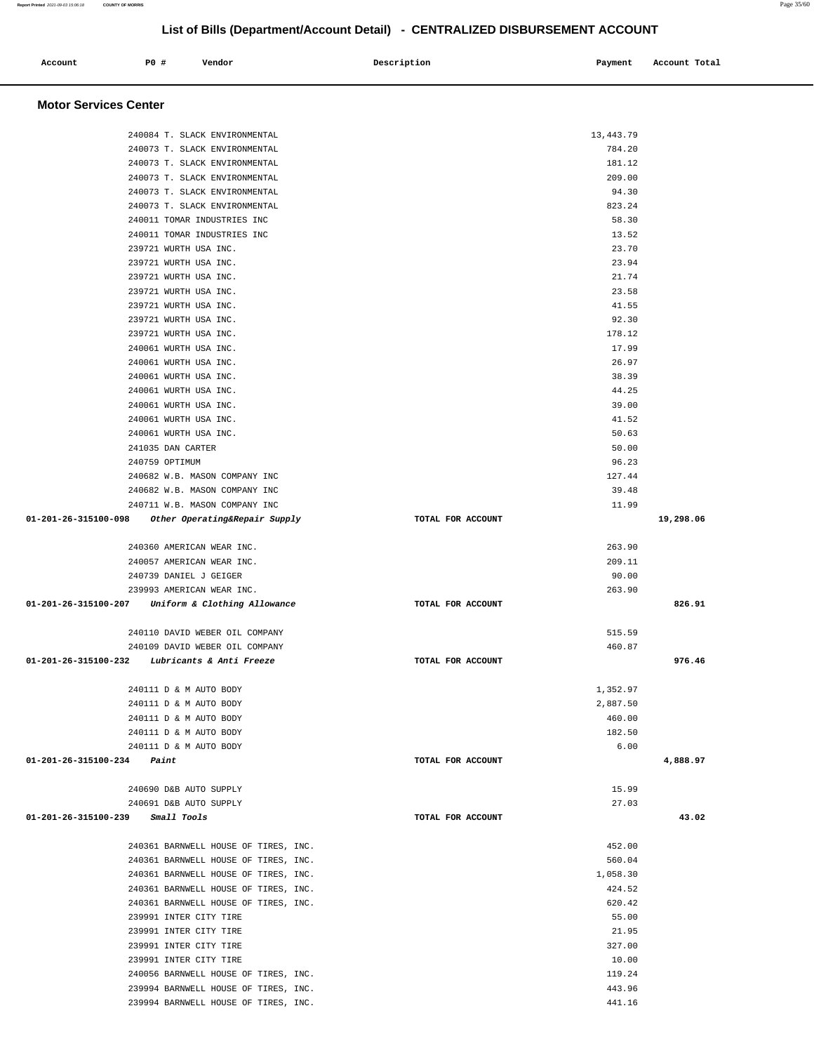# List of Bills (Department/Account Detail) - CENTRALIZED DISBURSEMENT ACCOUNT

| Account | PO # | Vendor | Description | Payment | Account Total |
|---|---|---|---|---|---|

## Motor Services Center

| Account | PO # | Vendor | Description | Payment | Account Total |
|---|---|---|---|---|---|
| | 240084 | T. SLACK ENVIRONMENTAL | | 13,443.79 | |
| | 240073 | T. SLACK ENVIRONMENTAL | | 784.20 | |
| | 240073 | T. SLACK ENVIRONMENTAL | | 181.12 | |
| | 240073 | T. SLACK ENVIRONMENTAL | | 209.00 | |
| | 240073 | T. SLACK ENVIRONMENTAL | | 94.30 | |
| | 240073 | T. SLACK ENVIRONMENTAL | | 823.24 | |
| | 240011 | TOMAR INDUSTRIES INC | | 58.30 | |
| | 240011 | TOMAR INDUSTRIES INC | | 13.52 | |
| | 239721 | WURTH USA INC. | | 23.70 | |
| | 239721 | WURTH USA INC. | | 23.94 | |
| | 239721 | WURTH USA INC. | | 21.74 | |
| | 239721 | WURTH USA INC. | | 23.58 | |
| | 239721 | WURTH USA INC. | | 41.55 | |
| | 239721 | WURTH USA INC. | | 92.30 | |
| | 239721 | WURTH USA INC. | | 178.12 | |
| | 240061 | WURTH USA INC. | | 17.99 | |
| | 240061 | WURTH USA INC. | | 26.97 | |
| | 240061 | WURTH USA INC. | | 38.39 | |
| | 240061 | WURTH USA INC. | | 44.25 | |
| | 240061 | WURTH USA INC. | | 39.00 | |
| | 240061 | WURTH USA INC. | | 41.52 | |
| | 240061 | WURTH USA INC. | | 50.63 | |
| | 241035 | DAN CARTER | | 50.00 | |
| | 240759 | OPTIMUM | | 96.23 | |
| | 240682 | W.B. MASON COMPANY INC | | 127.44 | |
| | 240682 | W.B. MASON COMPANY INC | | 39.48 | |
| | 240711 | W.B. MASON COMPANY INC | | 11.99 | |
| 01-201-26-315100-098 | | *Other Operating&Repair Supply* | TOTAL FOR ACCOUNT | | 19,298.06 |
| | 240360 | AMERICAN WEAR INC. | | 263.90 | |
| | 240057 | AMERICAN WEAR INC. | | 209.11 | |
| | 240739 | DANIEL J GEIGER | | 90.00 | |
| | 239993 | AMERICAN WEAR INC. | | 263.90 | |
| 01-201-26-315100-207 | | *Uniform & Clothing Allowance* | TOTAL FOR ACCOUNT | | 826.91 |
| | 240110 | DAVID WEBER OIL COMPANY | | 515.59 | |
| | 240109 | DAVID WEBER OIL COMPANY | | 460.87 | |
| 01-201-26-315100-232 | | *Lubricants & Anti Freeze* | TOTAL FOR ACCOUNT | | 976.46 |
| | 240111 | D & M AUTO BODY | | 1,352.97 | |
| | 240111 | D & M AUTO BODY | | 2,887.50 | |
| | 240111 | D & M AUTO BODY | | 460.00 | |
| | 240111 | D & M AUTO BODY | | 182.50 | |
| | 240111 | D & M AUTO BODY | | 6.00 | |
| 01-201-26-315100-234 | | *Paint* | TOTAL FOR ACCOUNT | | 4,888.97 |
| | 240690 | D&B AUTO SUPPLY | | 15.99 | |
| | 240691 | D&B AUTO SUPPLY | | 27.03 | |
| 01-201-26-315100-239 | | *Small Tools* | TOTAL FOR ACCOUNT | | 43.02 |
| | 240361 | BARNWELL HOUSE OF TIRES, INC. | | 452.00 | |
| | 240361 | BARNWELL HOUSE OF TIRES, INC. | | 560.04 | |
| | 240361 | BARNWELL HOUSE OF TIRES, INC. | | 1,058.30 | |
| | 240361 | BARNWELL HOUSE OF TIRES, INC. | | 424.52 | |
| | 240361 | BARNWELL HOUSE OF TIRES, INC. | | 620.42 | |
| | 239991 | INTER CITY TIRE | | 55.00 | |
| | 239991 | INTER CITY TIRE | | 21.95 | |
| | 239991 | INTER CITY TIRE | | 327.00 | |
| | 239991 | INTER CITY TIRE | | 10.00 | |
| | 240056 | BARNWELL HOUSE OF TIRES, INC. | | 119.24 | |
| | 239994 | BARNWELL HOUSE OF TIRES, INC. | | 443.96 | |
| | 239994 | BARNWELL HOUSE OF TIRES, INC. | | 441.16 | |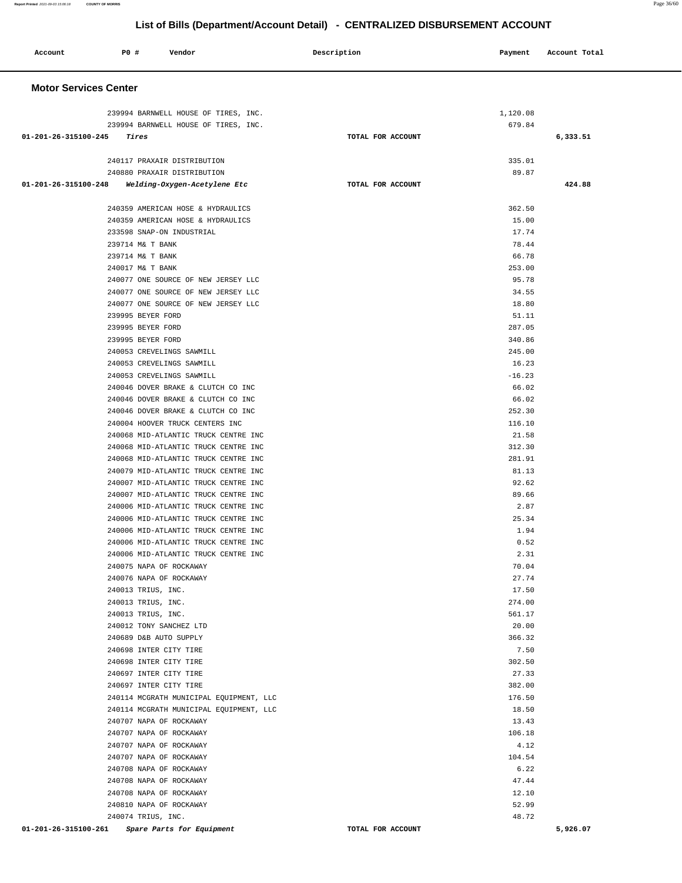## List of Bills (Department/Account Detail) - CENTRALIZED DISBURSEMENT ACCOUNT

| Account | PO # | Vendor | Description | Payment | Account Total |
|---|---|---|---|---|---|

### Motor Services Center

| Account | PO # | Vendor | Description | Payment | Account Total |
|---|---|---|---|---|---|
| | 239994 | BARNWELL HOUSE OF TIRES, INC. | | 1,120.08 | |
| | 239994 | BARNWELL HOUSE OF TIRES, INC. | | 679.84 | |
| **01-201-26-315100-245** | | ***Tires*** | **TOTAL FOR ACCOUNT** | | **6,333.51** |
| | 240117 | PRAXAIR DISTRIBUTION | | 335.01 | |
| | 240880 | PRAXAIR DISTRIBUTION | | 89.87 | |
| **01-201-26-315100-248** | | ***Welding-Oxygen-Acetylene Etc*** | **TOTAL FOR ACCOUNT** | | **424.88** |
| | 240359 | AMERICAN HOSE & HYDRAULICS | | 362.50 | |
| | 240359 | AMERICAN HOSE & HYDRAULICS | | 15.00 | |
| | 233598 | SNAP-ON INDUSTRIAL | | 17.74 | |
| | 239714 | M& T BANK | | 78.44 | |
| | 239714 | M& T BANK | | 66.78 | |
| | 240017 | M& T BANK | | 253.00 | |
| | 240077 | ONE SOURCE OF NEW JERSEY LLC | | 95.78 | |
| | 240077 | ONE SOURCE OF NEW JERSEY LLC | | 34.55 | |
| | 240077 | ONE SOURCE OF NEW JERSEY LLC | | 18.80 | |
| | 239995 | BEYER FORD | | 51.11 | |
| | 239995 | BEYER FORD | | 287.05 | |
| | 239995 | BEYER FORD | | 340.86 | |
| | 240053 | CREVELINGS SAWMILL | | 245.00 | |
| | 240053 | CREVELINGS SAWMILL | | 16.23 | |
| | 240053 | CREVELINGS SAWMILL | | -16.23 | |
| | 240046 | DOVER BRAKE & CLUTCH CO INC | | 66.02 | |
| | 240046 | DOVER BRAKE & CLUTCH CO INC | | 66.02 | |
| | 240046 | DOVER BRAKE & CLUTCH CO INC | | 252.30 | |
| | 240004 | HOOVER TRUCK CENTERS INC | | 116.10 | |
| | 240068 | MID-ATLANTIC TRUCK CENTRE INC | | 21.58 | |
| | 240068 | MID-ATLANTIC TRUCK CENTRE INC | | 312.30 | |
| | 240068 | MID-ATLANTIC TRUCK CENTRE INC | | 281.91 | |
| | 240079 | MID-ATLANTIC TRUCK CENTRE INC | | 81.13 | |
| | 240007 | MID-ATLANTIC TRUCK CENTRE INC | | 92.62 | |
| | 240007 | MID-ATLANTIC TRUCK CENTRE INC | | 89.66 | |
| | 240006 | MID-ATLANTIC TRUCK CENTRE INC | | 2.87 | |
| | 240006 | MID-ATLANTIC TRUCK CENTRE INC | | 25.34 | |
| | 240006 | MID-ATLANTIC TRUCK CENTRE INC | | 1.94 | |
| | 240006 | MID-ATLANTIC TRUCK CENTRE INC | | 0.52 | |
| | 240006 | MID-ATLANTIC TRUCK CENTRE INC | | 2.31 | |
| | 240075 | NAPA OF ROCKAWAY | | 70.04 | |
| | 240076 | NAPA OF ROCKAWAY | | 27.74 | |
| | 240013 | TRIUS, INC. | | 17.50 | |
| | 240013 | TRIUS, INC. | | 274.00 | |
| | 240013 | TRIUS, INC. | | 561.17 | |
| | 240012 | TONY SANCHEZ LTD | | 20.00 | |
| | 240689 | D&B AUTO SUPPLY | | 366.32 | |
| | 240698 | INTER CITY TIRE | | 7.50 | |
| | 240698 | INTER CITY TIRE | | 302.50 | |
| | 240697 | INTER CITY TIRE | | 27.33 | |
| | 240697 | INTER CITY TIRE | | 382.00 | |
| | 240114 | MCGRATH MUNICIPAL EQUIPMENT, LLC | | 176.50 | |
| | 240114 | MCGRATH MUNICIPAL EQUIPMENT, LLC | | 18.50 | |
| | 240707 | NAPA OF ROCKAWAY | | 13.43 | |
| | 240707 | NAPA OF ROCKAWAY | | 106.18 | |
| | 240707 | NAPA OF ROCKAWAY | | 4.12 | |
| | 240707 | NAPA OF ROCKAWAY | | 104.54 | |
| | 240708 | NAPA OF ROCKAWAY | | 6.22 | |
| | 240708 | NAPA OF ROCKAWAY | | 47.44 | |
| | 240708 | NAPA OF ROCKAWAY | | 12.10 | |
| | 240810 | NAPA OF ROCKAWAY | | 52.99 | |
| | 240074 | TRIUS, INC. | | 48.72 | |
| **01-201-26-315100-261** | | ***Spare Parts for Equipment*** | **TOTAL FOR ACCOUNT** | | **5,926.07** |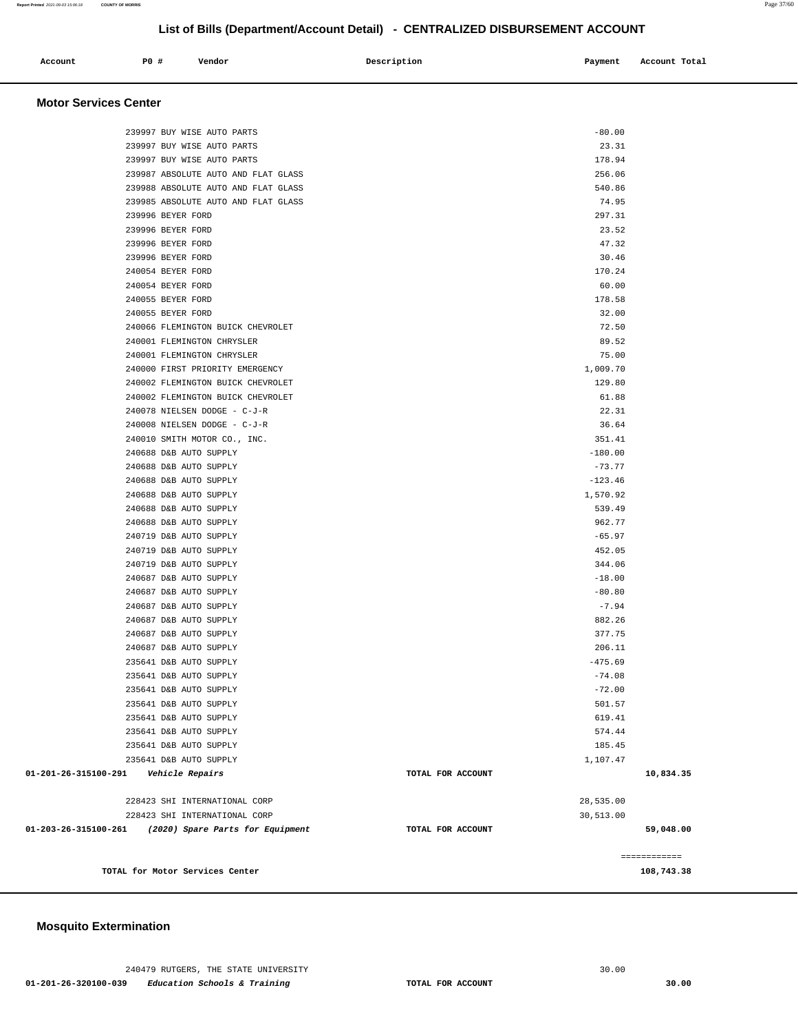## List of Bills (Department/Account Detail) - CENTRALIZED DISBURSEMENT ACCOUNT

| Account | PO # | Vendor | Description | Payment | Account Total |
|---|---|---|---|---|---|

### Motor Services Center

| Account | PO # | Vendor | Description | Payment | Account Total |
|---|---|---|---|---|---|
| | 239997 | BUY WISE AUTO PARTS | | -80.00 | |
| | 239997 | BUY WISE AUTO PARTS | | 23.31 | |
| | 239997 | BUY WISE AUTO PARTS | | 178.94 | |
| | 239987 | ABSOLUTE AUTO AND FLAT GLASS | | 256.06 | |
| | 239988 | ABSOLUTE AUTO AND FLAT GLASS | | 540.86 | |
| | 239985 | ABSOLUTE AUTO AND FLAT GLASS | | 74.95 | |
| | 239996 | BEYER FORD | | 297.31 | |
| | 239996 | BEYER FORD | | 23.52 | |
| | 239996 | BEYER FORD | | 47.32 | |
| | 239996 | BEYER FORD | | 30.46 | |
| | 240054 | BEYER FORD | | 170.24 | |
| | 240054 | BEYER FORD | | 60.00 | |
| | 240055 | BEYER FORD | | 178.58 | |
| | 240055 | BEYER FORD | | 32.00 | |
| | 240066 | FLEMINGTON BUICK CHEVROLET | | 72.50 | |
| | 240001 | FLEMINGTON CHRYSLER | | 89.52 | |
| | 240001 | FLEMINGTON CHRYSLER | | 75.00 | |
| | 240000 | FIRST PRIORITY EMERGENCY | | 1,009.70 | |
| | 240002 | FLEMINGTON BUICK CHEVROLET | | 129.80 | |
| | 240002 | FLEMINGTON BUICK CHEVROLET | | 61.88 | |
| | 240078 | NIELSEN DODGE - C-J-R | | 22.31 | |
| | 240008 | NIELSEN DODGE - C-J-R | | 36.64 | |
| | 240010 | SMITH MOTOR CO., INC. | | 351.41 | |
| | 240688 | D&B AUTO SUPPLY | | -180.00 | |
| | 240688 | D&B AUTO SUPPLY | | -73.77 | |
| | 240688 | D&B AUTO SUPPLY | | -123.46 | |
| | 240688 | D&B AUTO SUPPLY | | 1,570.92 | |
| | 240688 | D&B AUTO SUPPLY | | 539.49 | |
| | 240688 | D&B AUTO SUPPLY | | 962.77 | |
| | 240719 | D&B AUTO SUPPLY | | -65.97 | |
| | 240719 | D&B AUTO SUPPLY | | 452.05 | |
| | 240719 | D&B AUTO SUPPLY | | 344.06 | |
| | 240687 | D&B AUTO SUPPLY | | -18.00 | |
| | 240687 | D&B AUTO SUPPLY | | -80.80 | |
| | 240687 | D&B AUTO SUPPLY | | -7.94 | |
| | 240687 | D&B AUTO SUPPLY | | 882.26 | |
| | 240687 | D&B AUTO SUPPLY | | 377.75 | |
| | 240687 | D&B AUTO SUPPLY | | 206.11 | |
| | 235641 | D&B AUTO SUPPLY | | -475.69 | |
| | 235641 | D&B AUTO SUPPLY | | -74.08 | |
| | 235641 | D&B AUTO SUPPLY | | -72.00 | |
| | 235641 | D&B AUTO SUPPLY | | 501.57 | |
| | 235641 | D&B AUTO SUPPLY | | 619.41 | |
| | 235641 | D&B AUTO SUPPLY | | 574.44 | |
| | 235641 | D&B AUTO SUPPLY | | 185.45 | |
| | 235641 | D&B AUTO SUPPLY | | 1,107.47 | |
| **01-201-26-315100-291** | | *Vehicle Repairs* | TOTAL FOR ACCOUNT | | **10,834.35** |
| | 228423 | SHI INTERNATIONAL CORP | | 28,535.00 | |
| | 228423 | SHI INTERNATIONAL CORP | | 30,513.00 | |
| **01-203-26-315100-261** | | *(2020) Spare Parts for Equipment* | TOTAL FOR ACCOUNT | | **59,048.00** |
| | | | | | ============ |
| | | **TOTAL for Motor Services Center** | | | **108,743.38** |

### Mosquito Extermination

| Account | PO # | Vendor | Description | Payment | Account Total |
|---|---|---|---|---|---|
| | 240479 | RUTGERS, THE STATE UNIVERSITY | | 30.00 | |
| **01-201-26-320100-039** | | *Education Schools & Training* | TOTAL FOR ACCOUNT | | **30.00** |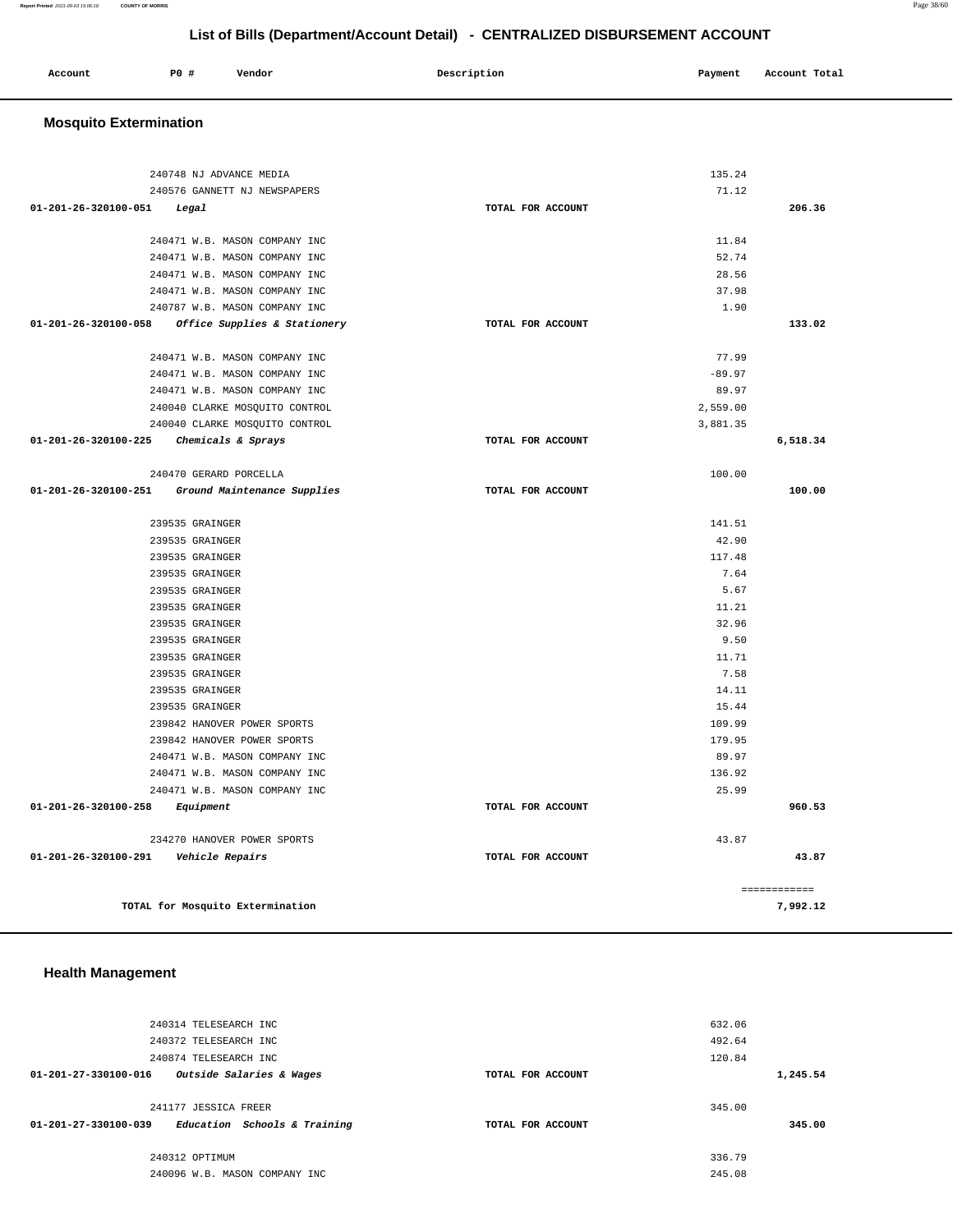## List of Bills (Department/Account Detail) - CENTRALIZED DISBURSEMENT ACCOUNT

| Account | PO # | Vendor | Description | Payment | Account Total |
|---|---|---|---|---|---|

### Mosquito Extermination

| Account | PO # | Vendor | Description | Payment | Account Total |
|---|---|---|---|---|---|
| | 240748 | NJ ADVANCE MEDIA | | 135.24 | |
| | 240576 | GANNETT NJ NEWSPAPERS | | 71.12 | |
| 01-201-26-320100-051 | | *Legal* | TOTAL FOR ACCOUNT | | 206.36 |
| | 240471 | W.B. MASON COMPANY INC | | 11.84 | |
| | 240471 | W.B. MASON COMPANY INC | | 52.74 | |
| | 240471 | W.B. MASON COMPANY INC | | 28.56 | |
| | 240471 | W.B. MASON COMPANY INC | | 37.98 | |
| | 240787 | W.B. MASON COMPANY INC | | 1.90 | |
| 01-201-26-320100-058 | | *Office Supplies & Stationery* | TOTAL FOR ACCOUNT | | 133.02 |
| | 240471 | W.B. MASON COMPANY INC | | 77.99 | |
| | 240471 | W.B. MASON COMPANY INC | | -89.97 | |
| | 240471 | W.B. MASON COMPANY INC | | 89.97 | |
| | 240040 | CLARKE MOSQUITO CONTROL | | 2,559.00 | |
| | 240040 | CLARKE MOSQUITO CONTROL | | 3,881.35 | |
| 01-201-26-320100-225 | | *Chemicals & Sprays* | TOTAL FOR ACCOUNT | | 6,518.34 |
| | 240470 | GERARD PORCELLA | | 100.00 | |
| 01-201-26-320100-251 | | *Ground Maintenance Supplies* | TOTAL FOR ACCOUNT | | 100.00 |
| | 239535 | GRAINGER | | 141.51 | |
| | 239535 | GRAINGER | | 42.90 | |
| | 239535 | GRAINGER | | 117.48 | |
| | 239535 | GRAINGER | | 7.64 | |
| | 239535 | GRAINGER | | 5.67 | |
| | 239535 | GRAINGER | | 11.21 | |
| | 239535 | GRAINGER | | 32.96 | |
| | 239535 | GRAINGER | | 9.50 | |
| | 239535 | GRAINGER | | 11.71 | |
| | 239535 | GRAINGER | | 7.58 | |
| | 239535 | GRAINGER | | 14.11 | |
| | 239535 | GRAINGER | | 15.44 | |
| | 239842 | HANOVER POWER SPORTS | | 109.99 | |
| | 239842 | HANOVER POWER SPORTS | | 179.95 | |
| | 240471 | W.B. MASON COMPANY INC | | 89.97 | |
| | 240471 | W.B. MASON COMPANY INC | | 136.92 | |
| | 240471 | W.B. MASON COMPANY INC | | 25.99 | |
| 01-201-26-320100-258 | | *Equipment* | TOTAL FOR ACCOUNT | | 960.53 |
| | 234270 | HANOVER POWER SPORTS | | 43.87 | |
| 01-201-26-320100-291 | | *Vehicle Repairs* | TOTAL FOR ACCOUNT | | 43.87 |
| | | TOTAL for Mosquito Extermination | | | 7,992.12 |

### Health Management

| Account | PO # | Vendor | Description | Payment | Account Total |
|---|---|---|---|---|---|
| | 240314 | TELESEARCH INC | | 632.06 | |
| | 240372 | TELESEARCH INC | | 492.64 | |
| | 240874 | TELESEARCH INC | | 120.84 | |
| 01-201-27-330100-016 | | *Outside Salaries & Wages* | TOTAL FOR ACCOUNT | | 1,245.54 |
| | 241177 | JESSICA FREER | | 345.00 | |
| 01-201-27-330100-039 | | *Education Schools & Training* | TOTAL FOR ACCOUNT | | 345.00 |
| | 240312 | OPTIMUM | | 336.79 | |
| | 240096 | W.B. MASON COMPANY INC | | 245.08 | |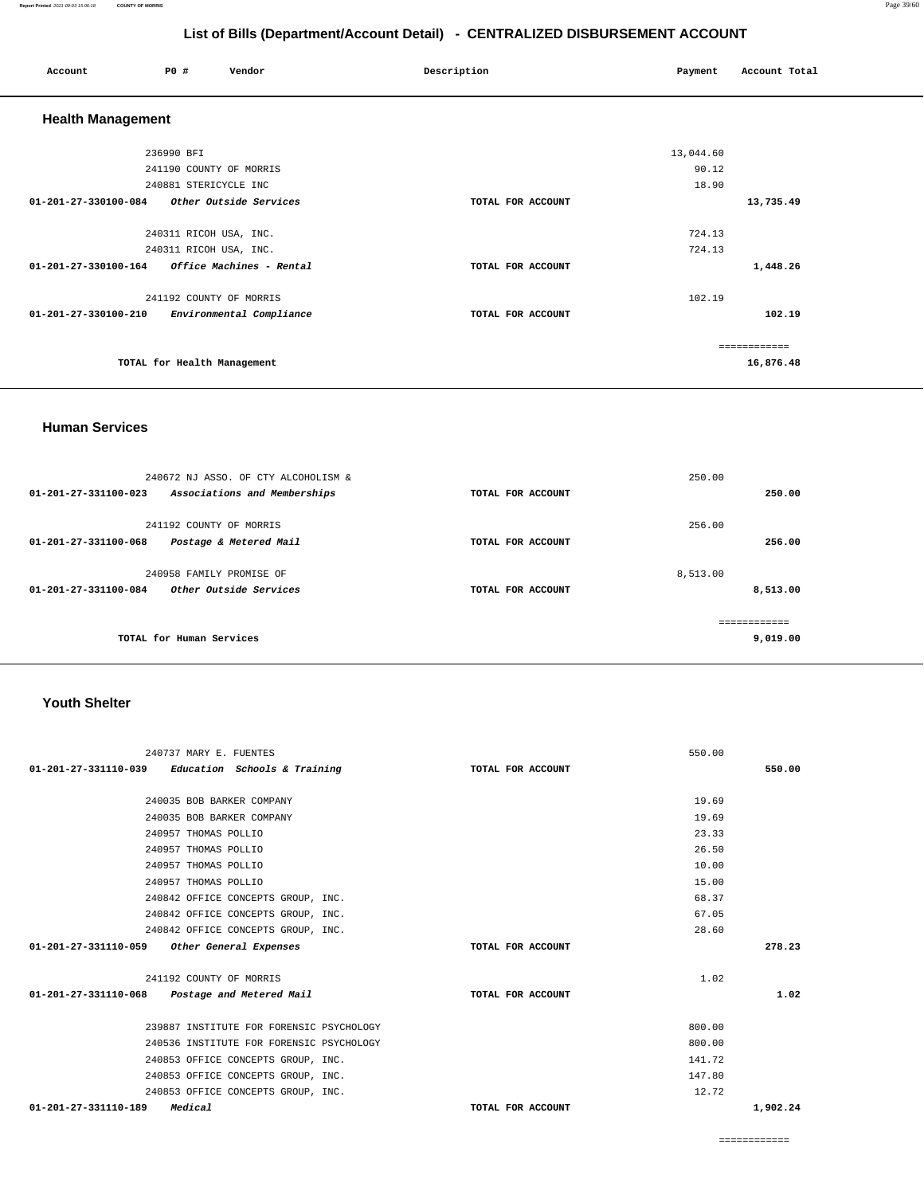## List of Bills (Department/Account Detail) - CENTRALIZED DISBURSEMENT ACCOUNT

| Account | PO # | Vendor | Description | Payment | Account Total |
|---|---|---|---|---|---|

### Health Management

| Account | PO # | Vendor | Description | Payment | Account Total |
|---|---|---|---|---|---|
| | 236990 | BFI | | 13,044.60 | |
| | 241190 | COUNTY OF MORRIS | | 90.12 | |
| | 240881 | STERICYCLE INC | | 18.90 | |
| 01-201-27-330100-084 | | *Other Outside Services* | TOTAL FOR ACCOUNT | | 13,735.49 |
| | 240311 | RICOH USA, INC. | | 724.13 | |
| | 240311 | RICOH USA, INC. | | 724.13 | |
| 01-201-27-330100-164 | | *Office Machines - Rental* | TOTAL FOR ACCOUNT | | 1,448.26 |
| | 241192 | COUNTY OF MORRIS | | 102.19 | |
| 01-201-27-330100-210 | | *Environmental Compliance* | TOTAL FOR ACCOUNT | | 102.19 |
| | | | | | ============ |
| | | TOTAL for Health Management | | | 16,876.48 |

### Human Services

| Account | PO # | Vendor | Description | Payment | Account Total |
|---|---|---|---|---|---|
| | 240672 | NJ ASSO. OF CTY ALCOHOLISM & | | 250.00 | |
| 01-201-27-331100-023 | | *Associations and Memberships* | TOTAL FOR ACCOUNT | | 250.00 |
| | 241192 | COUNTY OF MORRIS | | 256.00 | |
| 01-201-27-331100-068 | | *Postage & Metered Mail* | TOTAL FOR ACCOUNT | | 256.00 |
| | 240958 | FAMILY PROMISE OF | | 8,513.00 | |
| 01-201-27-331100-084 | | *Other Outside Services* | TOTAL FOR ACCOUNT | | 8,513.00 |
| | | | | | ============ |
| | | TOTAL for Human Services | | | 9,019.00 |

### Youth Shelter

| Account | PO # | Vendor | Description | Payment | Account Total |
|---|---|---|---|---|---|
| | 240737 | MARY E. FUENTES | | 550.00 | |
| 01-201-27-331110-039 | | *Education Schools & Training* | TOTAL FOR ACCOUNT | | 550.00 |
| | 240035 | BOB BARKER COMPANY | | 19.69 | |
| | 240035 | BOB BARKER COMPANY | | 19.69 | |
| | 240957 | THOMAS POLLIO | | 23.33 | |
| | 240957 | THOMAS POLLIO | | 26.50 | |
| | 240957 | THOMAS POLLIO | | 10.00 | |
| | 240957 | THOMAS POLLIO | | 15.00 | |
| | 240842 | OFFICE CONCEPTS GROUP, INC. | | 68.37 | |
| | 240842 | OFFICE CONCEPTS GROUP, INC. | | 67.05 | |
| | 240842 | OFFICE CONCEPTS GROUP, INC. | | 28.60 | |
| 01-201-27-331110-059 | | *Other General Expenses* | TOTAL FOR ACCOUNT | | 278.23 |
| | 241192 | COUNTY OF MORRIS | | 1.02 | |
| 01-201-27-331110-068 | | *Postage and Metered Mail* | TOTAL FOR ACCOUNT | | 1.02 |
| | 239887 | INSTITUTE FOR FORENSIC PSYCHOLOGY | | 800.00 | |
| | 240536 | INSTITUTE FOR FORENSIC PSYCHOLOGY | | 800.00 | |
| | 240853 | OFFICE CONCEPTS GROUP, INC. | | 141.72 | |
| | 240853 | OFFICE CONCEPTS GROUP, INC. | | 147.80 | |
| | 240853 | OFFICE CONCEPTS GROUP, INC. | | 12.72 | |
| 01-201-27-331110-189 | | *Medical* | TOTAL FOR ACCOUNT | | 1,902.24 |
| | | | | | ============ |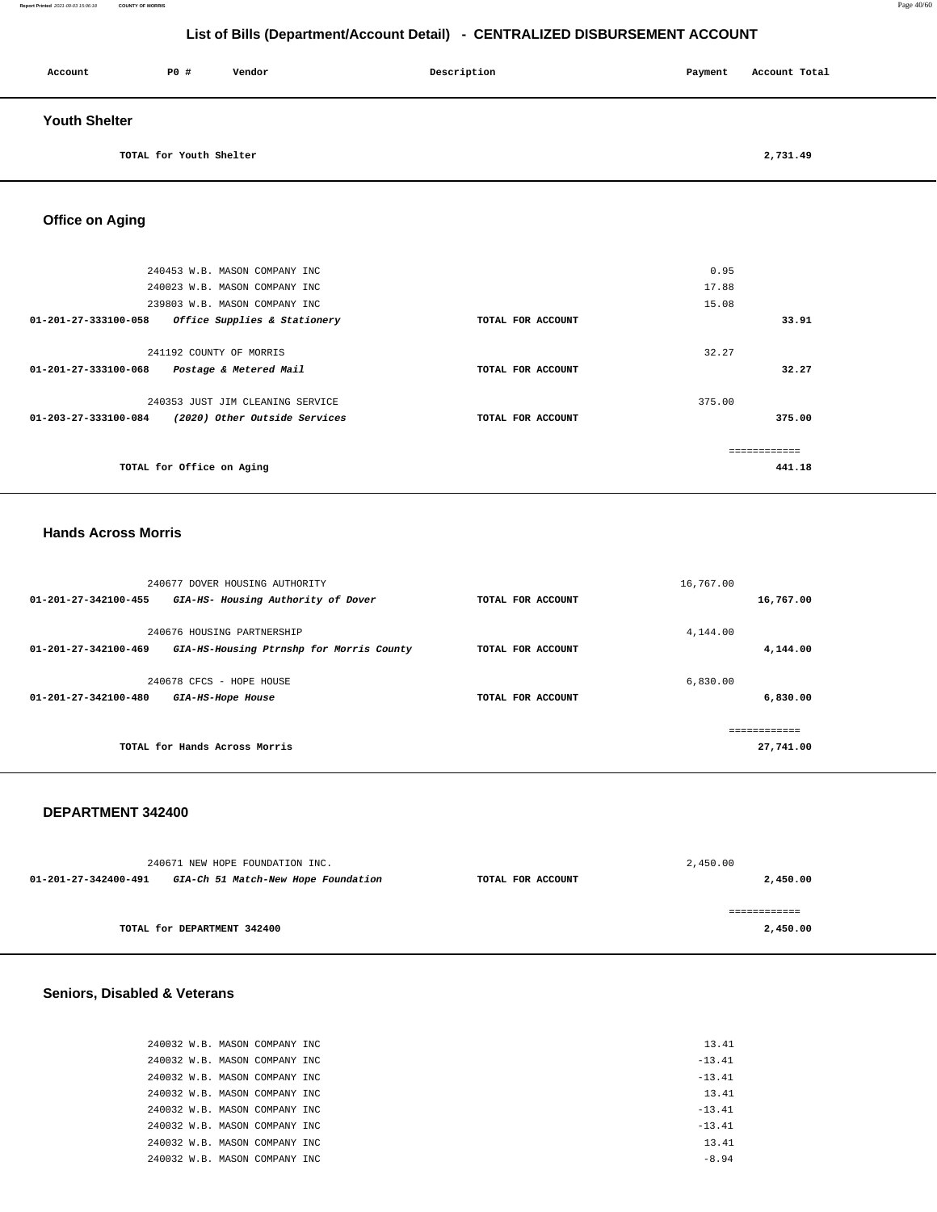# List of Bills (Department/Account Detail) - CENTRALIZED DISBURSEMENT ACCOUNT

| Account | PO # | Vendor | Description | Payment | Account Total |
|---|---|---|---|---|---|

## Youth Shelter

| | | | | | |
|---|---|---|---|---|---|
| TOTAL for Youth Shelter | | | | | 2,731.49 |

## Office on Aging

| Account | PO # | Vendor | Description | Payment | Account Total |
|---|---|---|---|---|---|
| | 240453 | W.B. MASON COMPANY INC | | 0.95 | |
| | 240023 | W.B. MASON COMPANY INC | | 17.88 | |
| | 239803 | W.B. MASON COMPANY INC | | 15.08 | |
| **01-201-27-333100-058** | | ***Office Supplies & Stationery*** | **TOTAL FOR ACCOUNT** | | **33.91** |
| | 241192 | COUNTY OF MORRIS | | 32.27 | |
| **01-201-27-333100-068** | | ***Postage & Metered Mail*** | **TOTAL FOR ACCOUNT** | | **32.27** |
| | 240353 | JUST JIM CLEANING SERVICE | | 375.00 | |
| **01-203-27-333100-084** | | ***(2020) Other Outside Services*** | **TOTAL FOR ACCOUNT** | | **375.00** |
| | | | | | ============ |
| **TOTAL for Office on Aging** | | | | | **441.18** |

## Hands Across Morris

| Account | PO # | Vendor | Description | Payment | Account Total |
|---|---|---|---|---|---|
| | 240677 | DOVER HOUSING AUTHORITY | | 16,767.00 | |
| **01-201-27-342100-455** | | ***GIA-HS- Housing Authority of Dover*** | **TOTAL FOR ACCOUNT** | | **16,767.00** |
| | 240676 | HOUSING PARTNERSHIP | | 4,144.00 | |
| **01-201-27-342100-469** | | ***GIA-HS-Housing Ptrnshp for Morris County*** | **TOTAL FOR ACCOUNT** | | **4,144.00** |
| | 240678 | CFCS - HOPE HOUSE | | 6,830.00 | |
| **01-201-27-342100-480** | | ***GIA-HS-Hope House*** | **TOTAL FOR ACCOUNT** | | **6,830.00** |
| | | | | | ============ |
| **TOTAL for Hands Across Morris** | | | | | **27,741.00** |

## DEPARTMENT 342400

| Account | PO # | Vendor | Description | Payment | Account Total |
|---|---|---|---|---|---|
| | 240671 | NEW HOPE FOUNDATION INC. | | 2,450.00 | |
| **01-201-27-342400-491** | | ***GIA-Ch 51 Match-New Hope Foundation*** | **TOTAL FOR ACCOUNT** | | **2,450.00** |
| | | | | | ============ |
| **TOTAL for DEPARTMENT 342400** | | | | | **2,450.00** |

## Seniors, Disabled & Veterans

| Account | PO # | Vendor | Description | Payment | Account Total |
|---|---|---|---|---|---|
| | 240032 | W.B. MASON COMPANY INC | | 13.41 | |
| | 240032 | W.B. MASON COMPANY INC | | -13.41 | |
| | 240032 | W.B. MASON COMPANY INC | | -13.41 | |
| | 240032 | W.B. MASON COMPANY INC | | 13.41 | |
| | 240032 | W.B. MASON COMPANY INC | | -13.41 | |
| | 240032 | W.B. MASON COMPANY INC | | -13.41 | |
| | 240032 | W.B. MASON COMPANY INC | | 13.41 | |
| | 240032 | W.B. MASON COMPANY INC | | -8.94 | |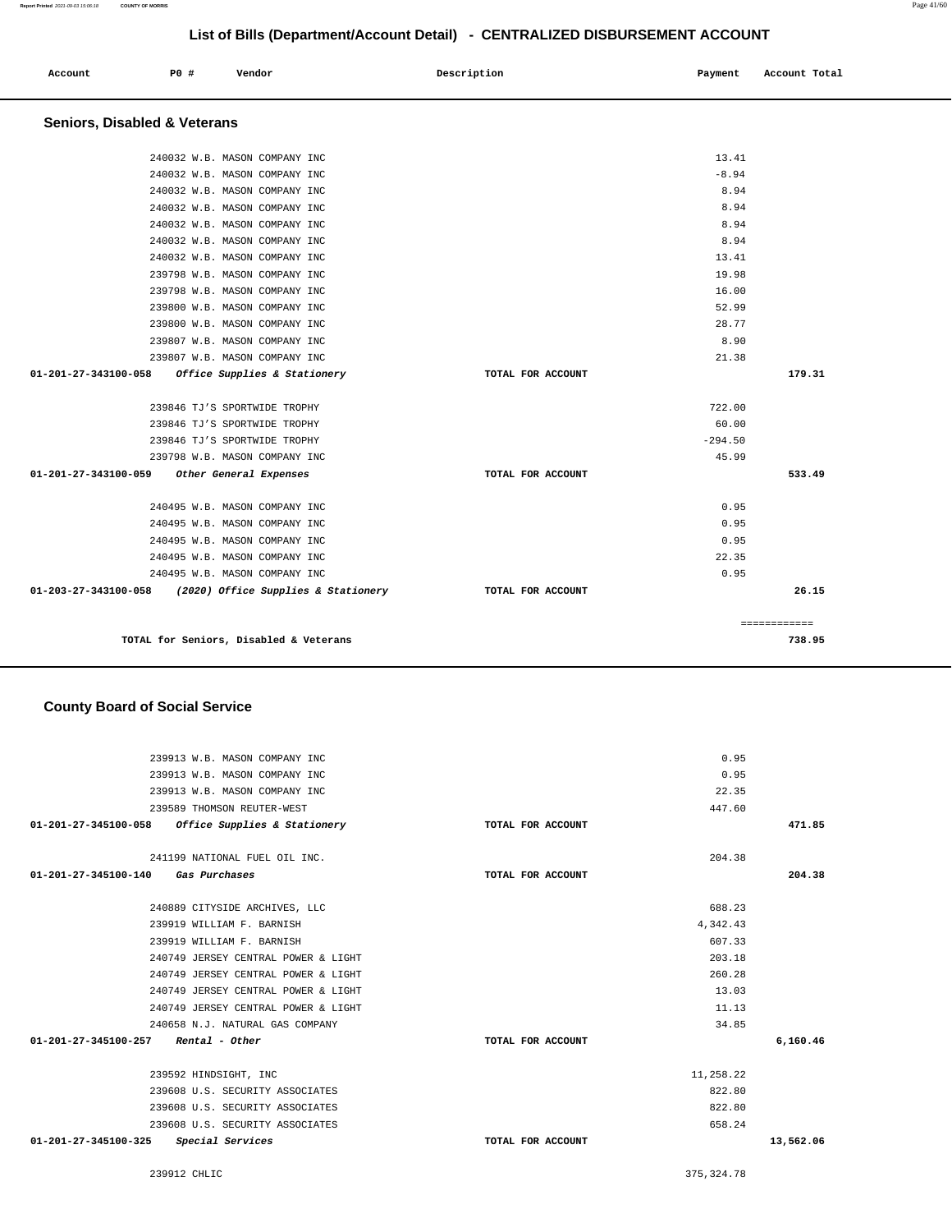## List of Bills (Department/Account Detail) - CENTRALIZED DISBURSEMENT ACCOUNT

| Account | PO # | Vendor | Description | Payment | Account Total |
|---|---|---|---|---|---|

### Seniors, Disabled & Veterans

| Account | PO # | Vendor | Description | Payment | Account Total |
|---|---|---|---|---|---|
| | 240032 | W.B. MASON COMPANY INC | | 13.41 | |
| | 240032 | W.B. MASON COMPANY INC | | -8.94 | |
| | 240032 | W.B. MASON COMPANY INC | | 8.94 | |
| | 240032 | W.B. MASON COMPANY INC | | 8.94 | |
| | 240032 | W.B. MASON COMPANY INC | | 8.94 | |
| | 240032 | W.B. MASON COMPANY INC | | 8.94 | |
| | 240032 | W.B. MASON COMPANY INC | | 13.41 | |
| | 239798 | W.B. MASON COMPANY INC | | 19.98 | |
| | 239798 | W.B. MASON COMPANY INC | | 16.00 | |
| | 239800 | W.B. MASON COMPANY INC | | 52.99 | |
| | 239800 | W.B. MASON COMPANY INC | | 28.77 | |
| | 239807 | W.B. MASON COMPANY INC | | 8.90 | |
| | 239807 | W.B. MASON COMPANY INC | | 21.38 | |
| 01-201-27-343100-058 | | *Office Supplies & Stationery* | TOTAL FOR ACCOUNT | | 179.31 |
| | 239846 | TJ'S SPORTWIDE TROPHY | | 722.00 | |
| | 239846 | TJ'S SPORTWIDE TROPHY | | 60.00 | |
| | 239846 | TJ'S SPORTWIDE TROPHY | | -294.50 | |
| | 239798 | W.B. MASON COMPANY INC | | 45.99 | |
| 01-201-27-343100-059 | | *Other General Expenses* | TOTAL FOR ACCOUNT | | 533.49 |
| | 240495 | W.B. MASON COMPANY INC | | 0.95 | |
| | 240495 | W.B. MASON COMPANY INC | | 0.95 | |
| | 240495 | W.B. MASON COMPANY INC | | 0.95 | |
| | 240495 | W.B. MASON COMPANY INC | | 22.35 | |
| | 240495 | W.B. MASON COMPANY INC | | 0.95 | |
| 01-203-27-343100-058 | | *(2020) Office Supplies & Stationery* | TOTAL FOR ACCOUNT | | 26.15 |
| | | | | | ============ |
| | | TOTAL for Seniors, Disabled & Veterans | | | 738.95 |

### County Board of Social Service

| Account | PO # | Vendor | Description | Payment | Account Total |
|---|---|---|---|---|---|
| | 239913 | W.B. MASON COMPANY INC | | 0.95 | |
| | 239913 | W.B. MASON COMPANY INC | | 0.95 | |
| | 239913 | W.B. MASON COMPANY INC | | 22.35 | |
| | 239589 | THOMSON REUTER-WEST | | 447.60 | |
| 01-201-27-345100-058 | | *Office Supplies & Stationery* | TOTAL FOR ACCOUNT | | 471.85 |
| | 241199 | NATIONAL FUEL OIL INC. | | 204.38 | |
| 01-201-27-345100-140 | | *Gas Purchases* | TOTAL FOR ACCOUNT | | 204.38 |
| | 240889 | CITYSIDE ARCHIVES, LLC | | 688.23 | |
| | 239919 | WILLIAM F. BARNISH | | 4,342.43 | |
| | 239919 | WILLIAM F. BARNISH | | 607.33 | |
| | 240749 | JERSEY CENTRAL POWER & LIGHT | | 203.18 | |
| | 240749 | JERSEY CENTRAL POWER & LIGHT | | 260.28 | |
| | 240749 | JERSEY CENTRAL POWER & LIGHT | | 13.03 | |
| | 240749 | JERSEY CENTRAL POWER & LIGHT | | 11.13 | |
| | 240658 | N.J. NATURAL GAS COMPANY | | 34.85 | |
| 01-201-27-345100-257 | | *Rental - Other* | TOTAL FOR ACCOUNT | | 6,160.46 |
| | 239592 | HINDSIGHT, INC | | 11,258.22 | |
| | 239608 | U.S. SECURITY ASSOCIATES | | 822.80 | |
| | 239608 | U.S. SECURITY ASSOCIATES | | 822.80 | |
| | 239608 | U.S. SECURITY ASSOCIATES | | 658.24 | |
| 01-201-27-345100-325 | | *Special Services* | TOTAL FOR ACCOUNT | | 13,562.06 |
| | 239912 | CHLIC | | 375,324.78 | |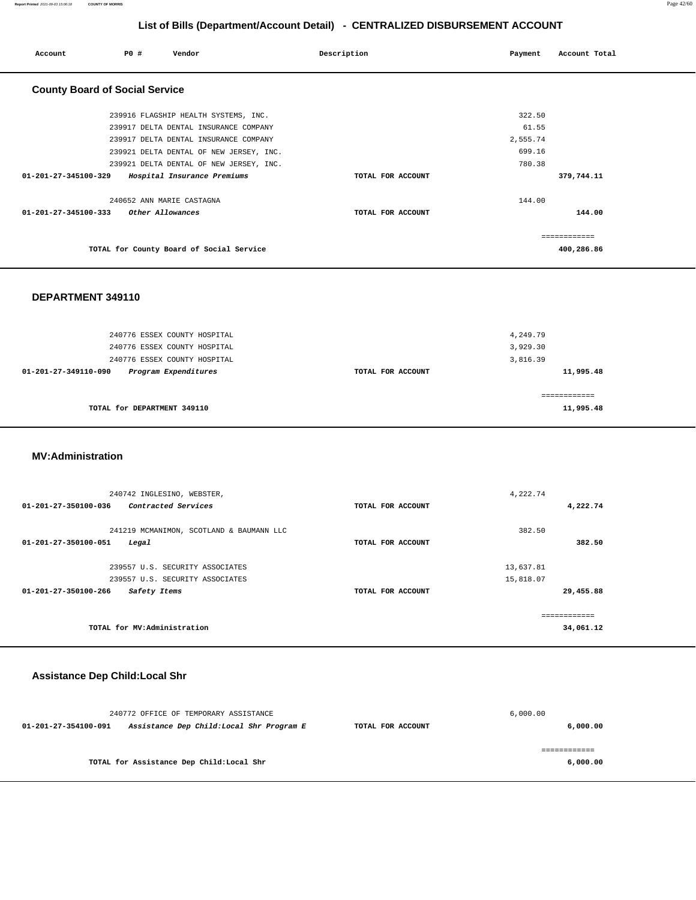## List of Bills (Department/Account Detail) - CENTRALIZED DISBURSEMENT ACCOUNT

| Account | PO # | Vendor | Description | Payment | Account Total |
|---|---|---|---|---|---|

### County Board of Social Service

| Account | PO # | Vendor | Description | Payment | Account Total |
|---|---|---|---|---|---|
| | 239916 | FLAGSHIP HEALTH SYSTEMS, INC. | | 322.50 | |
| | 239917 | DELTA DENTAL INSURANCE COMPANY | | 61.55 | |
| | 239917 | DELTA DENTAL INSURANCE COMPANY | | 2,555.74 | |
| | 239921 | DELTA DENTAL OF NEW JERSEY, INC. | | 699.16 | |
| | 239921 | DELTA DENTAL OF NEW JERSEY, INC. | | 780.38 | |
| **01-201-27-345100-329** | | *Hospital Insurance Premiums* | TOTAL FOR ACCOUNT | | **379,744.11** |
| | 240652 | ANN MARIE CASTAGNA | | 144.00 | |
| **01-201-27-345100-333** | | *Other Allowances* | TOTAL FOR ACCOUNT | | **144.00** |
| | | | | | ============ |
| | | **TOTAL for County Board of Social Service** | | | **400,286.86** |

### DEPARTMENT 349110

| Account | PO # | Vendor | Description | Payment | Account Total |
|---|---|---|---|---|---|
| | 240776 | ESSEX COUNTY HOSPITAL | | 4,249.79 | |
| | 240776 | ESSEX COUNTY HOSPITAL | | 3,929.30 | |
| | 240776 | ESSEX COUNTY HOSPITAL | | 3,816.39 | |
| **01-201-27-349110-090** | | *Program Expenditures* | TOTAL FOR ACCOUNT | | **11,995.48** |
| | | | | | ============ |
| | | **TOTAL for DEPARTMENT 349110** | | | **11,995.48** |

### MV:Administration

| Account | PO # | Vendor | Description | Payment | Account Total |
|---|---|---|---|---|---|
| | 240742 | INGLESINO, WEBSTER, | | 4,222.74 | |
| **01-201-27-350100-036** | | *Contracted Services* | TOTAL FOR ACCOUNT | | **4,222.74** |
| | 241219 | MCMANIMON, SCOTLAND & BAUMANN LLC | | 382.50 | |
| **01-201-27-350100-051** | | *Legal* | TOTAL FOR ACCOUNT | | **382.50** |
| | 239557 | U.S. SECURITY ASSOCIATES | | 13,637.81 | |
| | 239557 | U.S. SECURITY ASSOCIATES | | 15,818.07 | |
| **01-201-27-350100-266** | | *Safety Items* | TOTAL FOR ACCOUNT | | **29,455.88** |
| | | | | | ============ |
| | | **TOTAL for MV:Administration** | | | **34,061.12** |

### Assistance Dep Child:Local Shr

| Account | PO # | Vendor | Description | Payment | Account Total |
|---|---|---|---|---|---|
| | 240772 | OFFICE OF TEMPORARY ASSISTANCE | | 6,000.00 | |
| **01-201-27-354100-091** | | *Assistance Dep Child:Local Shr Program E* | TOTAL FOR ACCOUNT | | **6,000.00** |
| | | | | | ============ |
| | | **TOTAL for Assistance Dep Child:Local Shr** | | | **6,000.00** |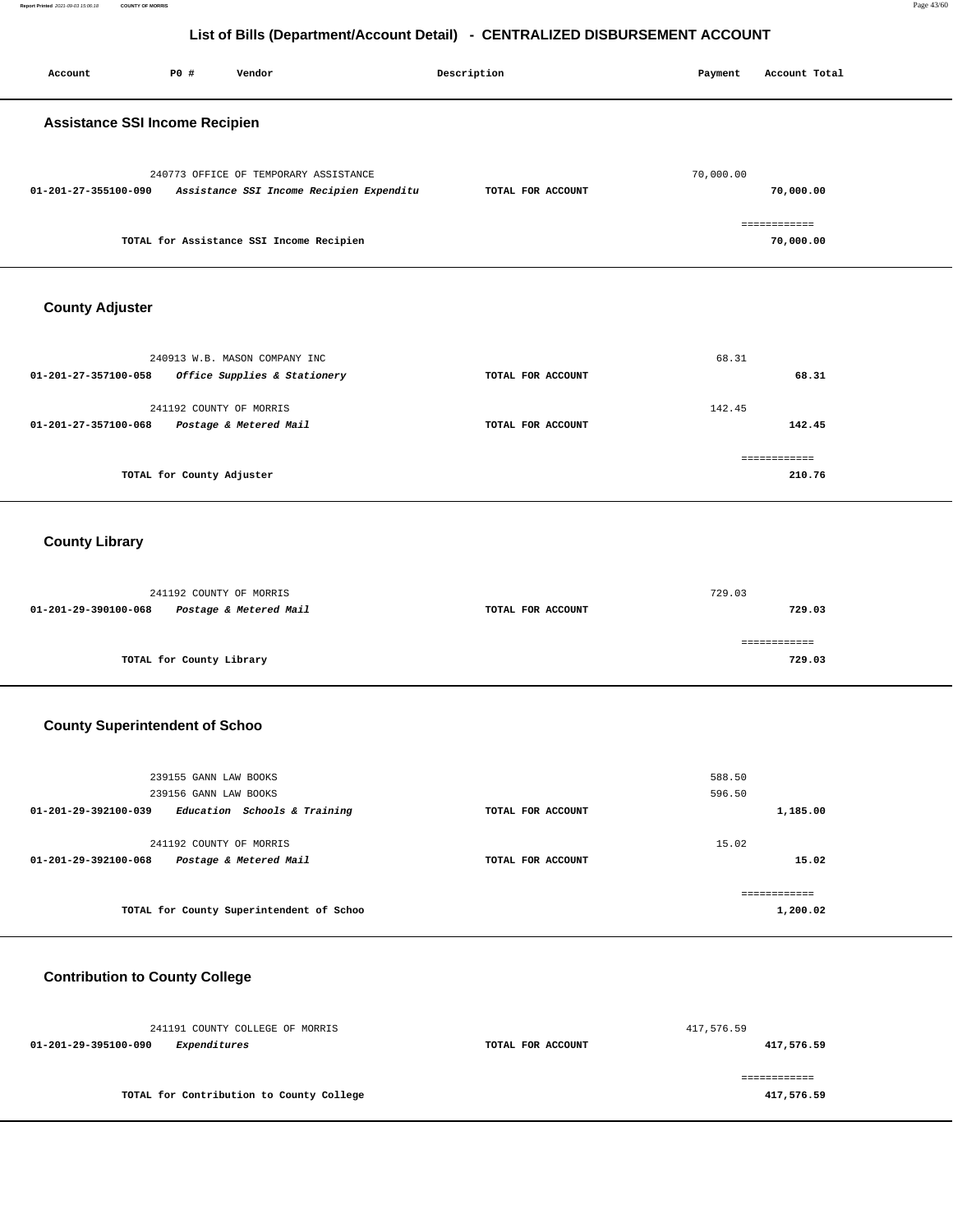# List of Bills (Department/Account Detail) - CENTRALIZED DISBURSEMENT ACCOUNT

| Account | PO # | Vendor | Description | Payment | Account Total |
|---|---|---|---|---|---|

## Assistance SSI Income Recipien

| Account | PO # | Vendor | Description | Payment | Account Total |
|---|---|---|---|---|---|
| | 240773 | OFFICE OF TEMPORARY ASSISTANCE | | 70,000.00 | |
| **01-201-27-355100-090** | | *Assistance SSI Income Recipien Expenditu* | **TOTAL FOR ACCOUNT** | | **70,000.00** |
| | | **TOTAL for Assistance SSI Income Recipien** | | | **70,000.00** |

## County Adjuster

| Account | PO # | Vendor | Description | Payment | Account Total |
|---|---|---|---|---|---|
| | 240913 | W.B. MASON COMPANY INC | | 68.31 | |
| **01-201-27-357100-058** | | *Office Supplies & Stationery* | **TOTAL FOR ACCOUNT** | | **68.31** |
| | 241192 | COUNTY OF MORRIS | | 142.45 | |
| **01-201-27-357100-068** | | *Postage & Metered Mail* | **TOTAL FOR ACCOUNT** | | **142.45** |
| | | **TOTAL for County Adjuster** | | | **210.76** |

## County Library

| Account | PO # | Vendor | Description | Payment | Account Total |
|---|---|---|---|---|---|
| | 241192 | COUNTY OF MORRIS | | 729.03 | |
| **01-201-29-390100-068** | | *Postage & Metered Mail* | **TOTAL FOR ACCOUNT** | | **729.03** |
| | | **TOTAL for County Library** | | | **729.03** |

## County Superintendent of Schoo

| Account | PO # | Vendor | Description | Payment | Account Total |
|---|---|---|---|---|---|
| | 239155 | GANN LAW BOOKS | | 588.50 | |
| | 239156 | GANN LAW BOOKS | | 596.50 | |
| **01-201-29-392100-039** | | *Education Schools & Training* | **TOTAL FOR ACCOUNT** | | **1,185.00** |
| | 241192 | COUNTY OF MORRIS | | 15.02 | |
| **01-201-29-392100-068** | | *Postage & Metered Mail* | **TOTAL FOR ACCOUNT** | | **15.02** |
| | | **TOTAL for County Superintendent of Schoo** | | | **1,200.02** |

## Contribution to County College

| Account | PO # | Vendor | Description | Payment | Account Total |
|---|---|---|---|---|---|
| | 241191 | COUNTY COLLEGE OF MORRIS | | 417,576.59 | |
| **01-201-29-395100-090** | | *Expenditures* | **TOTAL FOR ACCOUNT** | | **417,576.59** |
| | | **TOTAL for Contribution to County College** | | | **417,576.59** |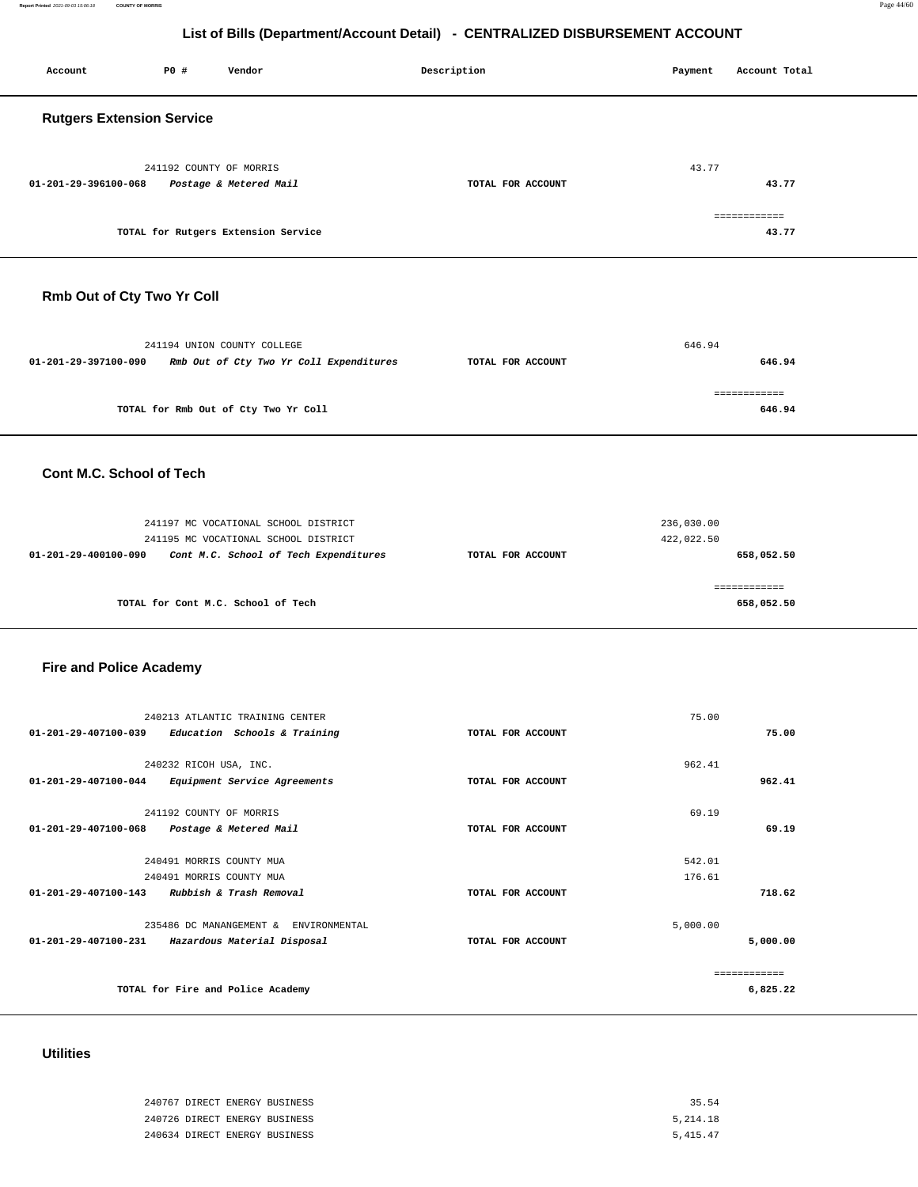# List of Bills (Department/Account Detail) - CENTRALIZED DISBURSEMENT ACCOUNT

| Account | PO # | Vendor | Description | Payment | Account Total |
|---|---|---|---|---|---|

## Rutgers Extension Service

| Account | PO # | Vendor | Description | Payment | Account Total |
|---|---|---|---|---|---|
| | 241192 | COUNTY OF MORRIS | | 43.77 | |
| 01-201-29-396100-068 | | *Postage & Metered Mail* | TOTAL FOR ACCOUNT | | 43.77 |
| | | | | | ============ |
| | | TOTAL for Rutgers Extension Service | | | 43.77 |

## Rmb Out of Cty Two Yr Coll

| Account | PO # | Vendor | Description | Payment | Account Total |
|---|---|---|---|---|---|
| | 241194 | UNION COUNTY COLLEGE | | 646.94 | |
| 01-201-29-397100-090 | | *Rmb Out of Cty Two Yr Coll Expenditures* | TOTAL FOR ACCOUNT | | 646.94 |
| | | | | | ============ |
| | | TOTAL for Rmb Out of Cty Two Yr Coll | | | 646.94 |

## Cont M.C. School of Tech

| Account | PO # | Vendor | Description | Payment | Account Total |
|---|---|---|---|---|---|
| | 241197 | MC VOCATIONAL SCHOOL DISTRICT | | 236,030.00 | |
| | 241195 | MC VOCATIONAL SCHOOL DISTRICT | | 422,022.50 | |
| 01-201-29-400100-090 | | *Cont M.C. School of Tech Expenditures* | TOTAL FOR ACCOUNT | | 658,052.50 |
| | | | | | ============ |
| | | TOTAL for Cont M.C. School of Tech | | | 658,052.50 |

## Fire and Police Academy

| Account | PO # | Vendor | Description | Payment | Account Total |
|---|---|---|---|---|---|
| | 240213 | ATLANTIC TRAINING CENTER | | 75.00 | |
| 01-201-29-407100-039 | | *Education Schools & Training* | TOTAL FOR ACCOUNT | | 75.00 |
| | 240232 | RICOH USA, INC. | | 962.41 | |
| 01-201-29-407100-044 | | *Equipment Service Agreements* | TOTAL FOR ACCOUNT | | 962.41 |
| | 241192 | COUNTY OF MORRIS | | 69.19 | |
| 01-201-29-407100-068 | | *Postage & Metered Mail* | TOTAL FOR ACCOUNT | | 69.19 |
| | 240491 | MORRIS COUNTY MUA | | 542.01 | |
| | 240491 | MORRIS COUNTY MUA | | 176.61 | |
| 01-201-29-407100-143 | | *Rubbish & Trash Removal* | TOTAL FOR ACCOUNT | | 718.62 |
| | 235486 | DC MANANGEMENT & ENVIRONMENTAL | | 5,000.00 | |
| 01-201-29-407100-231 | | *Hazardous Material Disposal* | TOTAL FOR ACCOUNT | | 5,000.00 |
| | | | | | ============ |
| | | TOTAL for Fire and Police Academy | | | 6,825.22 |

## Utilities

| Account | PO # | Vendor | Description | Payment | Account Total |
|---|---|---|---|---|---|
| | 240767 | DIRECT ENERGY BUSINESS | | 35.54 | |
| | 240726 | DIRECT ENERGY BUSINESS | | 5,214.18 | |
| | 240634 | DIRECT ENERGY BUSINESS | | 5,415.47 | |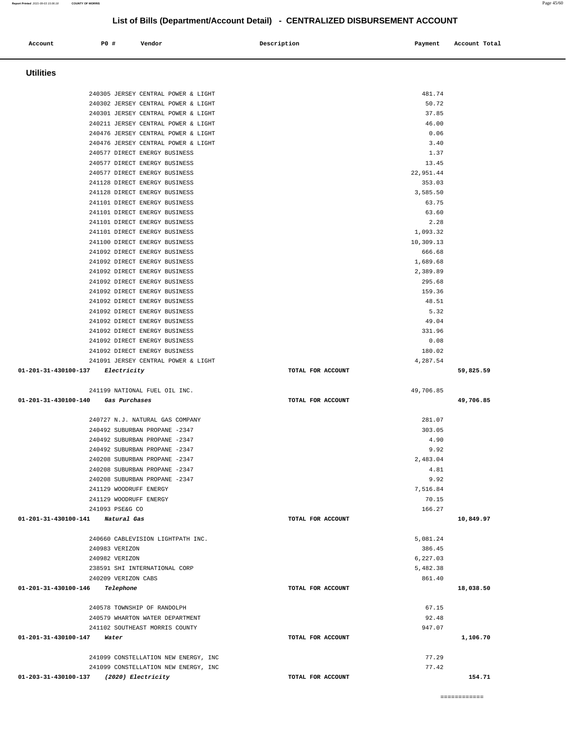# List of Bills (Department/Account Detail) - CENTRALIZED DISBURSEMENT ACCOUNT

| Account | PO # | Vendor | Description | Payment | Account Total |
|---|---|---|---|---|---|

## Utilities

| Account | PO # | Vendor | Description | Payment | Account Total |
|---|---|---|---|---|---|
| | 240305 | JERSEY CENTRAL POWER & LIGHT | | 481.74 | |
| | 240302 | JERSEY CENTRAL POWER & LIGHT | | 50.72 | |
| | 240301 | JERSEY CENTRAL POWER & LIGHT | | 37.85 | |
| | 240211 | JERSEY CENTRAL POWER & LIGHT | | 46.00 | |
| | 240476 | JERSEY CENTRAL POWER & LIGHT | | 0.06 | |
| | 240476 | JERSEY CENTRAL POWER & LIGHT | | 3.40 | |
| | 240577 | DIRECT ENERGY BUSINESS | | 1.37 | |
| | 240577 | DIRECT ENERGY BUSINESS | | 13.45 | |
| | 240577 | DIRECT ENERGY BUSINESS | | 22,951.44 | |
| | 241128 | DIRECT ENERGY BUSINESS | | 353.03 | |
| | 241128 | DIRECT ENERGY BUSINESS | | 3,585.50 | |
| | 241101 | DIRECT ENERGY BUSINESS | | 63.75 | |
| | 241101 | DIRECT ENERGY BUSINESS | | 63.60 | |
| | 241101 | DIRECT ENERGY BUSINESS | | 2.28 | |
| | 241101 | DIRECT ENERGY BUSINESS | | 1,093.32 | |
| | 241100 | DIRECT ENERGY BUSINESS | | 10,309.13 | |
| | 241092 | DIRECT ENERGY BUSINESS | | 666.68 | |
| | 241092 | DIRECT ENERGY BUSINESS | | 1,689.68 | |
| | 241092 | DIRECT ENERGY BUSINESS | | 2,389.89 | |
| | 241092 | DIRECT ENERGY BUSINESS | | 295.68 | |
| | 241092 | DIRECT ENERGY BUSINESS | | 159.36 | |
| | 241092 | DIRECT ENERGY BUSINESS | | 48.51 | |
| | 241092 | DIRECT ENERGY BUSINESS | | 5.32 | |
| | 241092 | DIRECT ENERGY BUSINESS | | 49.04 | |
| | 241092 | DIRECT ENERGY BUSINESS | | 331.96 | |
| | 241092 | DIRECT ENERGY BUSINESS | | 0.08 | |
| | 241092 | DIRECT ENERGY BUSINESS | | 180.02 | |
| | 241091 | JERSEY CENTRAL POWER & LIGHT | | 4,287.54 | |
| **01-201-31-430100-137** | *Electricity* | | TOTAL FOR ACCOUNT | | **59,825.59** |
| | 241199 | NATIONAL FUEL OIL INC. | | 49,706.85 | |
| **01-201-31-430100-140** | *Gas Purchases* | | TOTAL FOR ACCOUNT | | **49,706.85** |
| | 240727 | N.J. NATURAL GAS COMPANY | | 281.07 | |
| | 240492 | SUBURBAN PROPANE -2347 | | 303.05 | |
| | 240492 | SUBURBAN PROPANE -2347 | | 4.90 | |
| | 240492 | SUBURBAN PROPANE -2347 | | 9.92 | |
| | 240208 | SUBURBAN PROPANE -2347 | | 2,483.04 | |
| | 240208 | SUBURBAN PROPANE -2347 | | 4.81 | |
| | 240208 | SUBURBAN PROPANE -2347 | | 9.92 | |
| | 241129 | WOODRUFF ENERGY | | 7,516.84 | |
| | 241129 | WOODRUFF ENERGY | | 70.15 | |
| | 241093 | PSE&G CO | | 166.27 | |
| **01-201-31-430100-141** | *Natural Gas* | | TOTAL FOR ACCOUNT | | **10,849.97** |
| | 240660 | CABLEVISION LIGHTPATH INC. | | 5,081.24 | |
| | 240983 | VERIZON | | 386.45 | |
| | 240982 | VERIZON | | 6,227.03 | |
| | 238591 | SHI INTERNATIONAL CORP | | 5,482.38 | |
| | 240209 | VERIZON CABS | | 861.40 | |
| **01-201-31-430100-146** | *Telephone* | | TOTAL FOR ACCOUNT | | **18,038.50** |
| | 240578 | TOWNSHIP OF RANDOLPH | | 67.15 | |
| | 240579 | WHARTON WATER DEPARTMENT | | 92.48 | |
| | 241102 | SOUTHEAST MORRIS COUNTY | | 947.07 | |
| **01-201-31-430100-147** | *Water* | | TOTAL FOR ACCOUNT | | **1,106.70** |
| | 241099 | CONSTELLATION NEW ENERGY, INC | | 77.29 | |
| | 241099 | CONSTELLATION NEW ENERGY, INC | | 77.42 | |
| **01-203-31-430100-137** | *(2020) Electricity* | | TOTAL FOR ACCOUNT | | **154.71** |

============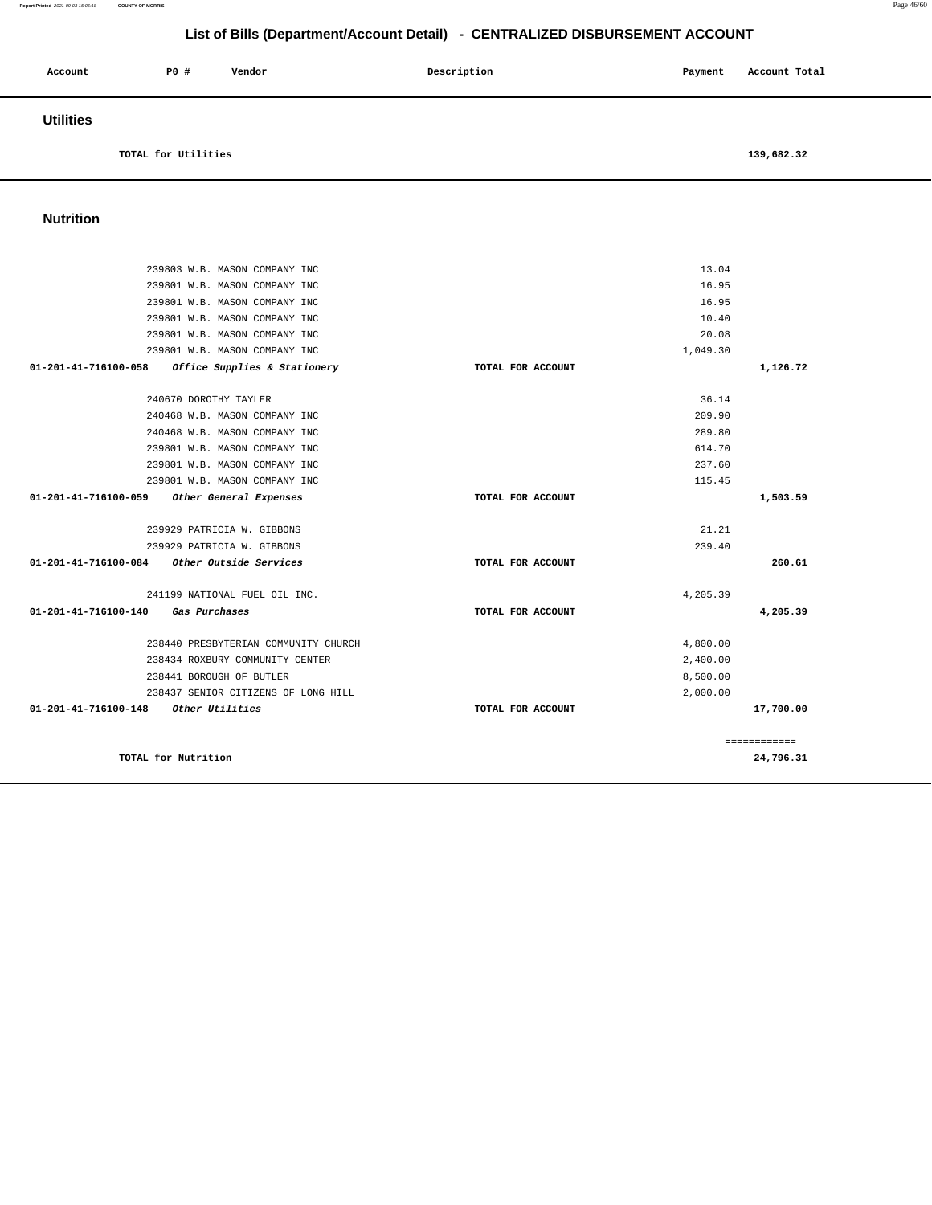# List of Bills (Department/Account Detail) - CENTRALIZED DISBURSEMENT ACCOUNT

| Account | PO # | Vendor | Description | Payment | Account Total |
|---|---|---|---|---|---|

## Utilities

| | | | | | |
|---|---|---|---|---|---|
| TOTAL for Utilities | | | | | 139,682.32 |

## Nutrition

| Account | PO # | Vendor | Description | Payment | Account Total |
|---|---|---|---|---|---|
| | 239803 | W.B. MASON COMPANY INC | | 13.04 | |
| | 239801 | W.B. MASON COMPANY INC | | 16.95 | |
| | 239801 | W.B. MASON COMPANY INC | | 16.95 | |
| | 239801 | W.B. MASON COMPANY INC | | 10.40 | |
| | 239801 | W.B. MASON COMPANY INC | | 20.08 | |
| | 239801 | W.B. MASON COMPANY INC | | 1,049.30 | |
| **01-201-41-716100-058** | | ***Office Supplies & Stationery*** | TOTAL FOR ACCOUNT | | **1,126.72** |
| | 240670 | DOROTHY TAYLER | | 36.14 | |
| | 240468 | W.B. MASON COMPANY INC | | 209.90 | |
| | 240468 | W.B. MASON COMPANY INC | | 289.80 | |
| | 239801 | W.B. MASON COMPANY INC | | 614.70 | |
| | 239801 | W.B. MASON COMPANY INC | | 237.60 | |
| | 239801 | W.B. MASON COMPANY INC | | 115.45 | |
| **01-201-41-716100-059** | | ***Other General Expenses*** | TOTAL FOR ACCOUNT | | **1,503.59** |
| | 239929 | PATRICIA W. GIBBONS | | 21.21 | |
| | 239929 | PATRICIA W. GIBBONS | | 239.40 | |
| **01-201-41-716100-084** | | ***Other Outside Services*** | TOTAL FOR ACCOUNT | | **260.61** |
| | 241199 | NATIONAL FUEL OIL INC. | | 4,205.39 | |
| **01-201-41-716100-140** | | ***Gas Purchases*** | TOTAL FOR ACCOUNT | | **4,205.39** |
| | 238440 | PRESBYTERIAN COMMUNITY CHURCH | | 4,800.00 | |
| | 238434 | ROXBURY COMMUNITY CENTER | | 2,400.00 | |
| | 238441 | BOROUGH OF BUTLER | | 8,500.00 | |
| | 238437 | SENIOR CITIZENS OF LONG HILL | | 2,000.00 | |
| **01-201-41-716100-148** | | ***Other Utilities*** | TOTAL FOR ACCOUNT | | **17,700.00** |
| | | | | | ============ |
| TOTAL for Nutrition | | | | | **24,796.31** |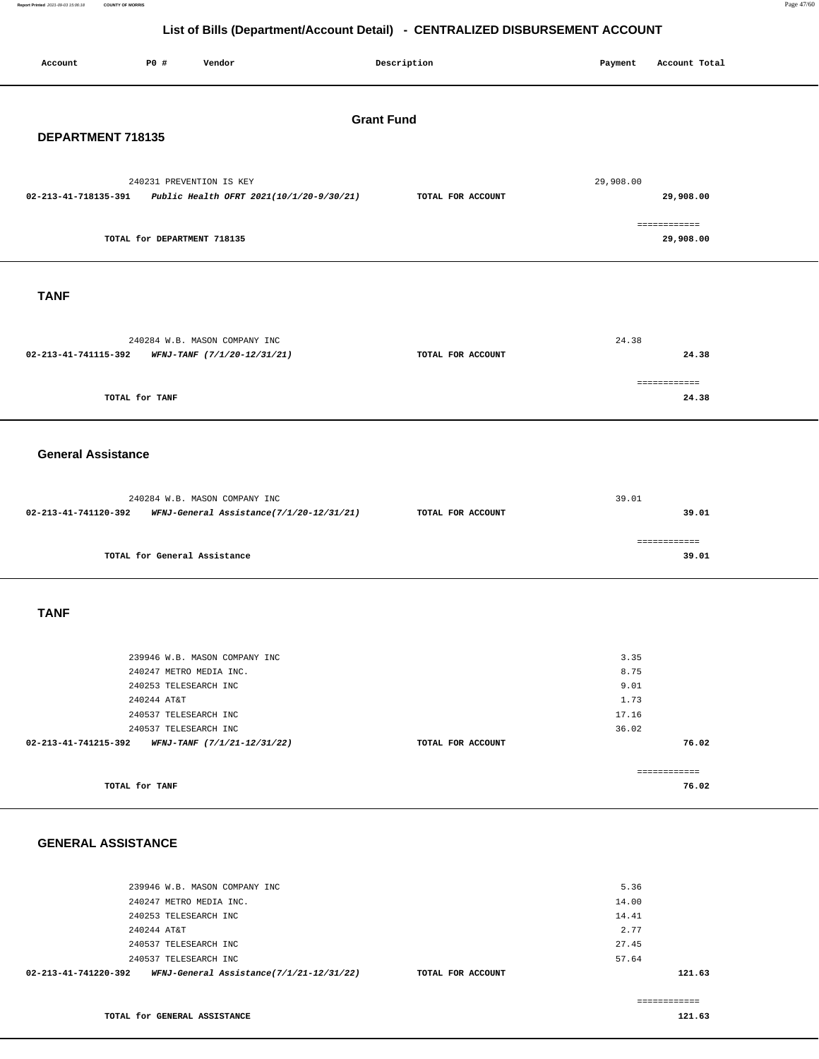## List of Bills (Department/Account Detail) - CENTRALIZED DISBURSEMENT ACCOUNT

| Account | PO # | Vendor | Description | Payment | Account Total |
|---|---|---|---|---|---|

### Grant Fund

### DEPARTMENT 718135

| Account | PO # | Vendor | Description | Payment | Account Total |
|---|---|---|---|---|---|
| | 240231 | PREVENTION IS KEY | | 29,908.00 | |
| 02-213-41-718135-391 | | *Public Health OFRT 2021(10/1/20-9/30/21)* | TOTAL FOR ACCOUNT | | 29,908.00 |
| | | TOTAL for DEPARTMENT 718135 | | | 29,908.00 |

### TANF

| Account | PO # | Vendor | Description | Payment | Account Total |
|---|---|---|---|---|---|
| | 240284 | W.B. MASON COMPANY INC | | 24.38 | |
| 02-213-41-741115-392 | | *WFNJ-TANF (7/1/20-12/31/21)* | TOTAL FOR ACCOUNT | | 24.38 |
| | | TOTAL for TANF | | | 24.38 |

### General Assistance

| Account | PO # | Vendor | Description | Payment | Account Total |
|---|---|---|---|---|---|
| | 240284 | W.B. MASON COMPANY INC | | 39.01 | |
| 02-213-41-741120-392 | | *WFNJ-General Assistance(7/1/20-12/31/21)* | TOTAL FOR ACCOUNT | | 39.01 |
| | | TOTAL for General Assistance | | | 39.01 |

### TANF

| Account | PO # | Vendor | Description | Payment | Account Total |
|---|---|---|---|---|---|
| | 239946 | W.B. MASON COMPANY INC | | 3.35 | |
| | 240247 | METRO MEDIA INC. | | 8.75 | |
| | 240253 | TELESEARCH INC | | 9.01 | |
| | 240244 | AT&T | | 1.73 | |
| | 240537 | TELESEARCH INC | | 17.16 | |
| | 240537 | TELESEARCH INC | | 36.02 | |
| 02-213-41-741215-392 | | *WFNJ-TANF (7/1/21-12/31/22)* | TOTAL FOR ACCOUNT | | 76.02 |
| | | TOTAL for TANF | | | 76.02 |

### GENERAL ASSISTANCE

| Account | PO # | Vendor | Description | Payment | Account Total |
|---|---|---|---|---|---|
| | 239946 | W.B. MASON COMPANY INC | | 5.36 | |
| | 240247 | METRO MEDIA INC. | | 14.00 | |
| | 240253 | TELESEARCH INC | | 14.41 | |
| | 240244 | AT&T | | 2.77 | |
| | 240537 | TELESEARCH INC | | 27.45 | |
| | 240537 | TELESEARCH INC | | 57.64 | |
| 02-213-41-741220-392 | | *WFNJ-General Assistance(7/1/21-12/31/22)* | TOTAL FOR ACCOUNT | | 121.63 |
| | | TOTAL for GENERAL ASSISTANCE | | | 121.63 |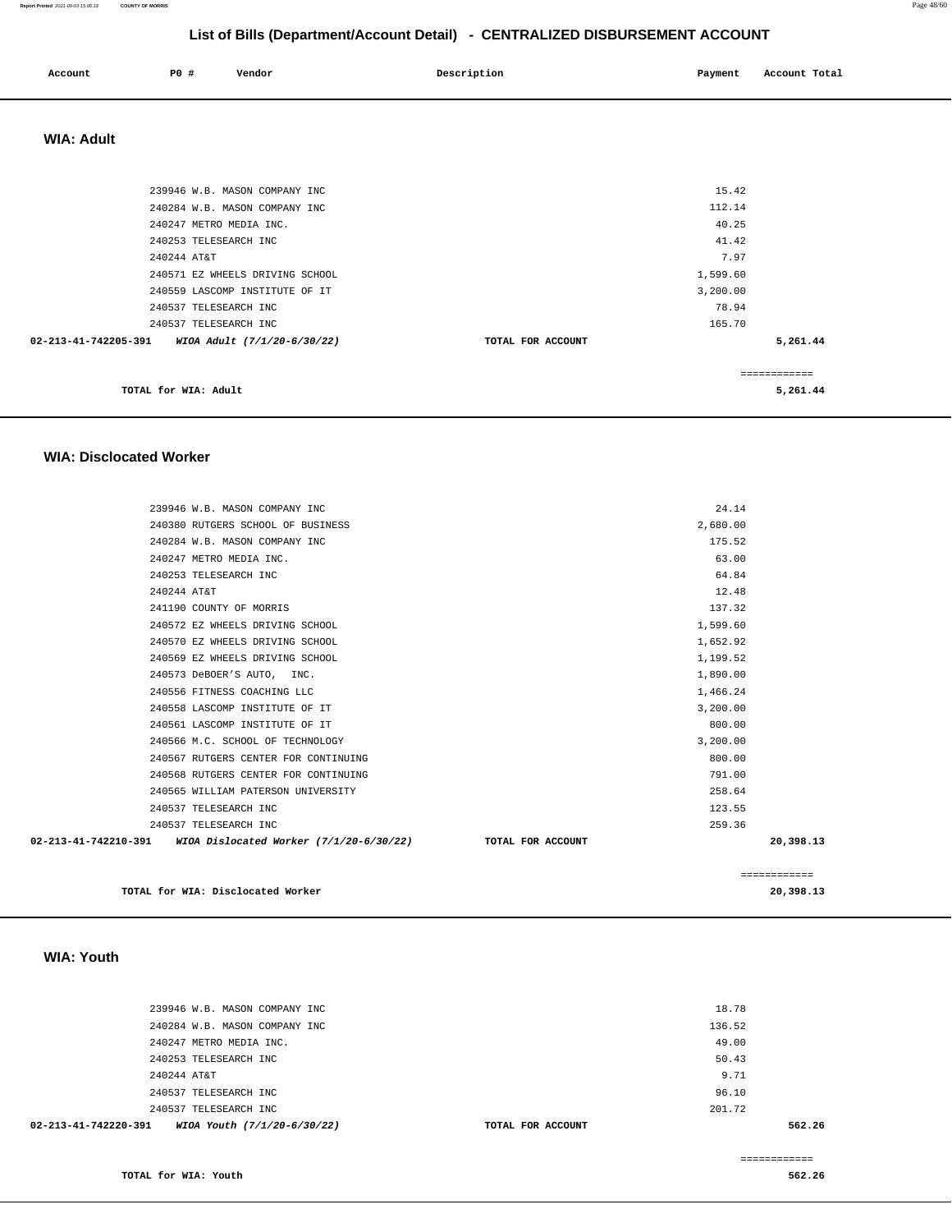# List of Bills (Department/Account Detail) - CENTRALIZED DISBURSEMENT ACCOUNT

| Account | PO # | Vendor | Description | Payment | Account Total |
|---|---|---|---|---|---|

## WIA: Adult

| Account | PO # | Vendor | Description | Payment | Account Total |
|---|---|---|---|---|---|
| | 239946 | W.B. MASON COMPANY INC | | 15.42 | |
| | 240284 | W.B. MASON COMPANY INC | | 112.14 | |
| | 240247 | METRO MEDIA INC. | | 40.25 | |
| | 240253 | TELESEARCH INC | | 41.42 | |
| | 240244 | AT&T | | 7.97 | |
| | 240571 | EZ WHEELS DRIVING SCHOOL | | 1,599.60 | |
| | 240559 | LASCOMP INSTITUTE OF IT | | 3,200.00 | |
| | 240537 | TELESEARCH INC | | 78.94 | |
| | 240537 | TELESEARCH INC | | 165.70 | |
| **02-213-41-742205-391** | | ***WIOA Adult (7/1/20-6/30/22)*** | **TOTAL FOR ACCOUNT** | | **5,261.44** |

**TOTAL for WIA: Adult** ============ **5,261.44**

## WIA: Disclocated Worker

| Account | PO # | Vendor | Description | Payment | Account Total |
|---|---|---|---|---|---|
| | 239946 | W.B. MASON COMPANY INC | | 24.14 | |
| | 240380 | RUTGERS SCHOOL OF BUSINESS | | 2,680.00 | |
| | 240284 | W.B. MASON COMPANY INC | | 175.52 | |
| | 240247 | METRO MEDIA INC. | | 63.00 | |
| | 240253 | TELESEARCH INC | | 64.84 | |
| | 240244 | AT&T | | 12.48 | |
| | 241190 | COUNTY OF MORRIS | | 137.32 | |
| | 240572 | EZ WHEELS DRIVING SCHOOL | | 1,599.60 | |
| | 240570 | EZ WHEELS DRIVING SCHOOL | | 1,652.92 | |
| | 240569 | EZ WHEELS DRIVING SCHOOL | | 1,199.52 | |
| | 240573 | DeBOER'S AUTO, INC. | | 1,890.00 | |
| | 240556 | FITNESS COACHING LLC | | 1,466.24 | |
| | 240558 | LASCOMP INSTITUTE OF IT | | 3,200.00 | |
| | 240561 | LASCOMP INSTITUTE OF IT | | 800.00 | |
| | 240566 | M.C. SCHOOL OF TECHNOLOGY | | 3,200.00 | |
| | 240567 | RUTGERS CENTER FOR CONTINUING | | 800.00 | |
| | 240568 | RUTGERS CENTER FOR CONTINUING | | 791.00 | |
| | 240565 | WILLIAM PATERSON UNIVERSITY | | 258.64 | |
| | 240537 | TELESEARCH INC | | 123.55 | |
| | 240537 | TELESEARCH INC | | 259.36 | |
| **02-213-41-742210-391** | | ***WIOA Dislocated Worker (7/1/20-6/30/22)*** | **TOTAL FOR ACCOUNT** | | **20,398.13** |

**TOTAL for WIA: Disclocated Worker** ============ **20,398.13**

## WIA: Youth

| Account | PO # | Vendor | Description | Payment | Account Total |
|---|---|---|---|---|---|
| | 239946 | W.B. MASON COMPANY INC | | 18.78 | |
| | 240284 | W.B. MASON COMPANY INC | | 136.52 | |
| | 240247 | METRO MEDIA INC. | | 49.00 | |
| | 240253 | TELESEARCH INC | | 50.43 | |
| | 240244 | AT&T | | 9.71 | |
| | 240537 | TELESEARCH INC | | 96.10 | |
| | 240537 | TELESEARCH INC | | 201.72 | |
| **02-213-41-742220-391** | | ***WIOA Youth (7/1/20-6/30/22)*** | **TOTAL FOR ACCOUNT** | | **562.26** |

**TOTAL for WIA: Youth** ============ **562.26**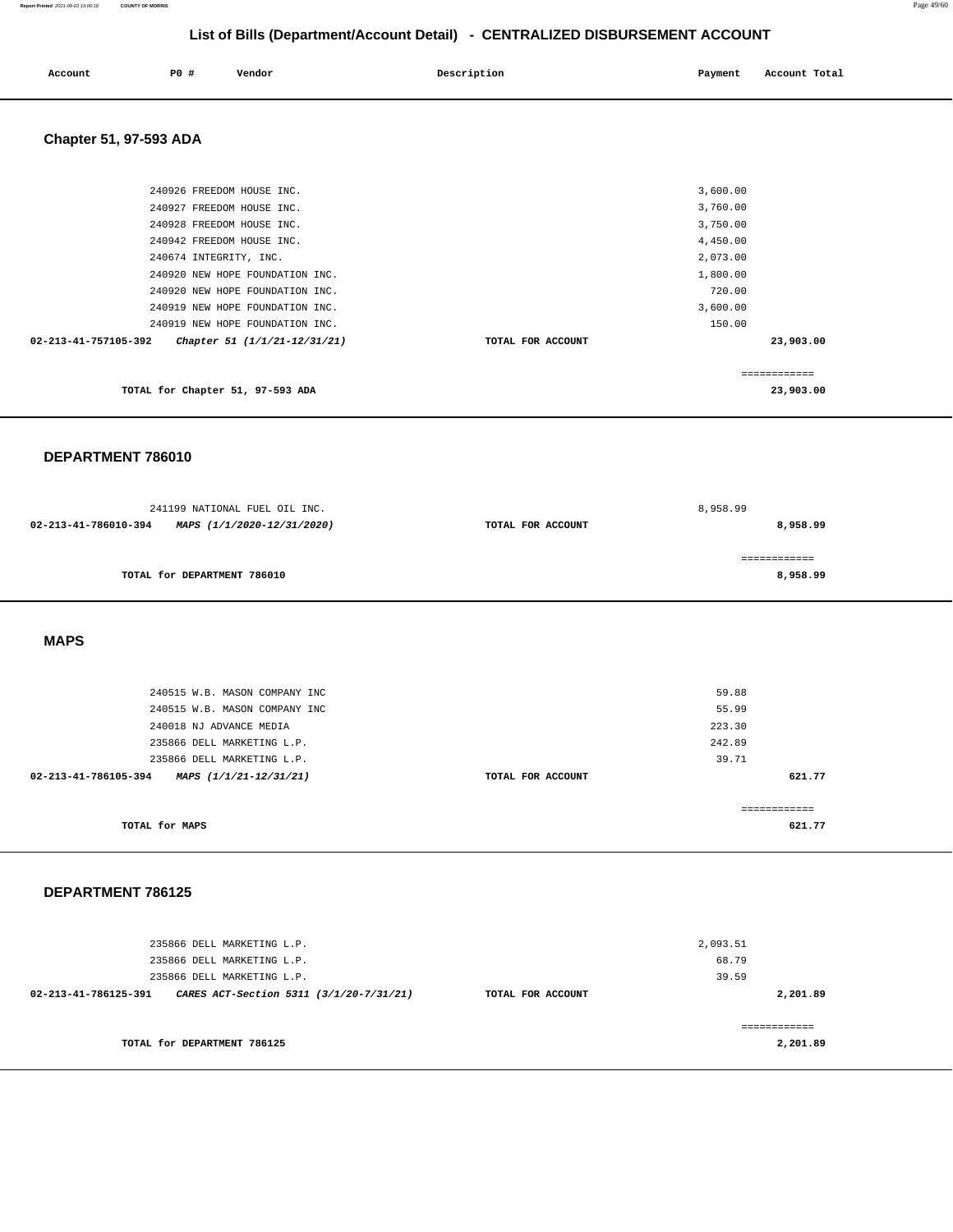# List of Bills (Department/Account Detail) - CENTRALIZED DISBURSEMENT ACCOUNT

| Account | PO # | Vendor | Description | Payment | Account Total |
|---|---|---|---|---|---|

## Chapter 51, 97-593 ADA

| Account | PO # | Vendor | Description | Payment | Account Total |
|---|---|---|---|---|---|
| | 240926 | FREEDOM HOUSE INC. | | 3,600.00 | |
| | 240927 | FREEDOM HOUSE INC. | | 3,760.00 | |
| | 240928 | FREEDOM HOUSE INC. | | 3,750.00 | |
| | 240942 | FREEDOM HOUSE INC. | | 4,450.00 | |
| | 240674 | INTEGRITY, INC. | | 2,073.00 | |
| | 240920 | NEW HOPE FOUNDATION INC. | | 1,800.00 | |
| | 240920 | NEW HOPE FOUNDATION INC. | | 720.00 | |
| | 240919 | NEW HOPE FOUNDATION INC. | | 3,600.00 | |
| | 240919 | NEW HOPE FOUNDATION INC. | | 150.00 | |
| **02-213-41-757105-392** | | ***Chapter 51 (1/1/21-12/31/21)*** | **TOTAL FOR ACCOUNT** | | **23,903.00** |

**TOTAL for Chapter 51, 97-593 ADA** — ============ **23,903.00**

## DEPARTMENT 786010

| Account | PO # | Vendor | Description | Payment | Account Total |
|---|---|---|---|---|---|
| | 241199 | NATIONAL FUEL OIL INC. | | 8,958.99 | |
| **02-213-41-786010-394** | | ***MAPS (1/1/2020-12/31/2020)*** | **TOTAL FOR ACCOUNT** | | **8,958.99** |

**TOTAL for DEPARTMENT 786010** — ============ **8,958.99**

## MAPS

| Account | PO # | Vendor | Description | Payment | Account Total |
|---|---|---|---|---|---|
| | 240515 | W.B. MASON COMPANY INC | | 59.88 | |
| | 240515 | W.B. MASON COMPANY INC | | 55.99 | |
| | 240018 | NJ ADVANCE MEDIA | | 223.30 | |
| | 235866 | DELL MARKETING L.P. | | 242.89 | |
| | 235866 | DELL MARKETING L.P. | | 39.71 | |
| **02-213-41-786105-394** | | ***MAPS (1/1/21-12/31/21)*** | **TOTAL FOR ACCOUNT** | | **621.77** |

**TOTAL for MAPS** — ============ **621.77**

## DEPARTMENT 786125

| Account | PO # | Vendor | Description | Payment | Account Total |
|---|---|---|---|---|---|
| | 235866 | DELL MARKETING L.P. | | 2,093.51 | |
| | 235866 | DELL MARKETING L.P. | | 68.79 | |
| | 235866 | DELL MARKETING L.P. | | 39.59 | |
| **02-213-41-786125-391** | | ***CARES ACT-Section 5311 (3/1/20-7/31/21)*** | **TOTAL FOR ACCOUNT** | | **2,201.89** |

**TOTAL for DEPARTMENT 786125** — ============ **2,201.89**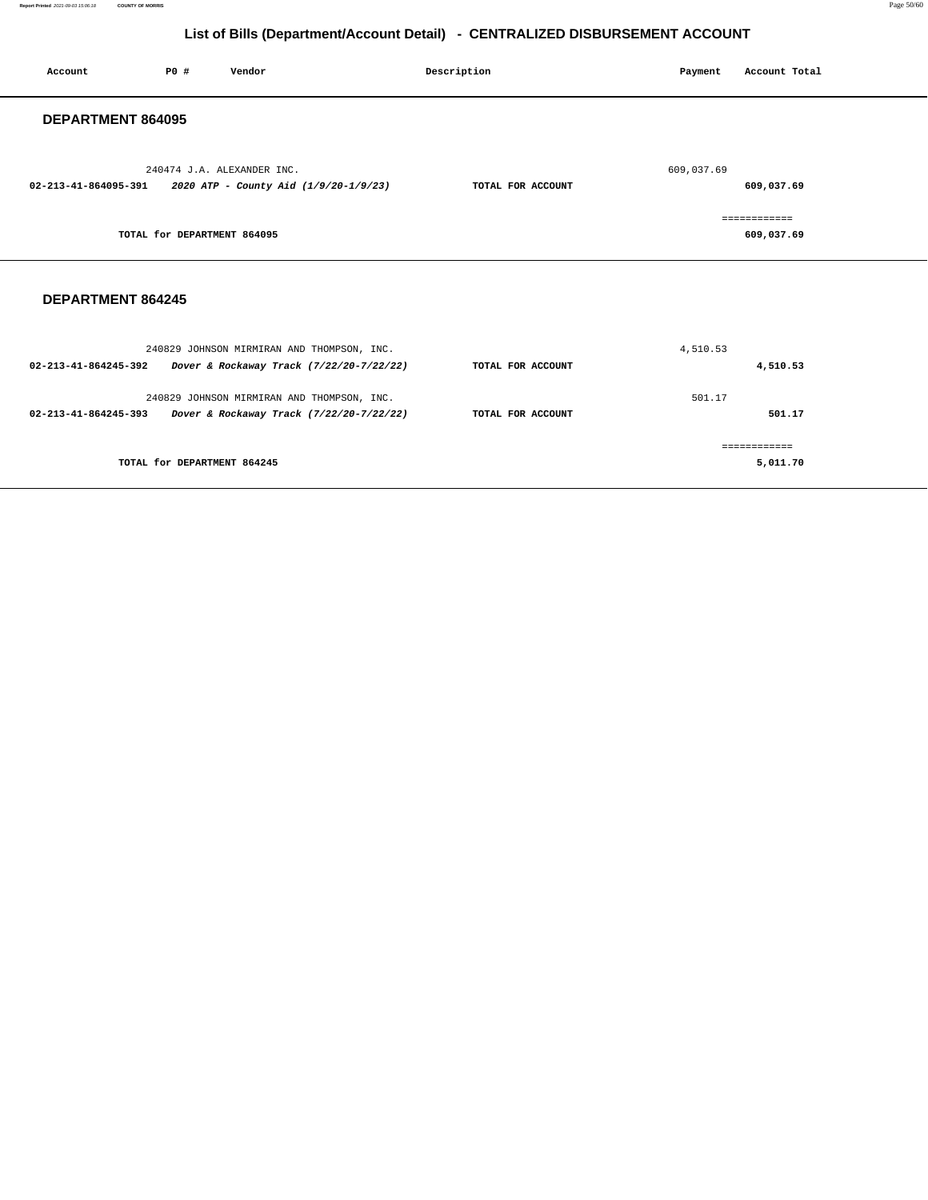# List of Bills (Department/Account Detail) - CENTRALIZED DISBURSEMENT ACCOUNT

| Account | PO # | Vendor | Description | Payment | Account Total |
|---|---|---|---|---|---|

## DEPARTMENT 864095

| Account | PO # | Vendor | Description | Payment | Account Total |
|---|---|---|---|---|---|
| | 240474 | J.A. ALEXANDER INC. | | 609,037.69 | |
| **02-213-41-864095-391** | | ***2020 ATP - County Aid (1/9/20-1/9/23)*** | **TOTAL FOR ACCOUNT** | | **609,037.69** |
| | | | | | ============ |
| | **TOTAL for DEPARTMENT 864095** | | | | **609,037.69** |

## DEPARTMENT 864245

| Account | PO # | Vendor | Description | Payment | Account Total |
|---|---|---|---|---|---|
| | 240829 | JOHNSON MIRMIRAN AND THOMPSON, INC. | | 4,510.53 | |
| **02-213-41-864245-392** | | ***Dover & Rockaway Track (7/22/20-7/22/22)*** | **TOTAL FOR ACCOUNT** | | **4,510.53** |
| | 240829 | JOHNSON MIRMIRAN AND THOMPSON, INC. | | 501.17 | |
| **02-213-41-864245-393** | | ***Dover & Rockaway Track (7/22/20-7/22/22)*** | **TOTAL FOR ACCOUNT** | | **501.17** |
| | | | | | ============ |
| | **TOTAL for DEPARTMENT 864245** | | | | **5,011.70** |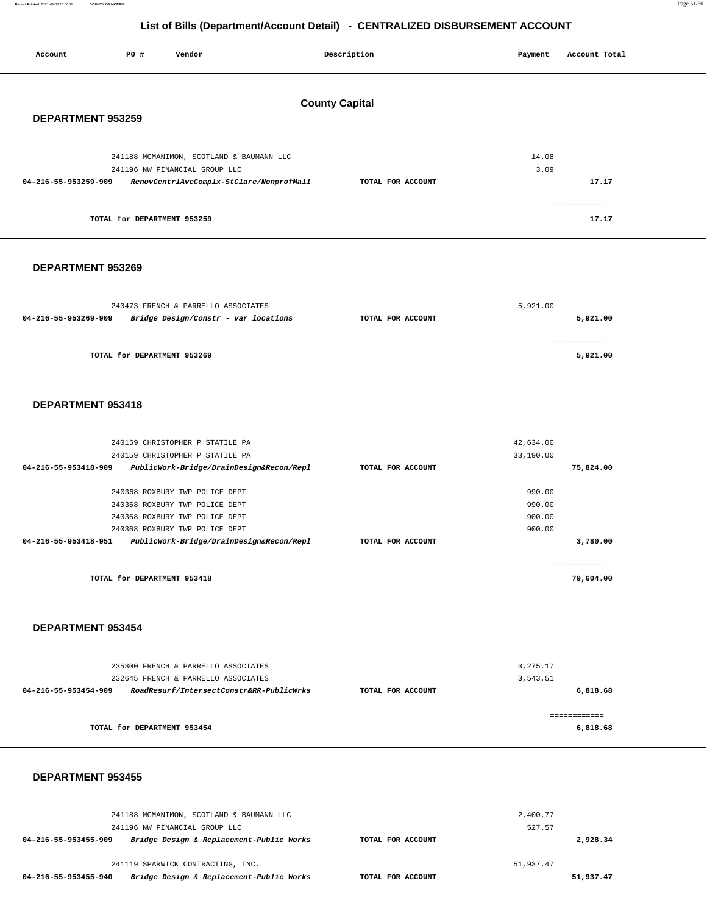# List of Bills (Department/Account Detail) - CENTRALIZED DISBURSEMENT ACCOUNT

| Account | PO # | Vendor | Description | Payment | Account Total |
|---|---|---|---|---|---|

## County Capital

### DEPARTMENT 953259

| Account | PO # | Vendor | Description | Payment | Account Total |
|---|---|---|---|---|---|
| | 241188 | MCMANIMON, SCOTLAND & BAUMANN LLC | | 14.08 | |
| | 241196 | NW FINANCIAL GROUP LLC | | 3.09 | |
| 04-216-55-953259-909 | | *RenovCentrlAveComplx-StClare/NonprofMall* | TOTAL FOR ACCOUNT | | 17.17 |
| | | | | | ============ |
| | | TOTAL for DEPARTMENT 953259 | | | 17.17 |

### DEPARTMENT 953269

| Account | PO # | Vendor | Description | Payment | Account Total |
|---|---|---|---|---|---|
| | 240473 | FRENCH & PARRELLO ASSOCIATES | | 5,921.00 | |
| 04-216-55-953269-909 | | *Bridge Design/Constr - var locations* | TOTAL FOR ACCOUNT | | 5,921.00 |
| | | | | | ============ |
| | | TOTAL for DEPARTMENT 953269 | | | 5,921.00 |

### DEPARTMENT 953418

| Account | PO # | Vendor | Description | Payment | Account Total |
|---|---|---|---|---|---|
| | 240159 | CHRISTOPHER P STATILE PA | | 42,634.00 | |
| | 240159 | CHRISTOPHER P STATILE PA | | 33,190.00 | |
| 04-216-55-953418-909 | | *PublicWork-Bridge/DrainDesign&Recon/Repl* | TOTAL FOR ACCOUNT | | 75,824.00 |
| | 240368 | ROXBURY TWP POLICE DEPT | | 990.00 | |
| | 240368 | ROXBURY TWP POLICE DEPT | | 990.00 | |
| | 240368 | ROXBURY TWP POLICE DEPT | | 900.00 | |
| | 240368 | ROXBURY TWP POLICE DEPT | | 900.00 | |
| 04-216-55-953418-951 | | *PublicWork-Bridge/DrainDesign&Recon/Repl* | TOTAL FOR ACCOUNT | | 3,780.00 |
| | | | | | ============ |
| | | TOTAL for DEPARTMENT 953418 | | | 79,604.00 |

### DEPARTMENT 953454

| Account | PO # | Vendor | Description | Payment | Account Total |
|---|---|---|---|---|---|
| | 235300 | FRENCH & PARRELLO ASSOCIATES | | 3,275.17 | |
| | 232645 | FRENCH & PARRELLO ASSOCIATES | | 3,543.51 | |
| 04-216-55-953454-909 | | *RoadResurf/IntersectConstr&RR-PublicWrks* | TOTAL FOR ACCOUNT | | 6,818.68 |
| | | | | | ============ |
| | | TOTAL for DEPARTMENT 953454 | | | 6,818.68 |

### DEPARTMENT 953455

| Account | PO # | Vendor | Description | Payment | Account Total |
|---|---|---|---|---|---|
| | 241188 | MCMANIMON, SCOTLAND & BAUMANN LLC | | 2,400.77 | |
| | 241196 | NW FINANCIAL GROUP LLC | | 527.57 | |
| 04-216-55-953455-909 | | *Bridge Design & Replacement-Public Works* | TOTAL FOR ACCOUNT | | 2,928.34 |
| | 241119 | SPARWICK CONTRACTING, INC. | | 51,937.47 | |
| 04-216-55-953455-940 | | *Bridge Design & Replacement-Public Works* | TOTAL FOR ACCOUNT | | 51,937.47 |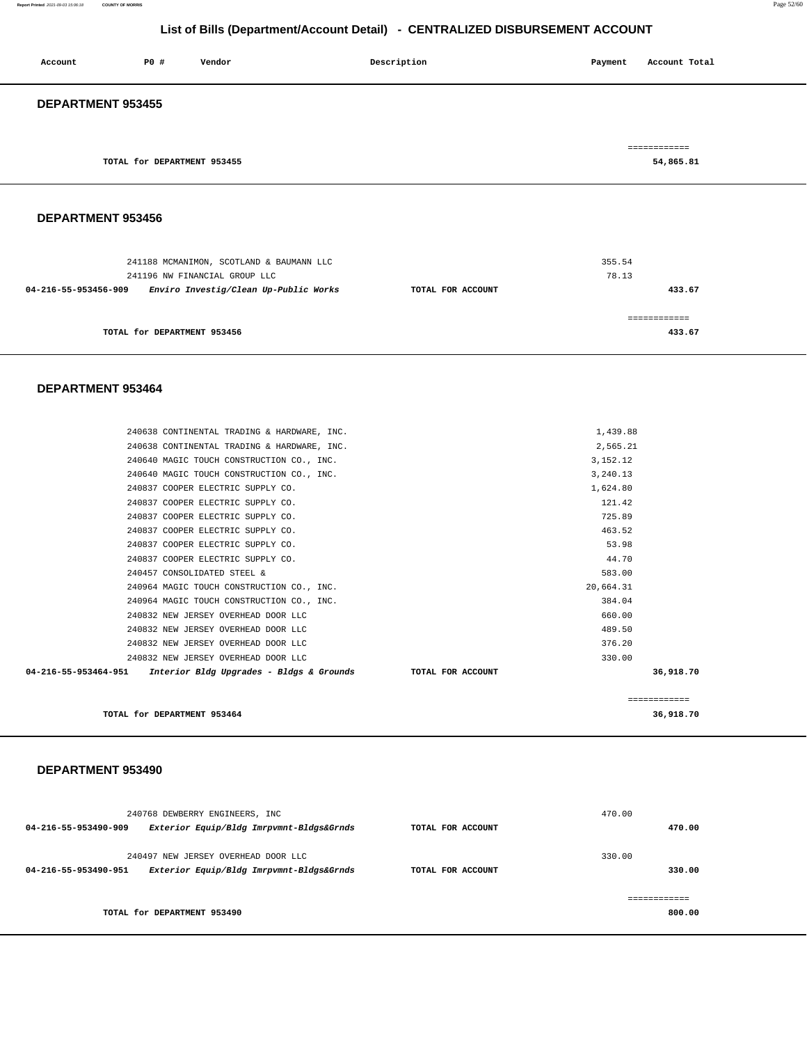# List of Bills (Department/Account Detail) - CENTRALIZED DISBURSEMENT ACCOUNT

| Account | PO # | Vendor | Description | Payment | Account Total |
|---|---|---|---|---|---|

## DEPARTMENT 953455

| | | | | | |
|---|---|---|---|---|---|
| | TOTAL for DEPARTMENT 953455 | | | | 54,865.81 |

## DEPARTMENT 953456

| Account | PO # | Vendor | Description | Payment | Account Total |
|---|---|---|---|---|---|
| | 241188 | MCMANIMON, SCOTLAND & BAUMANN LLC | | 355.54 | |
| | 241196 | NW FINANCIAL GROUP LLC | | 78.13 | |
| 04-216-55-953456-909 | | *Enviro Investig/Clean Up-Public Works* | TOTAL FOR ACCOUNT | | 433.67 |
| | TOTAL for DEPARTMENT 953456 | | | | 433.67 |

## DEPARTMENT 953464

| Account | PO # | Vendor | Description | Payment | Account Total |
|---|---|---|---|---|---|
| | 240638 | CONTINENTAL TRADING & HARDWARE, INC. | | 1,439.88 | |
| | 240638 | CONTINENTAL TRADING & HARDWARE, INC. | | 2,565.21 | |
| | 240640 | MAGIC TOUCH CONSTRUCTION CO., INC. | | 3,152.12 | |
| | 240640 | MAGIC TOUCH CONSTRUCTION CO., INC. | | 3,240.13 | |
| | 240837 | COOPER ELECTRIC SUPPLY CO. | | 1,624.80 | |
| | 240837 | COOPER ELECTRIC SUPPLY CO. | | 121.42 | |
| | 240837 | COOPER ELECTRIC SUPPLY CO. | | 725.89 | |
| | 240837 | COOPER ELECTRIC SUPPLY CO. | | 463.52 | |
| | 240837 | COOPER ELECTRIC SUPPLY CO. | | 53.98 | |
| | 240837 | COOPER ELECTRIC SUPPLY CO. | | 44.70 | |
| | 240457 | CONSOLIDATED STEEL & | | 583.00 | |
| | 240964 | MAGIC TOUCH CONSTRUCTION CO., INC. | | 20,664.31 | |
| | 240964 | MAGIC TOUCH CONSTRUCTION CO., INC. | | 384.04 | |
| | 240832 | NEW JERSEY OVERHEAD DOOR LLC | | 660.00 | |
| | 240832 | NEW JERSEY OVERHEAD DOOR LLC | | 489.50 | |
| | 240832 | NEW JERSEY OVERHEAD DOOR LLC | | 376.20 | |
| | 240832 | NEW JERSEY OVERHEAD DOOR LLC | | 330.00 | |
| 04-216-55-953464-951 | | *Interior Bldg Upgrades - Bldgs & Grounds* | TOTAL FOR ACCOUNT | | 36,918.70 |
| | TOTAL for DEPARTMENT 953464 | | | | 36,918.70 |

## DEPARTMENT 953490

| Account | PO # | Vendor | Description | Payment | Account Total |
|---|---|---|---|---|---|
| | 240768 | DEWBERRY ENGINEERS, INC | | 470.00 | |
| 04-216-55-953490-909 | | *Exterior Equip/Bldg Imrpvmnt-Bldgs&Grnds* | TOTAL FOR ACCOUNT | | 470.00 |
| | 240497 | NEW JERSEY OVERHEAD DOOR LLC | | 330.00 | |
| 04-216-55-953490-951 | | *Exterior Equip/Bldg Imrpvmnt-Bldgs&Grnds* | TOTAL FOR ACCOUNT | | 330.00 |
| | TOTAL for DEPARTMENT 953490 | | | | 800.00 |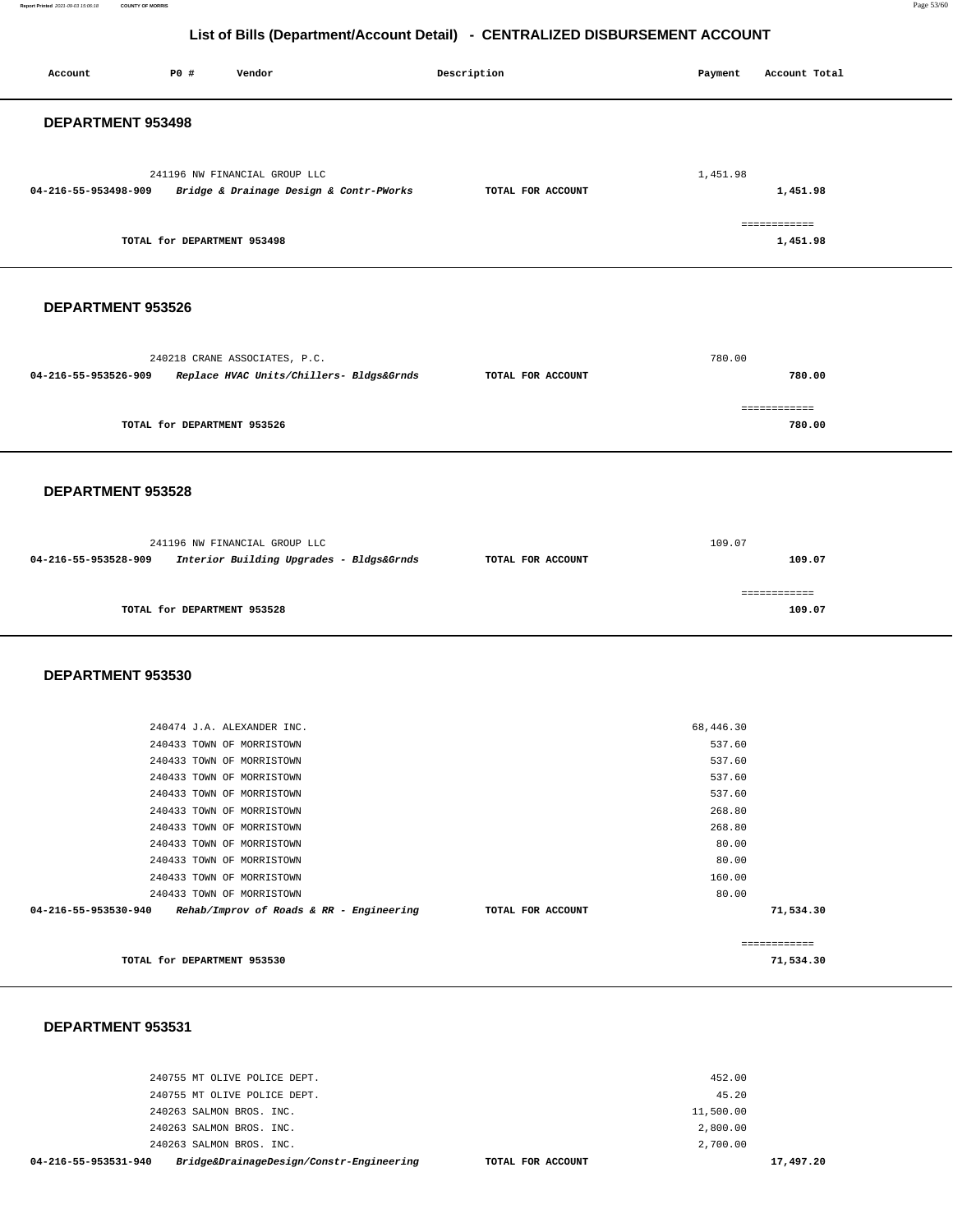# List of Bills (Department/Account Detail) - CENTRALIZED DISBURSEMENT ACCOUNT

| Account | P0 # | Vendor | Description | Payment | Account Total |
|---|---|---|---|---|---|

## DEPARTMENT 953498

| Account | P0 # | Vendor | Description | Payment | Account Total |
|---|---|---|---|---|---|
| | 241196 | NW FINANCIAL GROUP LLC | | 1,451.98 | |
| **04-216-55-953498-909** | | ***Bridge & Drainage Design & Contr-PWorks*** | **TOTAL FOR ACCOUNT** | | **1,451.98** |
| | | | | | ============ |
| | | **TOTAL for DEPARTMENT 953498** | | | **1,451.98** |

## DEPARTMENT 953526

| Account | P0 # | Vendor | Description | Payment | Account Total |
|---|---|---|---|---|---|
| | 240218 | CRANE ASSOCIATES, P.C. | | 780.00 | |
| **04-216-55-953526-909** | | ***Replace HVAC Units/Chillers- Bldgs&Grnds*** | **TOTAL FOR ACCOUNT** | | **780.00** |
| | | | | | ============ |
| | | **TOTAL for DEPARTMENT 953526** | | | **780.00** |

## DEPARTMENT 953528

| Account | P0 # | Vendor | Description | Payment | Account Total |
|---|---|---|---|---|---|
| | 241196 | NW FINANCIAL GROUP LLC | | 109.07 | |
| **04-216-55-953528-909** | | ***Interior Building Upgrades - Bldgs&Grnds*** | **TOTAL FOR ACCOUNT** | | **109.07** |
| | | | | | ============ |
| | | **TOTAL for DEPARTMENT 953528** | | | **109.07** |

## DEPARTMENT 953530

| Account | P0 # | Vendor | Description | Payment | Account Total |
|---|---|---|---|---|---|
| | 240474 | J.A. ALEXANDER INC. | | 68,446.30 | |
| | 240433 | TOWN OF MORRISTOWN | | 537.60 | |
| | 240433 | TOWN OF MORRISTOWN | | 537.60 | |
| | 240433 | TOWN OF MORRISTOWN | | 537.60 | |
| | 240433 | TOWN OF MORRISTOWN | | 537.60 | |
| | 240433 | TOWN OF MORRISTOWN | | 268.80 | |
| | 240433 | TOWN OF MORRISTOWN | | 268.80 | |
| | 240433 | TOWN OF MORRISTOWN | | 80.00 | |
| | 240433 | TOWN OF MORRISTOWN | | 80.00 | |
| | 240433 | TOWN OF MORRISTOWN | | 160.00 | |
| | 240433 | TOWN OF MORRISTOWN | | 80.00 | |
| **04-216-55-953530-940** | | ***Rehab/Improv of Roads & RR - Engineering*** | **TOTAL FOR ACCOUNT** | | **71,534.30** |
| | | | | | ============ |
| | | **TOTAL for DEPARTMENT 953530** | | | **71,534.30** |

## DEPARTMENT 953531

| Account | P0 # | Vendor | Description | Payment | Account Total |
|---|---|---|---|---|---|
| | 240755 | MT OLIVE POLICE DEPT. | | 452.00 | |
| | 240755 | MT OLIVE POLICE DEPT. | | 45.20 | |
| | 240263 | SALMON BROS. INC. | | 11,500.00 | |
| | 240263 | SALMON BROS. INC. | | 2,800.00 | |
| | 240263 | SALMON BROS. INC. | | 2,700.00 | |
| **04-216-55-953531-940** | | ***Bridge&DrainageDesign/Constr-Engineering*** | **TOTAL FOR ACCOUNT** | | **17,497.20** |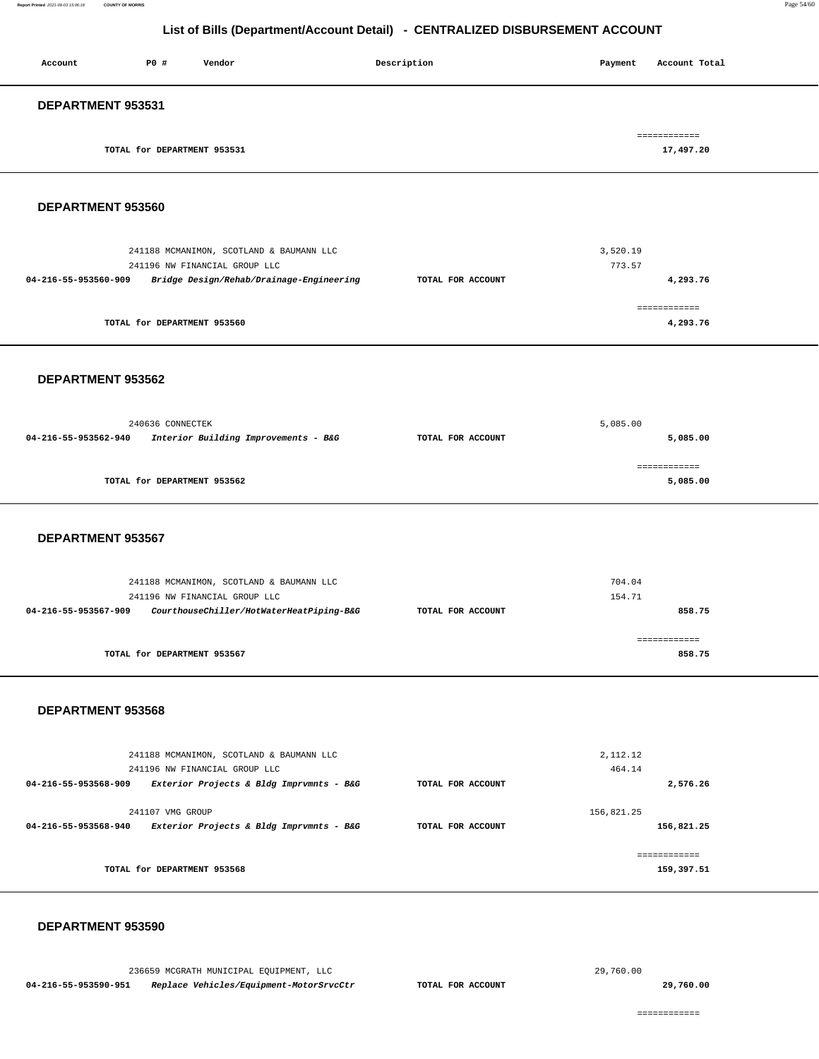## List of Bills (Department/Account Detail) - CENTRALIZED DISBURSEMENT ACCOUNT

| Account | PO # | Vendor | Description | Payment | Account Total |
|---|---|---|---|---|---|

### DEPARTMENT 953531

| | | | | | |
|---|---|---|---|---|---|
| | TOTAL for DEPARTMENT 953531 | | | | ============ 17,497.20 |

### DEPARTMENT 953560

| Account | PO # | Vendor | Description | Payment | Account Total |
|---|---|---|---|---|---|
| | 241188 | MCMANIMON, SCOTLAND & BAUMANN LLC | | 3,520.19 | |
| | 241196 | NW FINANCIAL GROUP LLC | | 773.57 | |
| 04-216-55-953560-909 | | *Bridge Design/Rehab/Drainage-Engineering* | TOTAL FOR ACCOUNT | | 4,293.76 |
| | TOTAL for DEPARTMENT 953560 | | | | ============ 4,293.76 |

### DEPARTMENT 953562

| Account | PO # | Vendor | Description | Payment | Account Total |
|---|---|---|---|---|---|
| | 240636 | CONNECTEK | | 5,085.00 | |
| 04-216-55-953562-940 | | *Interior Building Improvements - B&G* | TOTAL FOR ACCOUNT | | 5,085.00 |
| | TOTAL for DEPARTMENT 953562 | | | | ============ 5,085.00 |

### DEPARTMENT 953567

| Account | PO # | Vendor | Description | Payment | Account Total |
|---|---|---|---|---|---|
| | 241188 | MCMANIMON, SCOTLAND & BAUMANN LLC | | 704.04 | |
| | 241196 | NW FINANCIAL GROUP LLC | | 154.71 | |
| 04-216-55-953567-909 | | *CourthouseChiller/HotWaterHeatPiping-B&G* | TOTAL FOR ACCOUNT | | 858.75 |
| | TOTAL for DEPARTMENT 953567 | | | | ============ 858.75 |

### DEPARTMENT 953568

| Account | PO # | Vendor | Description | Payment | Account Total |
|---|---|---|---|---|---|
| | 241188 | MCMANIMON, SCOTLAND & BAUMANN LLC | | 2,112.12 | |
| | 241196 | NW FINANCIAL GROUP LLC | | 464.14 | |
| 04-216-55-953568-909 | | *Exterior Projects & Bldg Imprvmnts - B&G* | TOTAL FOR ACCOUNT | | 2,576.26 |
| | 241107 | VMG GROUP | | 156,821.25 | |
| 04-216-55-953568-940 | | *Exterior Projects & Bldg Imprvmnts - B&G* | TOTAL FOR ACCOUNT | | 156,821.25 |
| | TOTAL for DEPARTMENT 953568 | | | | ============ 159,397.51 |

### DEPARTMENT 953590

| Account | PO # | Vendor | Description | Payment | Account Total |
|---|---|---|---|---|---|
| | 236659 | MCGRATH MUNICIPAL EQUIPMENT, LLC | | 29,760.00 | |
| 04-216-55-953590-951 | | *Replace Vehicles/Equipment-MotorSrvcCtr* | TOTAL FOR ACCOUNT | | 29,760.00 |
| | | | | | ============ |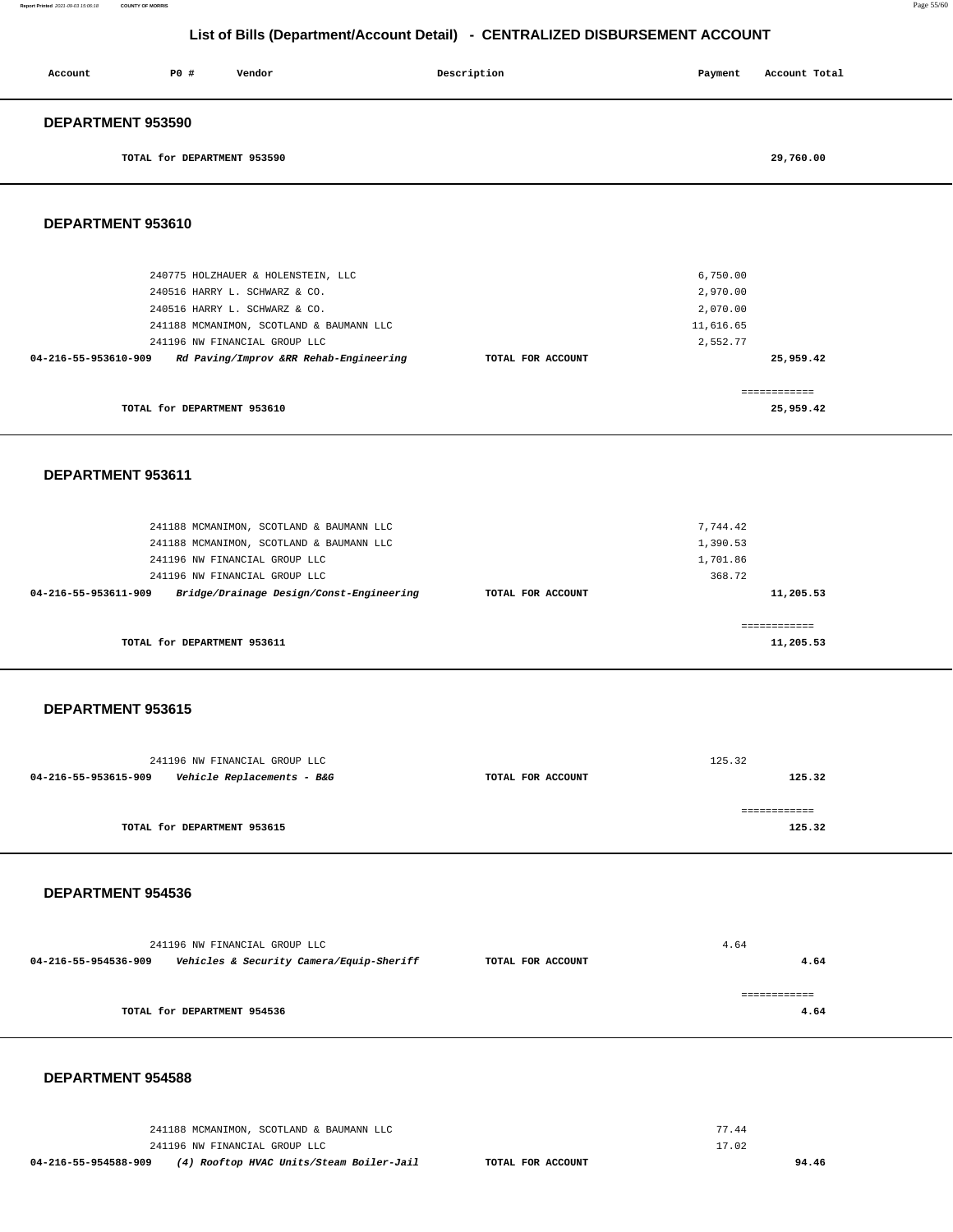# List of Bills (Department/Account Detail) - CENTRALIZED DISBURSEMENT ACCOUNT

| Account | PO # | Vendor | Description | Payment | Account Total |
|---|---|---|---|---|---|

## DEPARTMENT 953590

| | | | |
|---|---|---|---|
| TOTAL for DEPARTMENT 953590 | | | 29,760.00 |

## DEPARTMENT 953610

| Account | PO # / Vendor | Description | Payment | Account Total |
|---|---|---|---|---|
| | 240775 HOLZHAUER & HOLENSTEIN, LLC | | 6,750.00 | |
| | 240516 HARRY L. SCHWARZ & CO. | | 2,970.00 | |
| | 240516 HARRY L. SCHWARZ & CO. | | 2,070.00 | |
| | 241188 MCMANIMON, SCOTLAND & BAUMANN LLC | | 11,616.65 | |
| | 241196 NW FINANCIAL GROUP LLC | | 2,552.77 | |
| **04-216-55-953610-909** | ***Rd Paving/Improv &RR Rehab-Engineering*** | **TOTAL FOR ACCOUNT** | | **25,959.42** |
| | | | | ============ |
| | **TOTAL for DEPARTMENT 953610** | | | **25,959.42** |

## DEPARTMENT 953611

| Account | PO # / Vendor | Description | Payment | Account Total |
|---|---|---|---|---|
| | 241188 MCMANIMON, SCOTLAND & BAUMANN LLC | | 7,744.42 | |
| | 241188 MCMANIMON, SCOTLAND & BAUMANN LLC | | 1,390.53 | |
| | 241196 NW FINANCIAL GROUP LLC | | 1,701.86 | |
| | 241196 NW FINANCIAL GROUP LLC | | 368.72 | |
| **04-216-55-953611-909** | ***Bridge/Drainage Design/Const-Engineering*** | **TOTAL FOR ACCOUNT** | | **11,205.53** |
| | | | | ============ |
| | **TOTAL for DEPARTMENT 953611** | | | **11,205.53** |

## DEPARTMENT 953615

| Account | PO # / Vendor | Description | Payment | Account Total |
|---|---|---|---|---|
| | 241196 NW FINANCIAL GROUP LLC | | 125.32 | |
| **04-216-55-953615-909** | ***Vehicle Replacements - B&G*** | **TOTAL FOR ACCOUNT** | | **125.32** |
| | | | | ============ |
| | **TOTAL for DEPARTMENT 953615** | | | **125.32** |

## DEPARTMENT 954536

| Account | PO # / Vendor | Description | Payment | Account Total |
|---|---|---|---|---|
| | 241196 NW FINANCIAL GROUP LLC | | 4.64 | |
| **04-216-55-954536-909** | ***Vehicles & Security Camera/Equip-Sheriff*** | **TOTAL FOR ACCOUNT** | | **4.64** |
| | | | | ============ |
| | **TOTAL for DEPARTMENT 954536** | | | **4.64** |

## DEPARTMENT 954588

| Account | PO # / Vendor | Description | Payment | Account Total |
|---|---|---|---|---|
| | 241188 MCMANIMON, SCOTLAND & BAUMANN LLC | | 77.44 | |
| | 241196 NW FINANCIAL GROUP LLC | | 17.02 | |
| **04-216-55-954588-909** | ***(4) Rooftop HVAC Units/Steam Boiler-Jail*** | **TOTAL FOR ACCOUNT** | | **94.46** |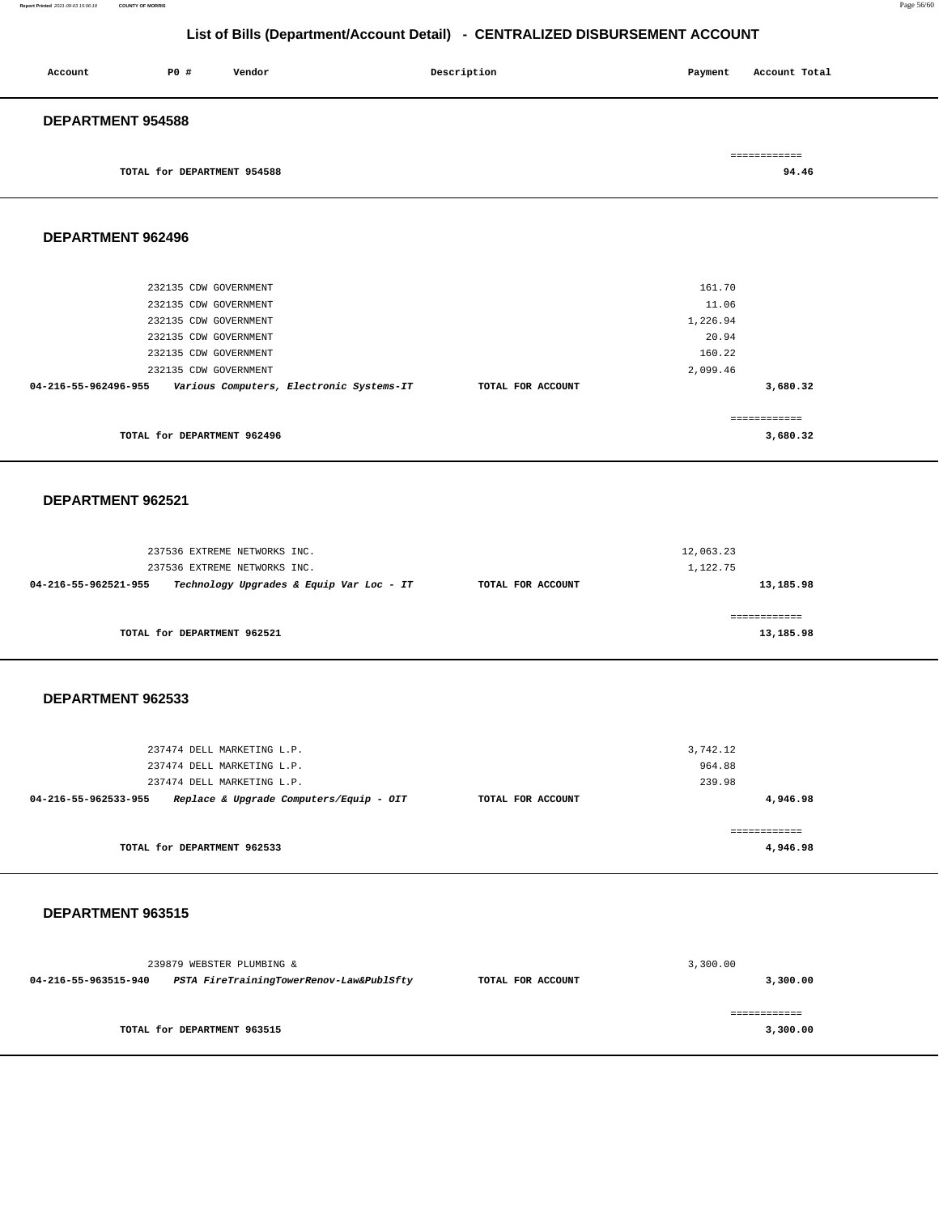## List of Bills (Department/Account Detail) - CENTRALIZED DISBURSEMENT ACCOUNT

| Account | PO # | Vendor | Description | Payment | Account Total |
|---|---|---|---|---|---|

### DEPARTMENT 954588

| | | | | | |
|---|---|---|---|---|---|
| | TOTAL for DEPARTMENT 954588 | | | | ============ 94.46 |

### DEPARTMENT 962496

| Account | PO # | Vendor | Description | Payment | Account Total |
|---|---|---|---|---|---|
| | 232135 | CDW GOVERNMENT | | 161.70 | |
| | 232135 | CDW GOVERNMENT | | 11.06 | |
| | 232135 | CDW GOVERNMENT | | 1,226.94 | |
| | 232135 | CDW GOVERNMENT | | 20.94 | |
| | 232135 | CDW GOVERNMENT | | 160.22 | |
| | 232135 | CDW GOVERNMENT | | 2,099.46 | |
| 04-216-55-962496-955 | *Various Computers, Electronic Systems-IT* | | TOTAL FOR ACCOUNT | | 3,680.32 |
| | TOTAL for DEPARTMENT 962496 | | | | ============ 3,680.32 |

### DEPARTMENT 962521

| Account | PO # | Vendor | Description | Payment | Account Total |
|---|---|---|---|---|---|
| | 237536 | EXTREME NETWORKS INC. | | 12,063.23 | |
| | 237536 | EXTREME NETWORKS INC. | | 1,122.75 | |
| 04-216-55-962521-955 | *Technology Upgrades & Equip Var Loc - IT* | | TOTAL FOR ACCOUNT | | 13,185.98 |
| | TOTAL for DEPARTMENT 962521 | | | | ============ 13,185.98 |

### DEPARTMENT 962533

| Account | PO # | Vendor | Description | Payment | Account Total |
|---|---|---|---|---|---|
| | 237474 | DELL MARKETING L.P. | | 3,742.12 | |
| | 237474 | DELL MARKETING L.P. | | 964.88 | |
| | 237474 | DELL MARKETING L.P. | | 239.98 | |
| 04-216-55-962533-955 | *Replace & Upgrade Computers/Equip - OIT* | | TOTAL FOR ACCOUNT | | 4,946.98 |
| | TOTAL for DEPARTMENT 962533 | | | | ============ 4,946.98 |

### DEPARTMENT 963515

| Account | PO # | Vendor | Description | Payment | Account Total |
|---|---|---|---|---|---|
| | 239879 | WEBSTER PLUMBING & | | 3,300.00 | |
| 04-216-55-963515-940 | *PSTA FireTrainingTowerRenov-Law&PublSfty* | | TOTAL FOR ACCOUNT | | 3,300.00 |
| | TOTAL for DEPARTMENT 963515 | | | | ============ 3,300.00 |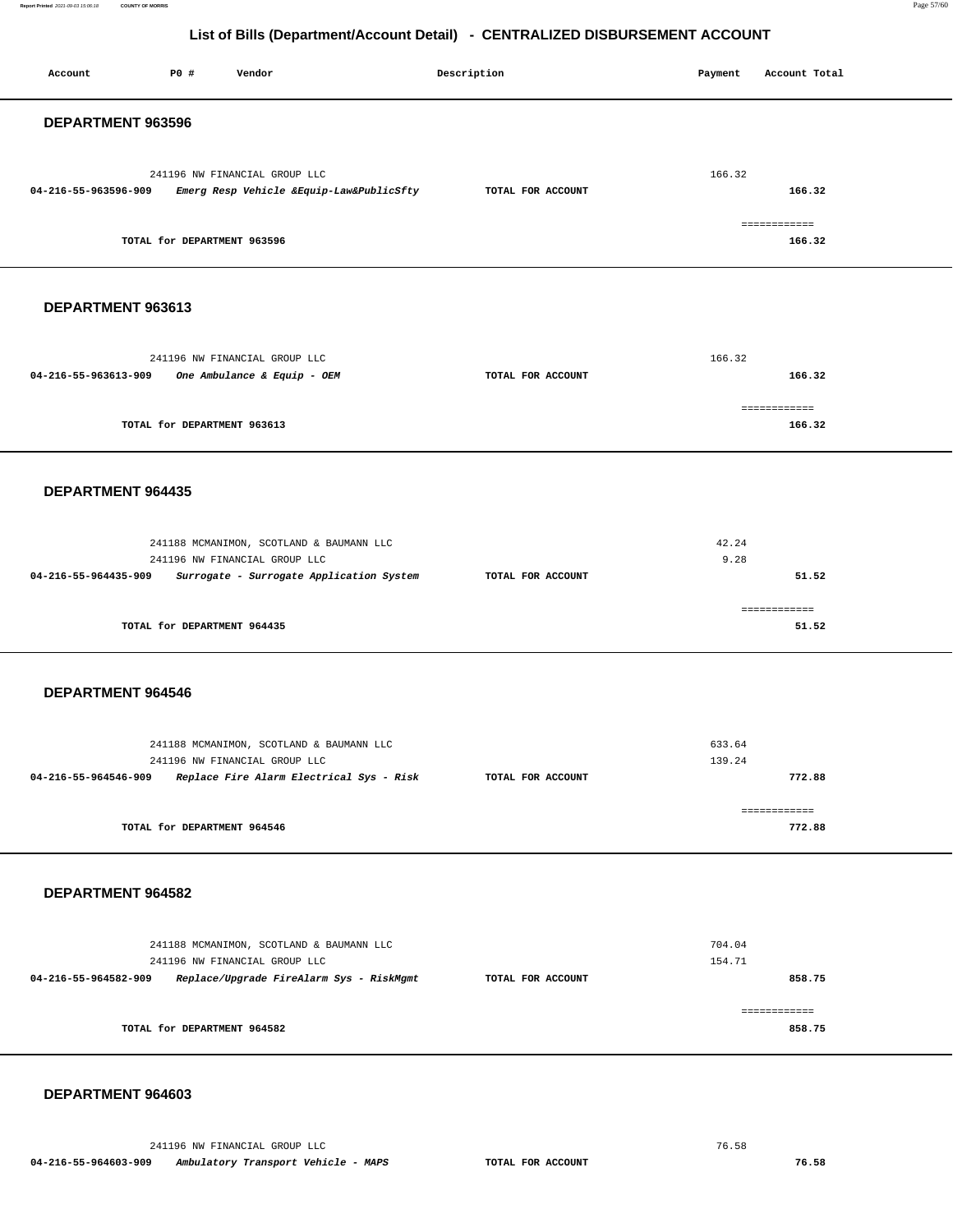# List of Bills (Department/Account Detail) - CENTRALIZED DISBURSEMENT ACCOUNT

| Account | PO # | Vendor | Description | Payment | Account Total |
|---|---|---|---|---|---|

## DEPARTMENT 963596

| Account | PO # | Vendor | Description | Payment | Account Total |
|---|---|---|---|---|---|
| | 241196 | NW FINANCIAL GROUP LLC | | 166.32 | |
| **04-216-55-963596-909** | | ***Emerg Resp Vehicle &Equip-Law&PublicSfty*** | **TOTAL FOR ACCOUNT** | | **166.32** |
| | | | | | ============ |
| | | **TOTAL for DEPARTMENT 963596** | | | **166.32** |

## DEPARTMENT 963613

| Account | PO # | Vendor | Description | Payment | Account Total |
|---|---|---|---|---|---|
| | 241196 | NW FINANCIAL GROUP LLC | | 166.32 | |
| **04-216-55-963613-909** | | ***One Ambulance & Equip - OEM*** | **TOTAL FOR ACCOUNT** | | **166.32** |
| | | | | | ============ |
| | | **TOTAL for DEPARTMENT 963613** | | | **166.32** |

## DEPARTMENT 964435

| Account | PO # | Vendor | Description | Payment | Account Total |
|---|---|---|---|---|---|
| | 241188 | MCMANIMON, SCOTLAND & BAUMANN LLC | | 42.24 | |
| | 241196 | NW FINANCIAL GROUP LLC | | 9.28 | |
| **04-216-55-964435-909** | | ***Surrogate - Surrogate Application System*** | **TOTAL FOR ACCOUNT** | | **51.52** |
| | | | | | ============ |
| | | **TOTAL for DEPARTMENT 964435** | | | **51.52** |

## DEPARTMENT 964546

| Account | PO # | Vendor | Description | Payment | Account Total |
|---|---|---|---|---|---|
| | 241188 | MCMANIMON, SCOTLAND & BAUMANN LLC | | 633.64 | |
| | 241196 | NW FINANCIAL GROUP LLC | | 139.24 | |
| **04-216-55-964546-909** | | ***Replace Fire Alarm Electrical Sys - Risk*** | **TOTAL FOR ACCOUNT** | | **772.88** |
| | | | | | ============ |
| | | **TOTAL for DEPARTMENT 964546** | | | **772.88** |

## DEPARTMENT 964582

| Account | PO # | Vendor | Description | Payment | Account Total |
|---|---|---|---|---|---|
| | 241188 | MCMANIMON, SCOTLAND & BAUMANN LLC | | 704.04 | |
| | 241196 | NW FINANCIAL GROUP LLC | | 154.71 | |
| **04-216-55-964582-909** | | ***Replace/Upgrade FireAlarm Sys - RiskMgmt*** | **TOTAL FOR ACCOUNT** | | **858.75** |
| | | | | | ============ |
| | | **TOTAL for DEPARTMENT 964582** | | | **858.75** |

## DEPARTMENT 964603

| Account | PO # | Vendor | Description | Payment | Account Total |
|---|---|---|---|---|---|
| | 241196 | NW FINANCIAL GROUP LLC | | 76.58 | |
| **04-216-55-964603-909** | | ***Ambulatory Transport Vehicle - MAPS*** | **TOTAL FOR ACCOUNT** | | **76.58** |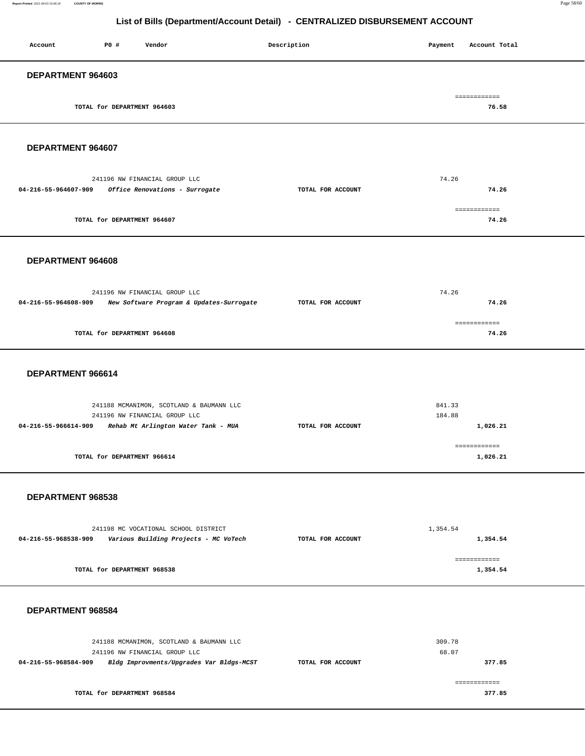## List of Bills (Department/Account Detail) - CENTRALIZED DISBURSEMENT ACCOUNT

| Account | PO # | Vendor | Description | Payment | Account Total |
|---|---|---|---|---|---|

### DEPARTMENT 964603

| | | |
|---|---|---|
| TOTAL for DEPARTMENT 964603 | | ============ 76.58 |

### DEPARTMENT 964607

| Account | PO # / Vendor | Description | Payment | Account Total |
|---|---|---|---|---|
| | 241196 NW FINANCIAL GROUP LLC | | 74.26 | |
| 04-216-55-964607-909 | *Office Renovations - Surrogate* | TOTAL FOR ACCOUNT | | 74.26 |
| | TOTAL for DEPARTMENT 964607 | | | ============ 74.26 |

### DEPARTMENT 964608

| Account | PO # / Vendor | Description | Payment | Account Total |
|---|---|---|---|---|
| | 241196 NW FINANCIAL GROUP LLC | | 74.26 | |
| 04-216-55-964608-909 | *New Software Program & Updates-Surrogate* | TOTAL FOR ACCOUNT | | 74.26 |
| | TOTAL for DEPARTMENT 964608 | | | ============ 74.26 |

### DEPARTMENT 966614

| Account | PO # / Vendor | Description | Payment | Account Total |
|---|---|---|---|---|
| | 241188 MCMANIMON, SCOTLAND & BAUMANN LLC | | 841.33 | |
| | 241196 NW FINANCIAL GROUP LLC | | 184.88 | |
| 04-216-55-966614-909 | *Rehab Mt Arlington Water Tank - MUA* | TOTAL FOR ACCOUNT | | 1,026.21 |
| | TOTAL for DEPARTMENT 966614 | | | ============ 1,026.21 |

### DEPARTMENT 968538

| Account | PO # / Vendor | Description | Payment | Account Total |
|---|---|---|---|---|
| | 241198 MC VOCATIONAL SCHOOL DISTRICT | | 1,354.54 | |
| 04-216-55-968538-909 | *Various Building Projects - MC VoTech* | TOTAL FOR ACCOUNT | | 1,354.54 |
| | TOTAL for DEPARTMENT 968538 | | | ============ 1,354.54 |

### DEPARTMENT 968584

| Account | PO # / Vendor | Description | Payment | Account Total |
|---|---|---|---|---|
| | 241188 MCMANIMON, SCOTLAND & BAUMANN LLC | | 309.78 | |
| | 241196 NW FINANCIAL GROUP LLC | | 68.07 | |
| 04-216-55-968584-909 | *Bldg Improvments/Upgrades Var Bldgs-MCST* | TOTAL FOR ACCOUNT | | 377.85 |
| | TOTAL for DEPARTMENT 968584 | | | ============ 377.85 |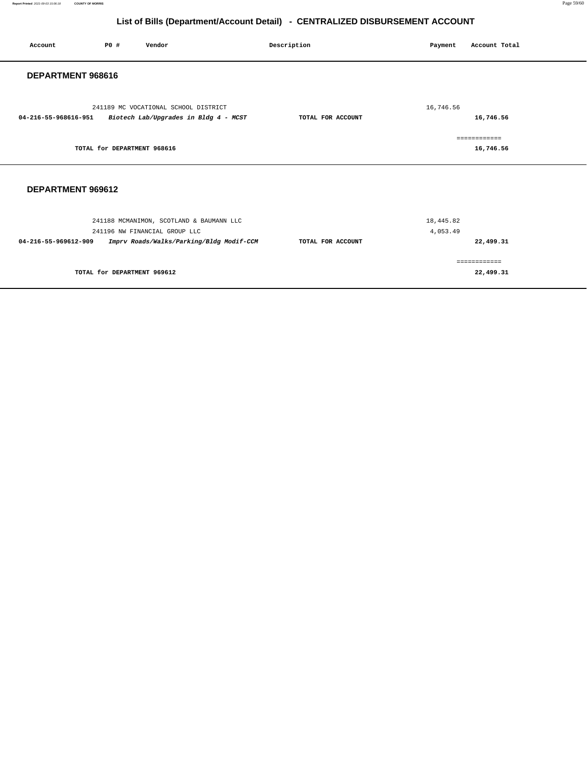# List of Bills (Department/Account Detail) - CENTRALIZED DISBURSEMENT ACCOUNT

| Account | PO # | Vendor | Description | Payment | Account Total |
|---|---|---|---|---|---|

## DEPARTMENT 968616

| Account | PO # | Vendor | Description | Payment | Account Total |
|---|---|---|---|---|---|
| | 241189 | MC VOCATIONAL SCHOOL DISTRICT | | 16,746.56 | |
| **04-216-55-968616-951** | | ***Biotech Lab/Upgrades in Bldg 4 - MCST*** | **TOTAL FOR ACCOUNT** | | **16,746.56** |
| | | | | | ============ |
| | **TOTAL for DEPARTMENT 968616** | | | | **16,746.56** |

## DEPARTMENT 969612

| Account | PO # | Vendor | Description | Payment | Account Total |
|---|---|---|---|---|---|
| | 241188 | MCMANIMON, SCOTLAND & BAUMANN LLC | | 18,445.82 | |
| | 241196 | NW FINANCIAL GROUP LLC | | 4,053.49 | |
| **04-216-55-969612-909** | | ***Imprv Roads/Walks/Parking/Bldg Modif-CCM*** | **TOTAL FOR ACCOUNT** | | **22,499.31** |
| | | | | | ============ |
| | **TOTAL for DEPARTMENT 969612** | | | | **22,499.31** |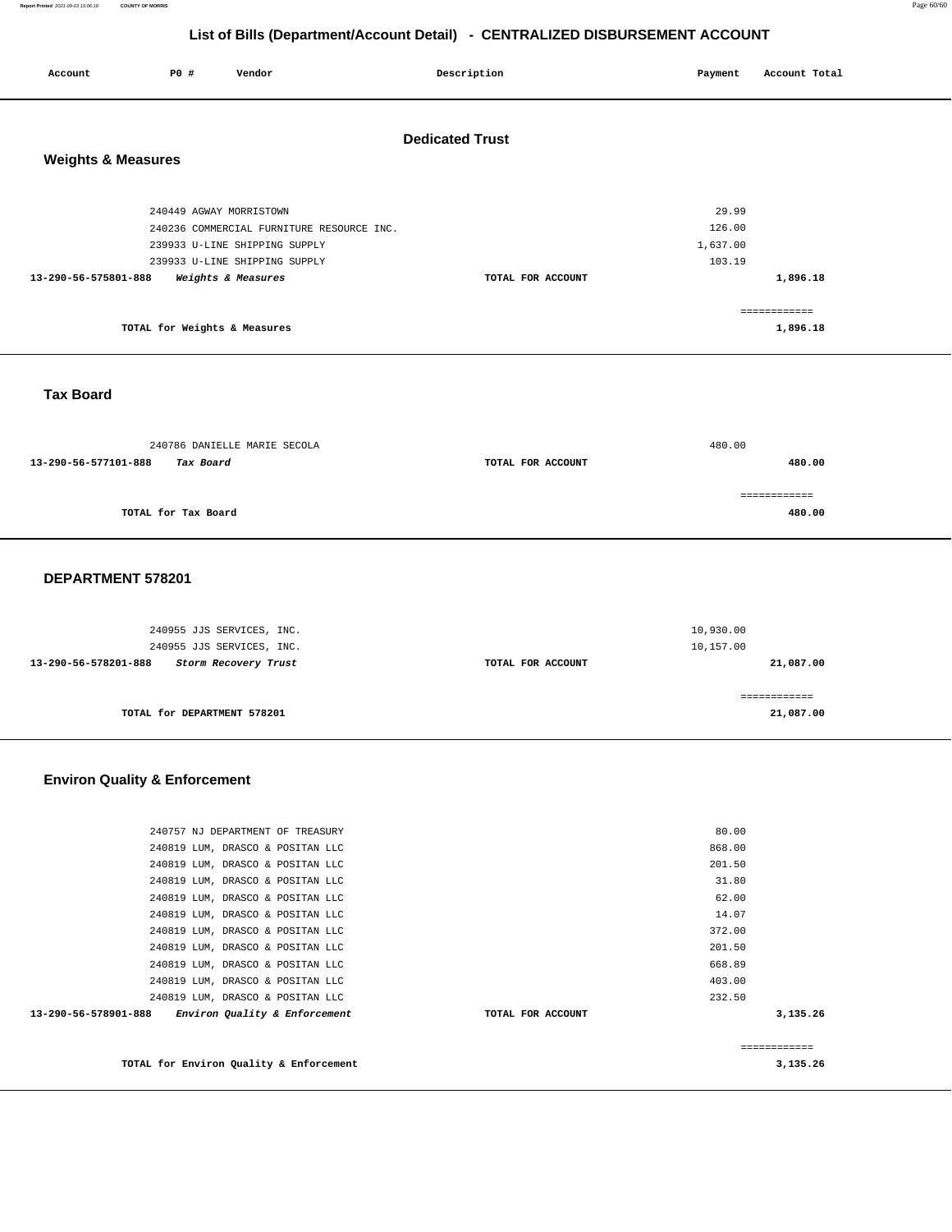# List of Bills (Department/Account Detail) - CENTRALIZED DISBURSEMENT ACCOUNT

| Account | PO # | Vendor | Description | Payment | Account Total |
|---|---|---|---|---|---|

## Dedicated Trust

### Weights & Measures

| Account | PO # | Vendor | Description | Payment | Account Total |
|---|---|---|---|---|---|
| | 240449 | AGWAY MORRISTOWN | | 29.99 | |
| | 240236 | COMMERCIAL FURNITURE RESOURCE INC. | | 126.00 | |
| | 239933 | U-LINE SHIPPING SUPPLY | | 1,637.00 | |
| | 239933 | U-LINE SHIPPING SUPPLY | | 103.19 | |
| **13-290-56-575801-888** | | ***Weights & Measures*** | **TOTAL FOR ACCOUNT** | | **1,896.18** |

**TOTAL for Weights & Measures** **1,896.18**

### Tax Board

| Account | PO # | Vendor | Description | Payment | Account Total |
|---|---|---|---|---|---|
| | 240786 | DANIELLE MARIE SECOLA | | 480.00 | |
| **13-290-56-577101-888** | | ***Tax Board*** | **TOTAL FOR ACCOUNT** | | **480.00** |

**TOTAL for Tax Board** **480.00**

### DEPARTMENT 578201

| Account | PO # | Vendor | Description | Payment | Account Total |
|---|---|---|---|---|---|
| | 240955 | JJS SERVICES, INC. | | 10,930.00 | |
| | 240955 | JJS SERVICES, INC. | | 10,157.00 | |
| **13-290-56-578201-888** | | ***Storm Recovery Trust*** | **TOTAL FOR ACCOUNT** | | **21,087.00** |

**TOTAL for DEPARTMENT 578201** **21,087.00**

### Environ Quality & Enforcement

| Account | PO # | Vendor | Description | Payment | Account Total |
|---|---|---|---|---|---|
| | 240757 | NJ DEPARTMENT OF TREASURY | | 80.00 | |
| | 240819 | LUM, DRASCO & POSITAN LLC | | 868.00 | |
| | 240819 | LUM, DRASCO & POSITAN LLC | | 201.50 | |
| | 240819 | LUM, DRASCO & POSITAN LLC | | 31.80 | |
| | 240819 | LUM, DRASCO & POSITAN LLC | | 62.00 | |
| | 240819 | LUM, DRASCO & POSITAN LLC | | 14.07 | |
| | 240819 | LUM, DRASCO & POSITAN LLC | | 372.00 | |
| | 240819 | LUM, DRASCO & POSITAN LLC | | 201.50 | |
| | 240819 | LUM, DRASCO & POSITAN LLC | | 668.89 | |
| | 240819 | LUM, DRASCO & POSITAN LLC | | 403.00 | |
| | 240819 | LUM, DRASCO & POSITAN LLC | | 232.50 | |
| **13-290-56-578901-888** | | ***Environ Quality & Enforcement*** | **TOTAL FOR ACCOUNT** | | **3,135.26** |

**TOTAL for Environ Quality & Enforcement** **3,135.26**